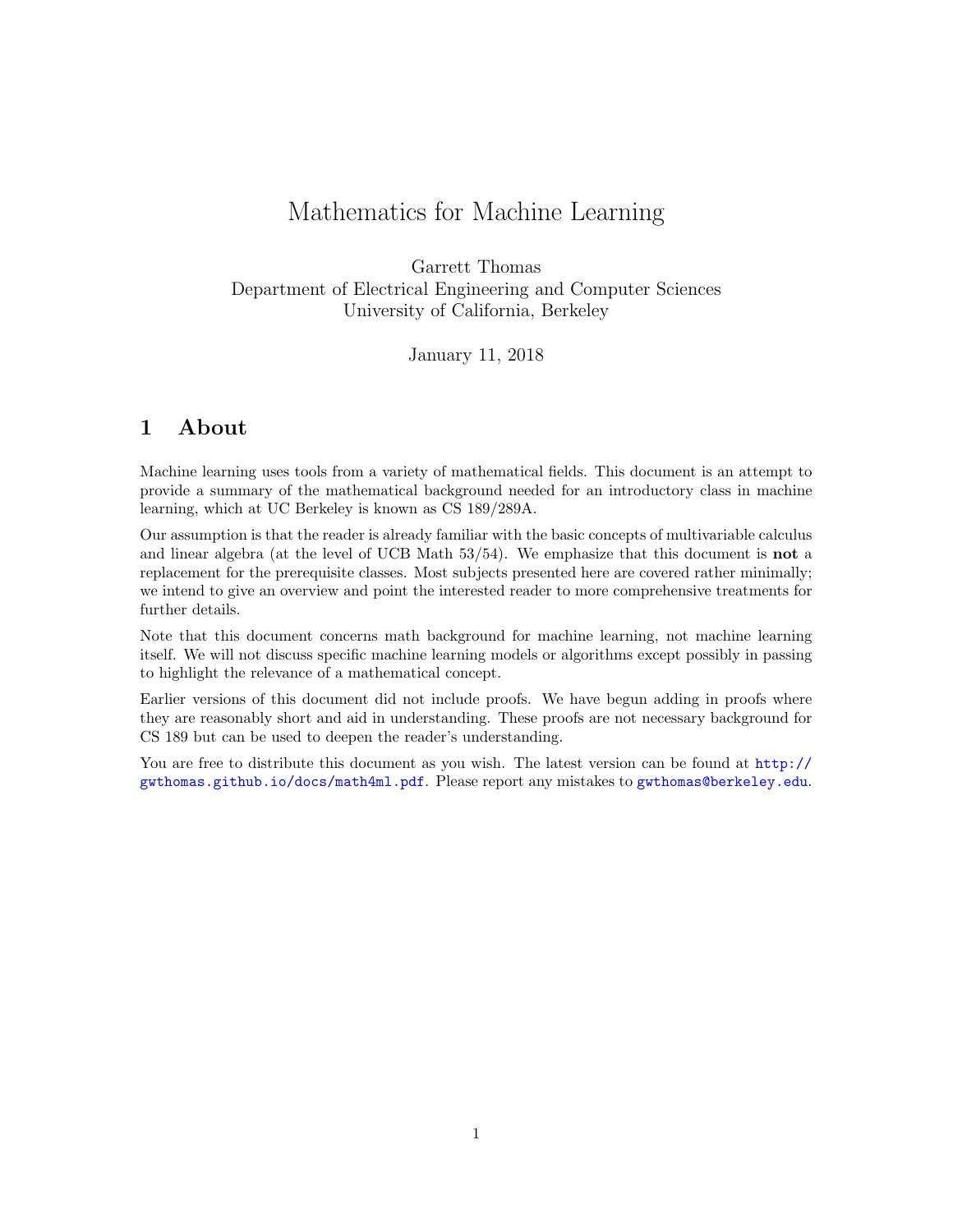# Mathematics for Machine Learning

Garrett Thomas
Department of Electrical Engineering and Computer Sciences
University of California, Berkeley

January 11, 2018

## 1 About

Machine learning uses tools from a variety of mathematical fields. This document is an attempt to provide a summary of the mathematical background needed for an introductory class in machine learning, which at UC Berkeley is known as CS 189/289A.

Our assumption is that the reader is already familiar with the basic concepts of multivariable calculus and linear algebra (at the level of UCB Math 53/54). We emphasize that this document is **not** a replacement for the prerequisite classes. Most subjects presented here are covered rather minimally; we intend to give an overview and point the interested reader to more comprehensive treatments for further details.

Note that this document concerns math background for machine learning, not machine learning itself. We will not discuss specific machine learning models or algorithms except possibly in passing to highlight the relevance of a mathematical concept.

Earlier versions of this document did not include proofs. We have begun adding in proofs where they are reasonably short and aid in understanding. These proofs are not necessary background for CS 189 but can be used to deepen the reader's understanding.

You are free to distribute this document as you wish. The latest version can be found at http://gwthomas.github.io/docs/math4ml.pdf. Please report any mistakes to gwthomas@berkeley.edu.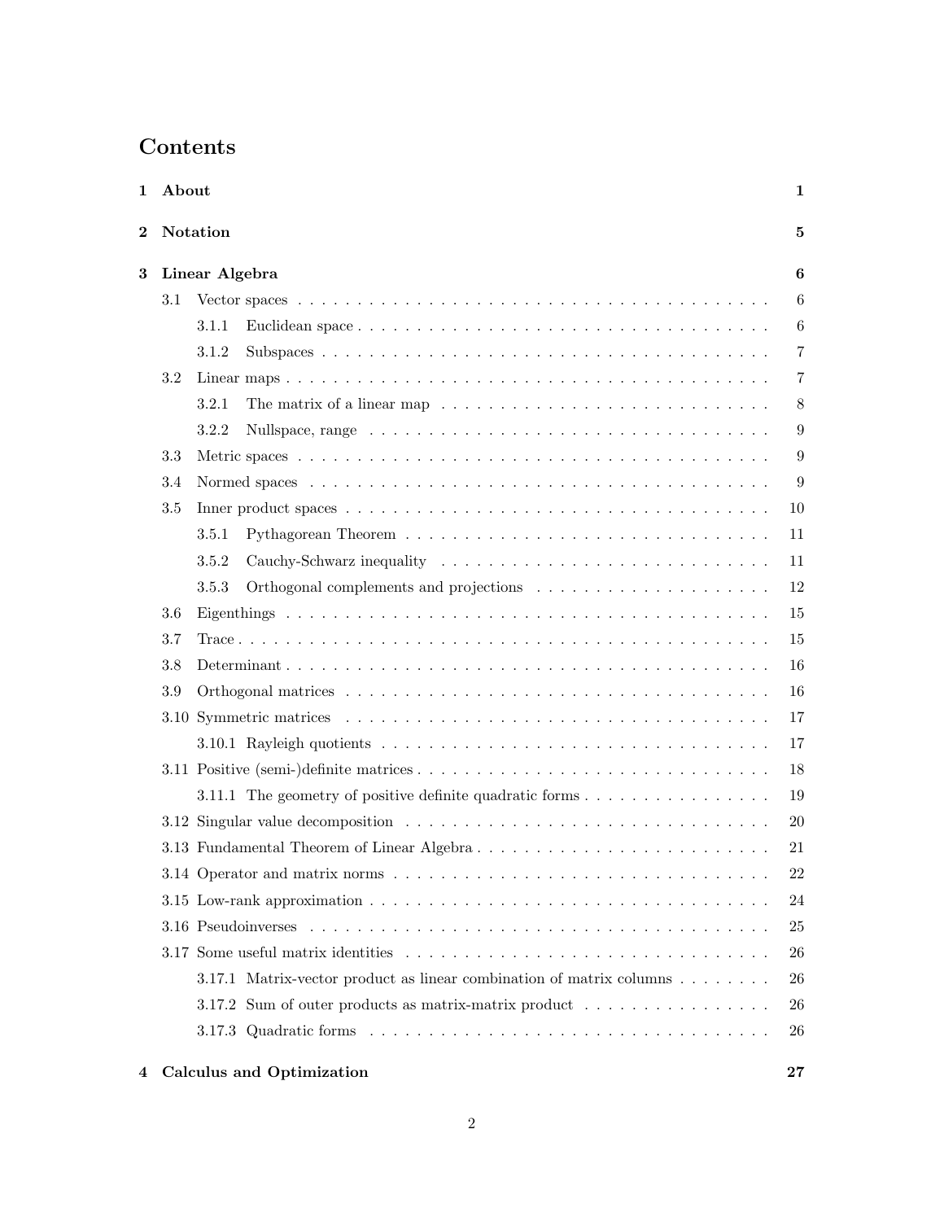# Contents

**1 About** **1**

**2 Notation** **5**

**3 Linear Algebra** **6**

- 3.1 Vector spaces . . . 6
  - 3.1.1 Euclidean space . . . 6
  - 3.1.2 Subspaces . . . 7
- 3.2 Linear maps . . . 7
  - 3.2.1 The matrix of a linear map . . . 8
  - 3.2.2 Nullspace, range . . . 9
- 3.3 Metric spaces . . . 9
- 3.4 Normed spaces . . . 9
- 3.5 Inner product spaces . . . 10
  - 3.5.1 Pythagorean Theorem . . . 11
  - 3.5.2 Cauchy-Schwarz inequality . . . 11
  - 3.5.3 Orthogonal complements and projections . . . 12
- 3.6 Eigenthings . . . 15
- 3.7 Trace . . . 15
- 3.8 Determinant . . . 16
- 3.9 Orthogonal matrices . . . 16
- 3.10 Symmetric matrices . . . 17
  - 3.10.1 Rayleigh quotients . . . 17
- 3.11 Positive (semi-)definite matrices . . . 18
  - 3.11.1 The geometry of positive definite quadratic forms . . . 19
- 3.12 Singular value decomposition . . . 20
- 3.13 Fundamental Theorem of Linear Algebra . . . 21
- 3.14 Operator and matrix norms . . . 22
- 3.15 Low-rank approximation . . . 24
- 3.16 Pseudoinverses . . . 25
- 3.17 Some useful matrix identities . . . 26
  - 3.17.1 Matrix-vector product as linear combination of matrix columns . . . 26
  - 3.17.2 Sum of outer products as matrix-matrix product . . . 26
  - 3.17.3 Quadratic forms . . . 26

**4 Calculus and Optimization** **27**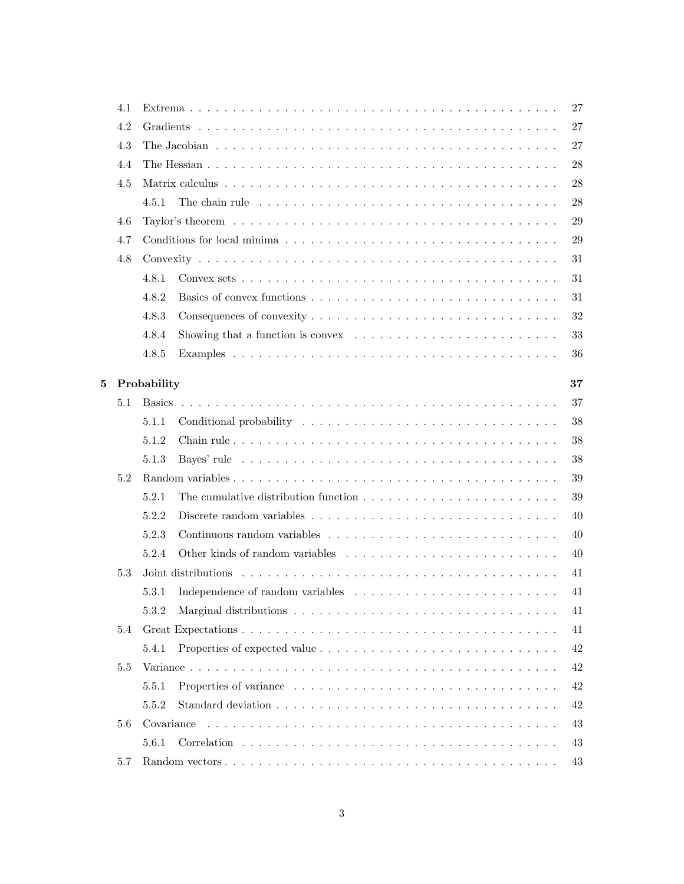- 4.1 Extrema . . . . . . . . . . . . . . . . . . . . . . . . . . . . . . . . . . . . . . . . 27
- 4.2 Gradients . . . . . . . . . . . . . . . . . . . . . . . . . . . . . . . . . . . . . . . 27
- 4.3 The Jacobian . . . . . . . . . . . . . . . . . . . . . . . . . . . . . . . . . . . . . 27
- 4.4 The Hessian . . . . . . . . . . . . . . . . . . . . . . . . . . . . . . . . . . . . . . 28
- 4.5 Matrix calculus . . . . . . . . . . . . . . . . . . . . . . . . . . . . . . . . . . . . 28
  - 4.5.1 The chain rule . . . . . . . . . . . . . . . . . . . . . . . . . . . . . . . . 28
- 4.6 Taylor's theorem . . . . . . . . . . . . . . . . . . . . . . . . . . . . . . . . . . . 29
- 4.7 Conditions for local minima . . . . . . . . . . . . . . . . . . . . . . . . . . . . . 29
- 4.8 Convexity . . . . . . . . . . . . . . . . . . . . . . . . . . . . . . . . . . . . . . . 31
  - 4.8.1 Convex sets . . . . . . . . . . . . . . . . . . . . . . . . . . . . . . . . . . 31
  - 4.8.2 Basics of convex functions . . . . . . . . . . . . . . . . . . . . . . . . . . 31
  - 4.8.3 Consequences of convexity . . . . . . . . . . . . . . . . . . . . . . . . . . 32
  - 4.8.4 Showing that a function is convex . . . . . . . . . . . . . . . . . . . . . . 33
  - 4.8.5 Examples . . . . . . . . . . . . . . . . . . . . . . . . . . . . . . . . . . . 36

**5 Probability** **37**

- 5.1 Basics . . . . . . . . . . . . . . . . . . . . . . . . . . . . . . . . . . . . . . . . 37
  - 5.1.1 Conditional probability . . . . . . . . . . . . . . . . . . . . . . . . . . . . 38
  - 5.1.2 Chain rule . . . . . . . . . . . . . . . . . . . . . . . . . . . . . . . . . . . 38
  - 5.1.3 Bayes' rule . . . . . . . . . . . . . . . . . . . . . . . . . . . . . . . . . . 38
- 5.2 Random variables . . . . . . . . . . . . . . . . . . . . . . . . . . . . . . . . . . . 39
  - 5.2.1 The cumulative distribution function . . . . . . . . . . . . . . . . . . . . . 39
  - 5.2.2 Discrete random variables . . . . . . . . . . . . . . . . . . . . . . . . . . . 40
  - 5.2.3 Continuous random variables . . . . . . . . . . . . . . . . . . . . . . . . . 40
  - 5.2.4 Other kinds of random variables . . . . . . . . . . . . . . . . . . . . . . . 40
- 5.3 Joint distributions . . . . . . . . . . . . . . . . . . . . . . . . . . . . . . . . . . 41
  - 5.3.1 Independence of random variables . . . . . . . . . . . . . . . . . . . . . . 41
  - 5.3.2 Marginal distributions . . . . . . . . . . . . . . . . . . . . . . . . . . . . . 41
- 5.4 Great Expectations . . . . . . . . . . . . . . . . . . . . . . . . . . . . . . . . . . 41
  - 5.4.1 Properties of expected value . . . . . . . . . . . . . . . . . . . . . . . . . 42
- 5.5 Variance . . . . . . . . . . . . . . . . . . . . . . . . . . . . . . . . . . . . . . . 42
  - 5.5.1 Properties of variance . . . . . . . . . . . . . . . . . . . . . . . . . . . . . 42
  - 5.5.2 Standard deviation . . . . . . . . . . . . . . . . . . . . . . . . . . . . . . . 42
- 5.6 Covariance . . . . . . . . . . . . . . . . . . . . . . . . . . . . . . . . . . . . . . 43
  - 5.6.1 Correlation . . . . . . . . . . . . . . . . . . . . . . . . . . . . . . . . . . 43
- 5.7 Random vectors . . . . . . . . . . . . . . . . . . . . . . . . . . . . . . . . . . . . 43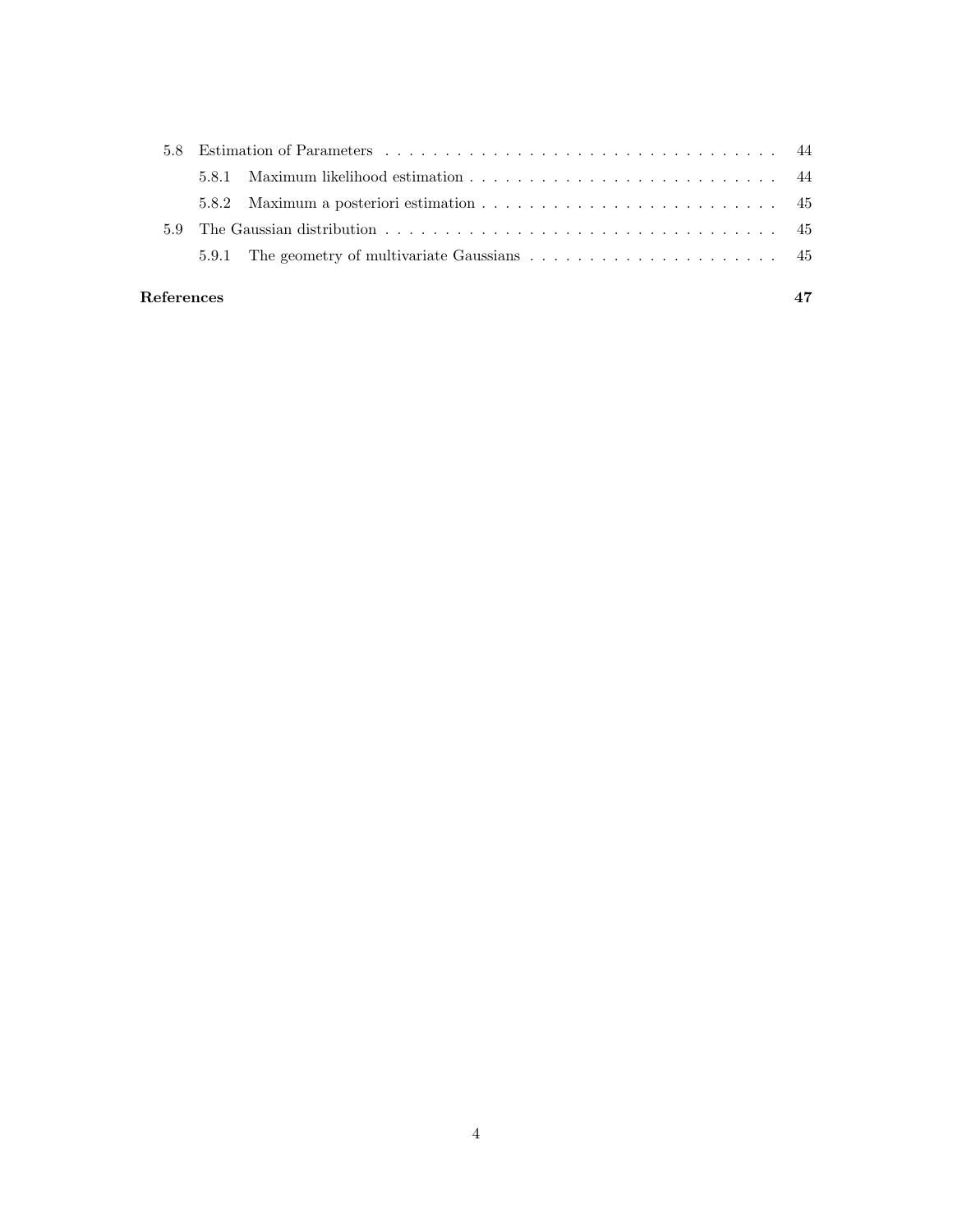5.8 Estimation of Parameters . . . . . . . . . . . . . . . . . . . . . . . . . . . . . . . . . . 44

  5.8.1 Maximum likelihood estimation . . . . . . . . . . . . . . . . . . . . . . . . . . 44

  5.8.2 Maximum a posteriori estimation . . . . . . . . . . . . . . . . . . . . . . . . . 45

5.9 The Gaussian distribution . . . . . . . . . . . . . . . . . . . . . . . . . . . . . . . . . 45

  5.9.1 The geometry of multivariate Gaussians . . . . . . . . . . . . . . . . . . . . . 45

**References** **47**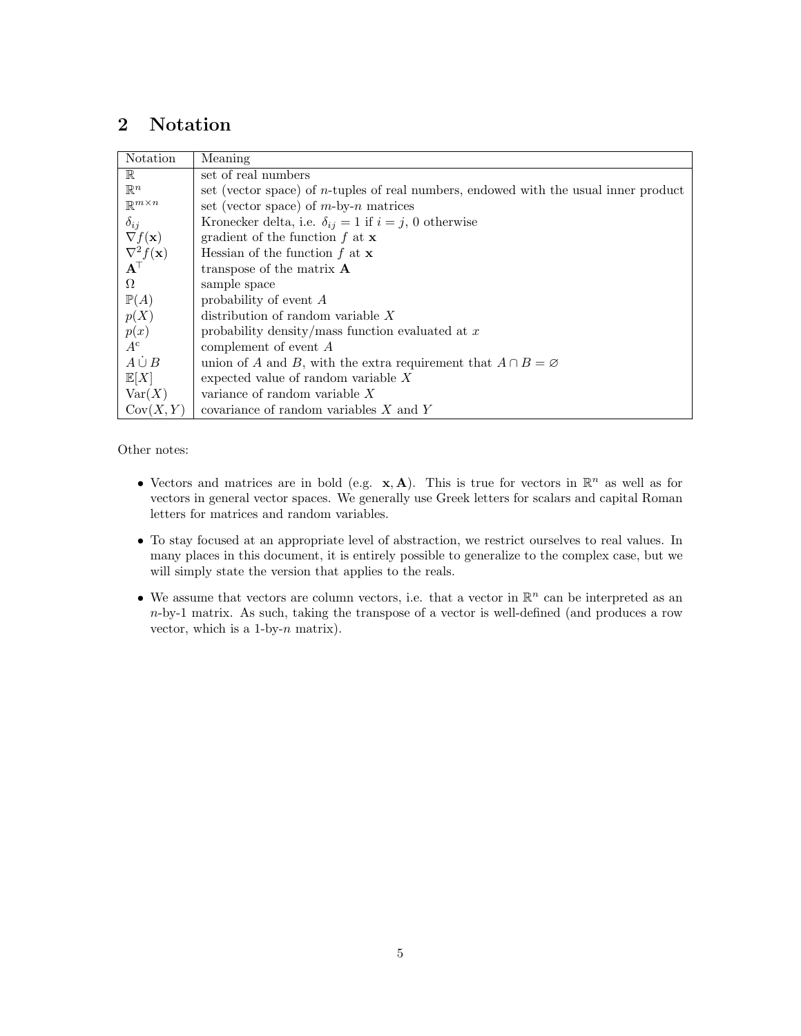## 2 Notation

| Notation | Meaning |
|---|---|
| $\mathbb{R}$ | set of real numbers |
| $\mathbb{R}^n$ | set (vector space) of $n$-tuples of real numbers, endowed with the usual inner product |
| $\mathbb{R}^{m \times n}$ | set (vector space) of $m$-by-$n$ matrices |
| $\delta_{ij}$ | Kronecker delta, i.e. $\delta_{ij} = 1$ if $i = j$, 0 otherwise |
| $\nabla f(\mathbf{x})$ | gradient of the function $f$ at $\mathbf{x}$ |
| $\nabla^2 f(\mathbf{x})$ | Hessian of the function $f$ at $\mathbf{x}$ |
| $\mathbf{A}^\top$ | transpose of the matrix $\mathbf{A}$ |
| $\Omega$ | sample space |
| $\mathbb{P}(A)$ | probability of event $A$ |
| $p(X)$ | distribution of random variable $X$ |
| $p(x)$ | probability density/mass function evaluated at $x$ |
| $A^\text{c}$ | complement of event $A$ |
| $A \,\dot{\cup}\, B$ | union of $A$ and $B$, with the extra requirement that $A \cap B = \varnothing$ |
| $\mathbb{E}[X]$ | expected value of random variable $X$ |
| $\operatorname{Var}(X)$ | variance of random variable $X$ |
| $\operatorname{Cov}(X, Y)$ | covariance of random variables $X$ and $Y$ |

Other notes:

- Vectors and matrices are in bold (e.g. $\mathbf{x}, \mathbf{A}$). This is true for vectors in $\mathbb{R}^n$ as well as for vectors in general vector spaces. We generally use Greek letters for scalars and capital Roman letters for matrices and random variables.
- To stay focused at an appropriate level of abstraction, we restrict ourselves to real values. In many places in this document, it is entirely possible to generalize to the complex case, but we will simply state the version that applies to the reals.
- We assume that vectors are column vectors, i.e. that a vector in $\mathbb{R}^n$ can be interpreted as an $n$-by-1 matrix. As such, taking the transpose of a vector is well-defined (and produces a row vector, which is a 1-by-$n$ matrix).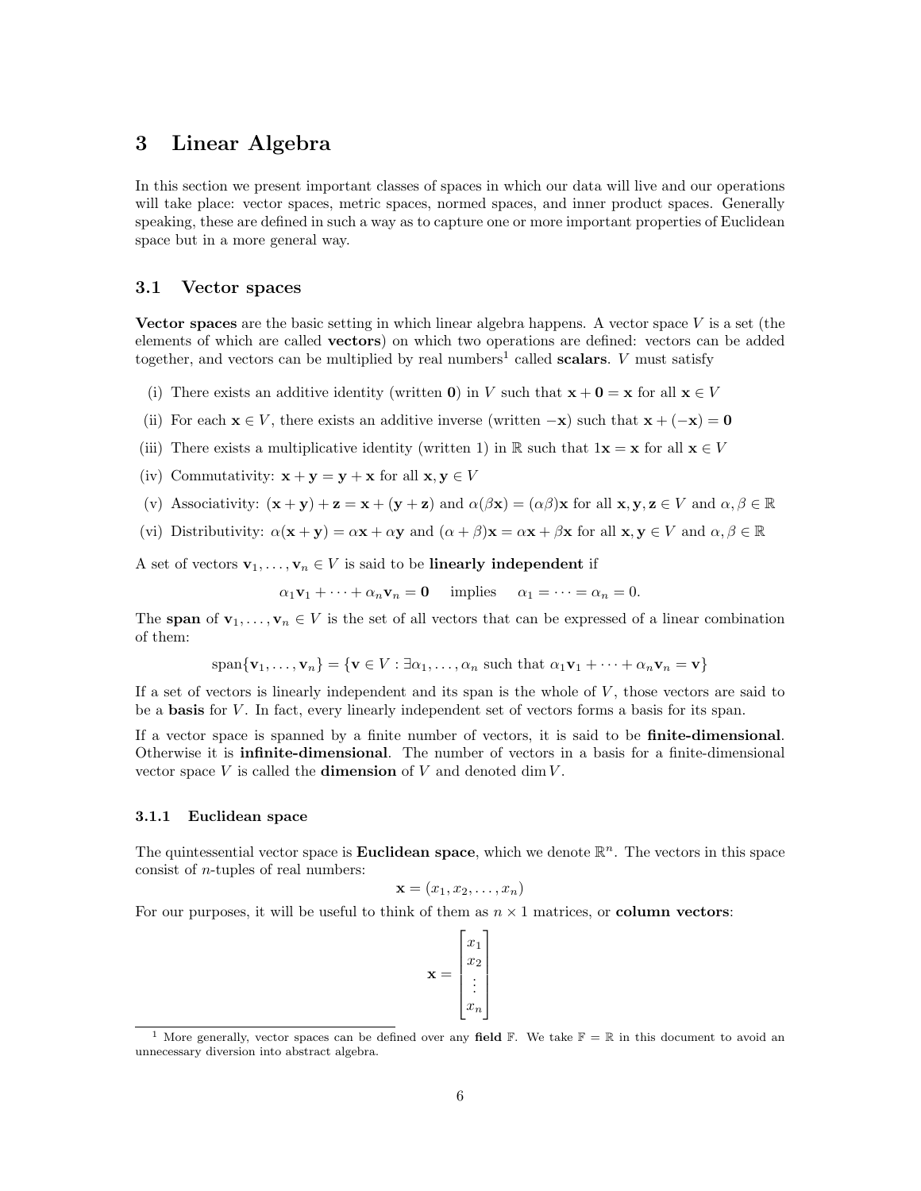# 3 Linear Algebra

In this section we present important classes of spaces in which our data will live and our operations will take place: vector spaces, metric spaces, normed spaces, and inner product spaces. Generally speaking, these are defined in such a way as to capture one or more important properties of Euclidean space but in a more general way.

## 3.1 Vector spaces

**Vector spaces** are the basic setting in which linear algebra happens. A vector space $V$ is a set (the elements of which are called **vectors**) on which two operations are defined: vectors can be added together, and vectors can be multiplied by real numbers[1] called **scalars**. $V$ must satisfy

(i) There exists an additive identity (written $\mathbf{0}$) in $V$ such that $\mathbf{x} + \mathbf{0} = \mathbf{x}$ for all $\mathbf{x} \in V$

(ii) For each $\mathbf{x} \in V$, there exists an additive inverse (written $-\mathbf{x}$) such that $\mathbf{x} + (-\mathbf{x}) = \mathbf{0}$

(iii) There exists a multiplicative identity (written 1) in $\mathbb{R}$ such that $1\mathbf{x} = \mathbf{x}$ for all $\mathbf{x} \in V$

(iv) Commutativity: $\mathbf{x} + \mathbf{y} = \mathbf{y} + \mathbf{x}$ for all $\mathbf{x}, \mathbf{y} \in V$

(v) Associativity: $(\mathbf{x} + \mathbf{y}) + \mathbf{z} = \mathbf{x} + (\mathbf{y} + \mathbf{z})$ and $\alpha(\beta\mathbf{x}) = (\alpha\beta)\mathbf{x}$ for all $\mathbf{x}, \mathbf{y}, \mathbf{z} \in V$ and $\alpha, \beta \in \mathbb{R}$

(vi) Distributivity: $\alpha(\mathbf{x} + \mathbf{y}) = \alpha\mathbf{x} + \alpha\mathbf{y}$ and $(\alpha + \beta)\mathbf{x} = \alpha\mathbf{x} + \beta\mathbf{x}$ for all $\mathbf{x}, \mathbf{y} \in V$ and $\alpha, \beta \in \mathbb{R}$

A set of vectors $\mathbf{v}_1, \dots, \mathbf{v}_n \in V$ is said to be **linearly independent** if

$$\alpha_1\mathbf{v}_1 + \cdots + \alpha_n\mathbf{v}_n = \mathbf{0} \quad \text{implies} \quad \alpha_1 = \cdots = \alpha_n = 0.$$

The **span** of $\mathbf{v}_1, \dots, \mathbf{v}_n \in V$ is the set of all vectors that can be expressed of a linear combination of them:

$$\text{span}\{\mathbf{v}_1, \dots, \mathbf{v}_n\} = \{\mathbf{v} \in V : \exists \alpha_1, \dots, \alpha_n \text{ such that } \alpha_1\mathbf{v}_1 + \cdots + \alpha_n\mathbf{v}_n = \mathbf{v}\}$$

If a set of vectors is linearly independent and its span is the whole of $V$, those vectors are said to be a **basis** for $V$. In fact, every linearly independent set of vectors forms a basis for its span.

If a vector space is spanned by a finite number of vectors, it is said to be **finite-dimensional**. Otherwise it is **infinite-dimensional**. The number of vectors in a basis for a finite-dimensional vector space $V$ is called the **dimension** of $V$ and denoted $\dim V$.

### 3.1.1 Euclidean space

The quintessential vector space is **Euclidean space**, which we denote $\mathbb{R}^n$. The vectors in this space consist of $n$-tuples of real numbers:

$$\mathbf{x} = (x_1, x_2, \dots, x_n)$$

For our purposes, it will be useful to think of them as $n \times 1$ matrices, or **column vectors**:

$$\mathbf{x} = \begin{bmatrix} x_1 \\ x_2 \\ \vdots \\ x_n \end{bmatrix}$$

[1] More generally, vector spaces can be defined over any **field** $\mathbb{F}$. We take $\mathbb{F} = \mathbb{R}$ in this document to avoid an unnecessary diversion into abstract algebra.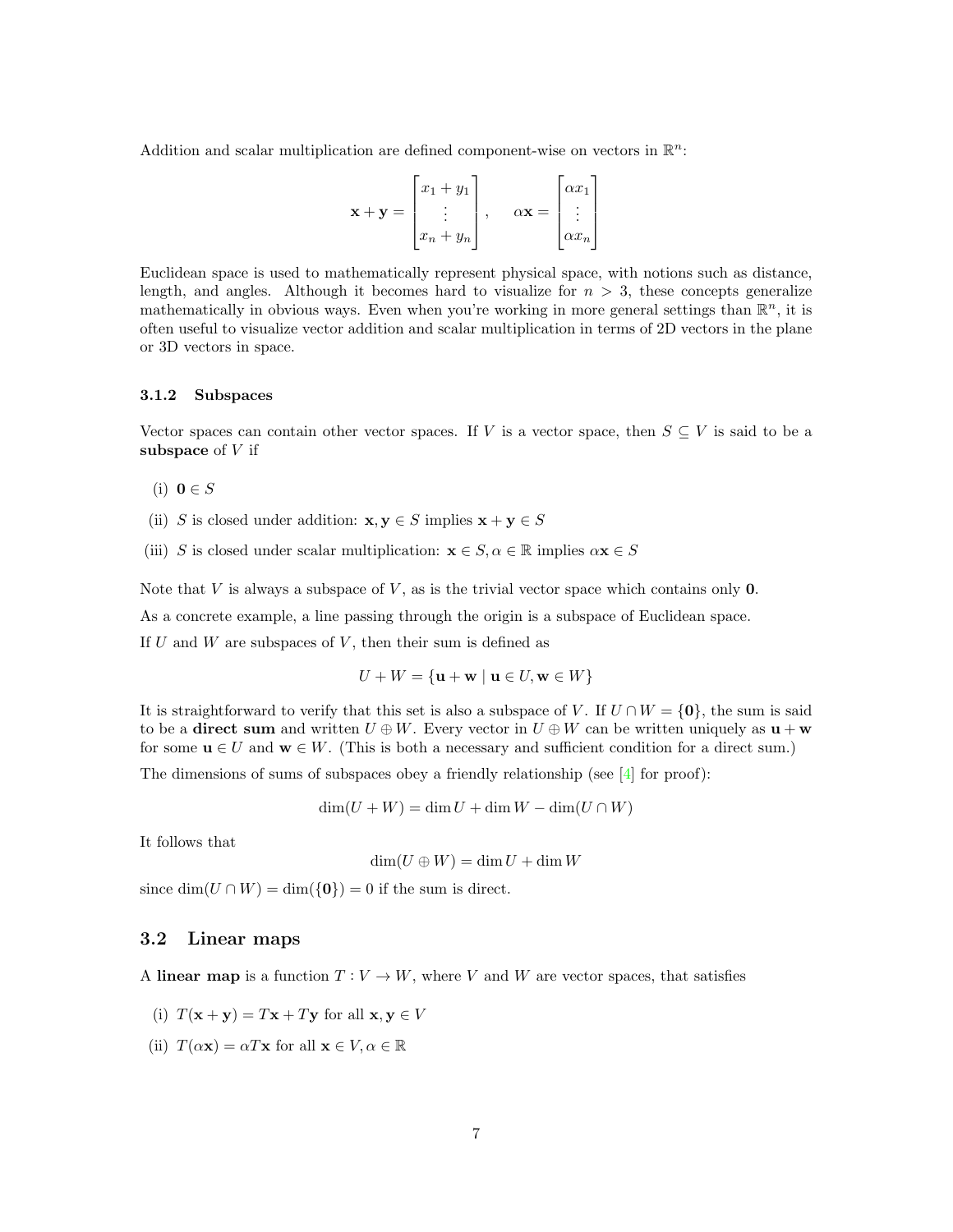Addition and scalar multiplication are defined component-wise on vectors in $\mathbb{R}^n$:

$$\mathbf{x} + \mathbf{y} = \begin{bmatrix} x_1 + y_1 \\ \vdots \\ x_n + y_n \end{bmatrix}, \qquad \alpha\mathbf{x} = \begin{bmatrix} \alpha x_1 \\ \vdots \\ \alpha x_n \end{bmatrix}$$

Euclidean space is used to mathematically represent physical space, with notions such as distance, length, and angles. Although it becomes hard to visualize for $n > 3$, these concepts generalize mathematically in obvious ways. Even when you're working in more general settings than $\mathbb{R}^n$, it is often useful to visualize vector addition and scalar multiplication in terms of 2D vectors in the plane or 3D vectors in space.

### 3.1.2 Subspaces

Vector spaces can contain other vector spaces. If $V$ is a vector space, then $S \subseteq V$ is said to be a **subspace** of $V$ if

(i) $\mathbf{0} \in S$

(ii) $S$ is closed under addition: $\mathbf{x}, \mathbf{y} \in S$ implies $\mathbf{x} + \mathbf{y} \in S$

(iii) $S$ is closed under scalar multiplication: $\mathbf{x} \in S, \alpha \in \mathbb{R}$ implies $\alpha\mathbf{x} \in S$

Note that $V$ is always a subspace of $V$, as is the trivial vector space which contains only $\mathbf{0}$.

As a concrete example, a line passing through the origin is a subspace of Euclidean space.

If $U$ and $W$ are subspaces of $V$, then their sum is defined as

$$U + W = \{\mathbf{u} + \mathbf{w} \mid \mathbf{u} \in U, \mathbf{w} \in W\}$$

It is straightforward to verify that this set is also a subspace of $V$. If $U \cap W = \{\mathbf{0}\}$, the sum is said to be a **direct sum** and written $U \oplus W$. Every vector in $U \oplus W$ can be written uniquely as $\mathbf{u} + \mathbf{w}$ for some $\mathbf{u} \in U$ and $\mathbf{w} \in W$. (This is both a necessary and sufficient condition for a direct sum.)

The dimensions of sums of subspaces obey a friendly relationship (see [4] for proof):

$$\dim(U + W) = \dim U + \dim W - \dim(U \cap W)$$

It follows that

$$\dim(U \oplus W) = \dim U + \dim W$$

since $\dim(U \cap W) = \dim(\{\mathbf{0}\}) = 0$ if the sum is direct.

## 3.2 Linear maps

A **linear map** is a function $T : V \to W$, where $V$ and $W$ are vector spaces, that satisfies

(i) $T(\mathbf{x} + \mathbf{y}) = T\mathbf{x} + T\mathbf{y}$ for all $\mathbf{x}, \mathbf{y} \in V$

(ii) $T(\alpha\mathbf{x}) = \alpha T\mathbf{x}$ for all $\mathbf{x} \in V, \alpha \in \mathbb{R}$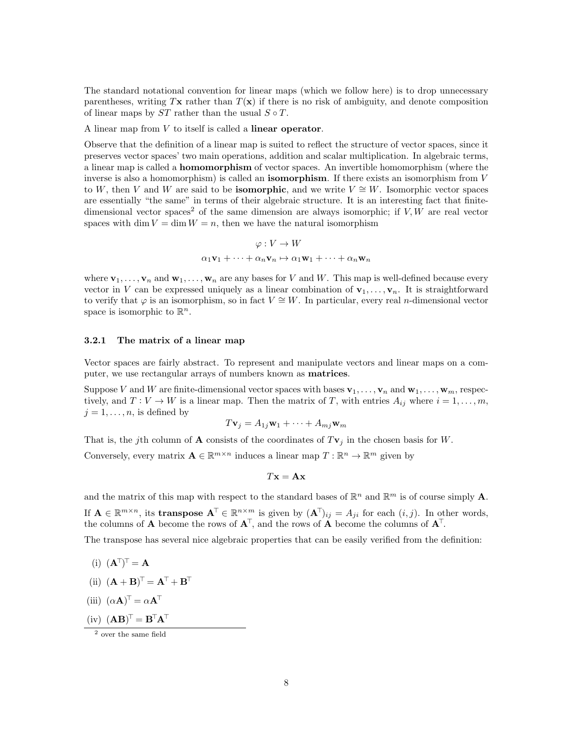The standard notational convention for linear maps (which we follow here) is to drop unnecessary parentheses, writing $T\mathbf{x}$ rather than $T(\mathbf{x})$ if there is no risk of ambiguity, and denote composition of linear maps by $ST$ rather than the usual $S \circ T$.

A linear map from $V$ to itself is called a **linear operator**.

Observe that the definition of a linear map is suited to reflect the structure of vector spaces, since it preserves vector spaces' two main operations, addition and scalar multiplication. In algebraic terms, a linear map is called a **homomorphism** of vector spaces. An invertible homomorphism (where the inverse is also a homomorphism) is called an **isomorphism**. If there exists an isomorphism from $V$ to $W$, then $V$ and $W$ are said to be **isomorphic**, and we write $V \cong W$. Isomorphic vector spaces are essentially "the same" in terms of their algebraic structure. It is an interesting fact that finite-dimensional vector spaces[2] of the same dimension are always isomorphic; if $V, W$ are real vector spaces with $\dim V = \dim W = n$, then we have the natural isomorphism

$$\varphi : V \to W$$
$$\alpha_1\mathbf{v}_1 + \cdots + \alpha_n\mathbf{v}_n \mapsto \alpha_1\mathbf{w}_1 + \cdots + \alpha_n\mathbf{w}_n$$

where $\mathbf{v}_1, \dots, \mathbf{v}_n$ and $\mathbf{w}_1, \dots, \mathbf{w}_n$ are any bases for $V$ and $W$. This map is well-defined because every vector in $V$ can be expressed uniquely as a linear combination of $\mathbf{v}_1, \dots, \mathbf{v}_n$. It is straightforward to verify that $\varphi$ is an isomorphism, so in fact $V \cong W$. In particular, every real $n$-dimensional vector space is isomorphic to $\mathbb{R}^n$.

### 3.2.1 The matrix of a linear map

Vector spaces are fairly abstract. To represent and manipulate vectors and linear maps on a computer, we use rectangular arrays of numbers known as **matrices**.

Suppose $V$ and $W$ are finite-dimensional vector spaces with bases $\mathbf{v}_1, \dots, \mathbf{v}_n$ and $\mathbf{w}_1, \dots, \mathbf{w}_m$, respectively, and $T : V \to W$ is a linear map. Then the matrix of $T$, with entries $A_{ij}$ where $i = 1, \dots, m$, $j = 1, \dots, n$, is defined by

$$T\mathbf{v}_j = A_{1j}\mathbf{w}_1 + \cdots + A_{mj}\mathbf{w}_m$$

That is, the $j$th column of $\mathbf{A}$ consists of the coordinates of $T\mathbf{v}_j$ in the chosen basis for $W$.

Conversely, every matrix $\mathbf{A} \in \mathbb{R}^{m \times n}$ induces a linear map $T : \mathbb{R}^n \to \mathbb{R}^m$ given by

$$T\mathbf{x} = \mathbf{A}\mathbf{x}$$

and the matrix of this map with respect to the standard bases of $\mathbb{R}^n$ and $\mathbb{R}^m$ is of course simply $\mathbf{A}$.

If $\mathbf{A} \in \mathbb{R}^{m \times n}$, its **transpose** $\mathbf{A}^\top \in \mathbb{R}^{n \times m}$ is given by $(\mathbf{A}^\top)_{ij} = A_{ji}$ for each $(i, j)$. In other words, the columns of $\mathbf{A}$ become the rows of $\mathbf{A}^\top$, and the rows of $\mathbf{A}$ become the columns of $\mathbf{A}^\top$.

The transpose has several nice algebraic properties that can be easily verified from the definition:

(i) $(\mathbf{A}^\top)^\top = \mathbf{A}$

(ii) $(\mathbf{A} + \mathbf{B})^\top = \mathbf{A}^\top + \mathbf{B}^\top$

(iii) $(\alpha\mathbf{A})^\top = \alpha\mathbf{A}^\top$

(iv) $(\mathbf{A}\mathbf{B})^\top = \mathbf{B}^\top\mathbf{A}^\top$

[2] over the same field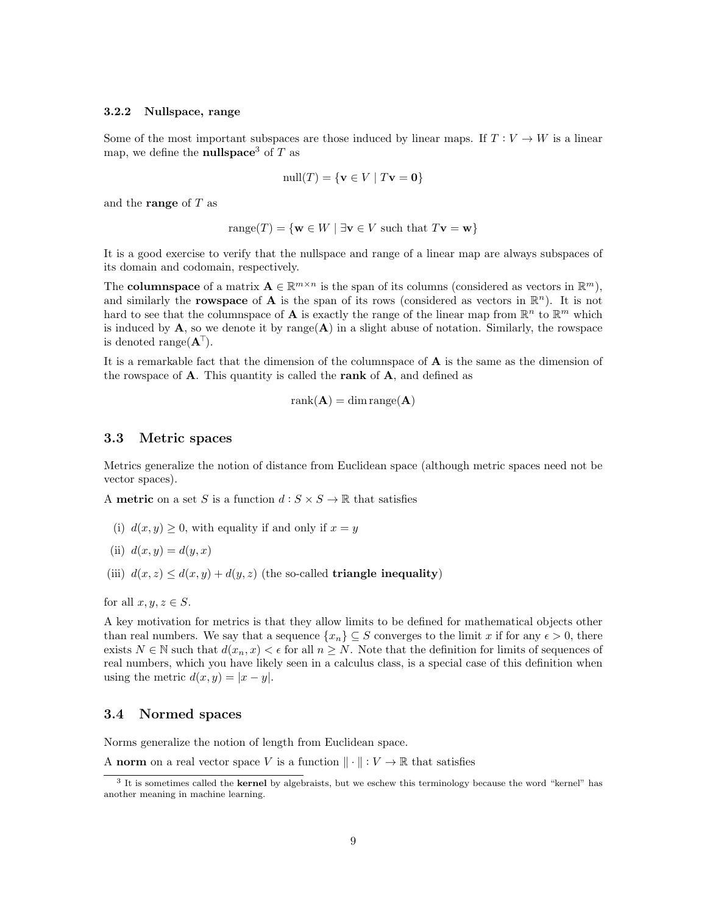### 3.2.2 Nullspace, range

Some of the most important subspaces are those induced by linear maps. If $T : V \to W$ is a linear map, we define the **nullspace**[3] of $T$ as

$$\operatorname{null}(T) = \{\mathbf{v} \in V \mid T\mathbf{v} = \mathbf{0}\}$$

and the **range** of $T$ as

$$\operatorname{range}(T) = \{\mathbf{w} \in W \mid \exists \mathbf{v} \in V \text{ such that } T\mathbf{v} = \mathbf{w}\}$$

It is a good exercise to verify that the nullspace and range of a linear map are always subspaces of its domain and codomain, respectively.

The **columnspace** of a matrix $\mathbf{A} \in \mathbb{R}^{m \times n}$ is the span of its columns (considered as vectors in $\mathbb{R}^m$), and similarly the **rowspace** of $\mathbf{A}$ is the span of its rows (considered as vectors in $\mathbb{R}^n$). It is not hard to see that the columnspace of $\mathbf{A}$ is exactly the range of the linear map from $\mathbb{R}^n$ to $\mathbb{R}^m$ which is induced by $\mathbf{A}$, so we denote it by $\operatorname{range}(\mathbf{A})$ in a slight abuse of notation. Similarly, the rowspace is denoted $\operatorname{range}(\mathbf{A}^\top)$.

It is a remarkable fact that the dimension of the columnspace of $\mathbf{A}$ is the same as the dimension of the rowspace of $\mathbf{A}$. This quantity is called the **rank** of $\mathbf{A}$, and defined as

$$\operatorname{rank}(\mathbf{A}) = \dim \operatorname{range}(\mathbf{A})$$

## 3.3 Metric spaces

Metrics generalize the notion of distance from Euclidean space (although metric spaces need not be vector spaces).

A **metric** on a set $S$ is a function $d : S \times S \to \mathbb{R}$ that satisfies

(i) $d(x, y) \geq 0$, with equality if and only if $x = y$

(ii) $d(x, y) = d(y, x)$

(iii) $d(x, z) \leq d(x, y) + d(y, z)$ (the so-called **triangle inequality**)

for all $x, y, z \in S$.

A key motivation for metrics is that they allow limits to be defined for mathematical objects other than real numbers. We say that a sequence $\{x_n\} \subseteq S$ converges to the limit $x$ if for any $\epsilon > 0$, there exists $N \in \mathbb{N}$ such that $d(x_n, x) < \epsilon$ for all $n \geq N$. Note that the definition for limits of sequences of real numbers, which you have likely seen in a calculus class, is a special case of this definition when using the metric $d(x, y) = |x - y|$.

## 3.4 Normed spaces

Norms generalize the notion of length from Euclidean space.

A **norm** on a real vector space $V$ is a function $\|\cdot\| : V \to \mathbb{R}$ that satisfies

[3] It is sometimes called the **kernel** by algebraists, but we eschew this terminology because the word "kernel" has another meaning in machine learning.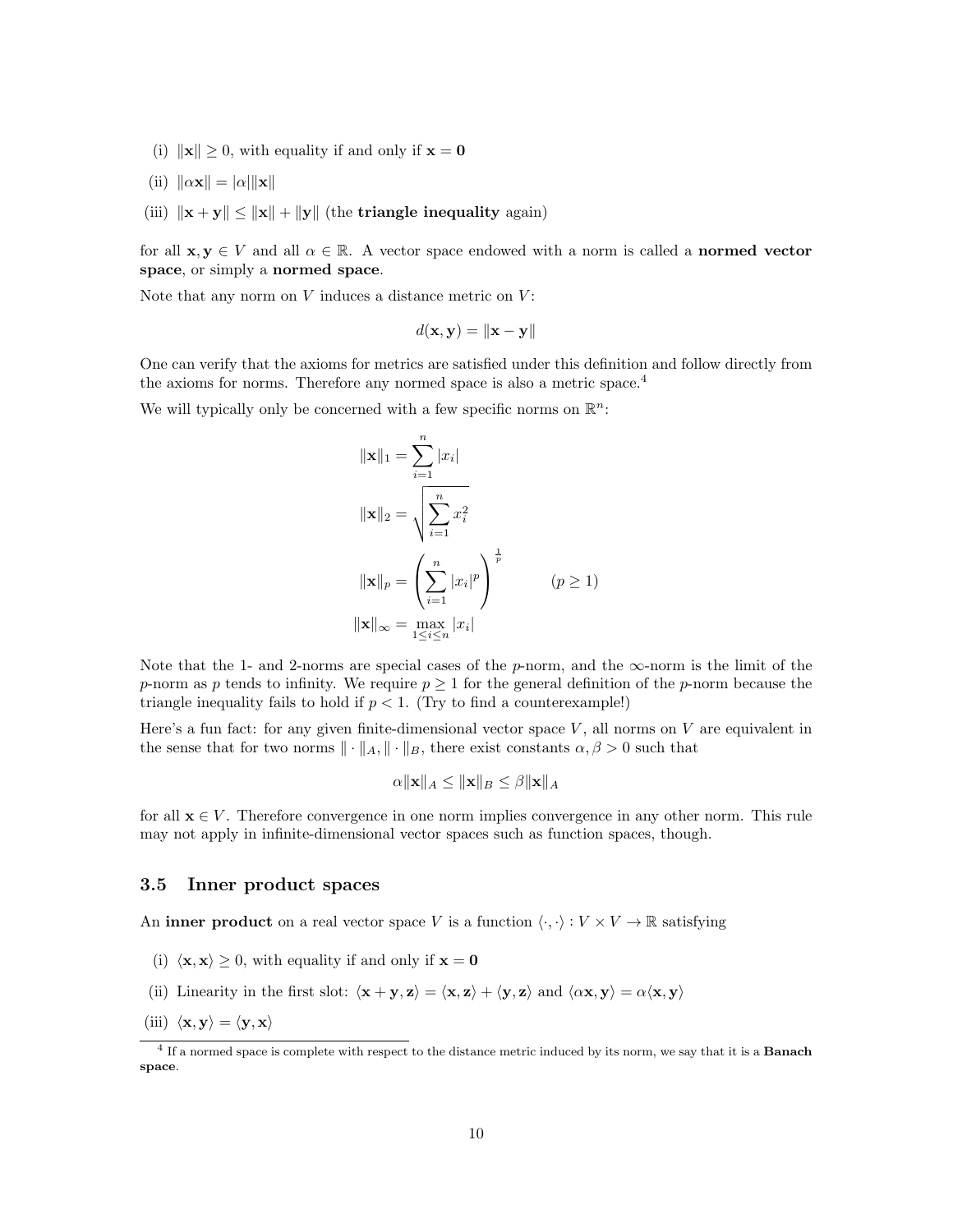(i) $\|\mathbf{x}\| \geq 0$, with equality if and only if $\mathbf{x} = \mathbf{0}$

(ii) $\|\alpha\mathbf{x}\| = |\alpha|\|\mathbf{x}\|$

(iii) $\|\mathbf{x} + \mathbf{y}\| \leq \|\mathbf{x}\| + \|\mathbf{y}\|$ (the **triangle inequality** again)

for all $\mathbf{x}, \mathbf{y} \in V$ and all $\alpha \in \mathbb{R}$. A vector space endowed with a norm is called a **normed vector space**, or simply a **normed space**.

Note that any norm on $V$ induces a distance metric on $V$:

$$d(\mathbf{x}, \mathbf{y}) = \|\mathbf{x} - \mathbf{y}\|$$

One can verify that the axioms for metrics are satisfied under this definition and follow directly from the axioms for norms. Therefore any normed space is also a metric space.[4]

We will typically only be concerned with a few specific norms on $\mathbb{R}^n$:

$$\|\mathbf{x}\|_1 = \sum_{i=1}^{n} |x_i|$$

$$\|\mathbf{x}\|_2 = \sqrt{\sum_{i=1}^{n} x_i^2}$$

$$\|\mathbf{x}\|_p = \left(\sum_{i=1}^{n} |x_i|^p\right)^{\frac{1}{p}} \qquad (p \geq 1)$$

$$\|\mathbf{x}\|_\infty = \max_{1 \leq i \leq n} |x_i|$$

Note that the 1- and 2-norms are special cases of the $p$-norm, and the $\infty$-norm is the limit of the $p$-norm as $p$ tends to infinity. We require $p \geq 1$ for the general definition of the $p$-norm because the triangle inequality fails to hold if $p < 1$. (Try to find a counterexample!)

Here's a fun fact: for any given finite-dimensional vector space $V$, all norms on $V$ are equivalent in the sense that for two norms $\|\cdot\|_A, \|\cdot\|_B$, there exist constants $\alpha, \beta > 0$ such that

$$\alpha\|\mathbf{x}\|_A \leq \|\mathbf{x}\|_B \leq \beta\|\mathbf{x}\|_A$$

for all $\mathbf{x} \in V$. Therefore convergence in one norm implies convergence in any other norm. This rule may not apply in infinite-dimensional vector spaces such as function spaces, though.

### 3.5 Inner product spaces

An **inner product** on a real vector space $V$ is a function $\langle \cdot, \cdot \rangle : V \times V \to \mathbb{R}$ satisfying

(i) $\langle \mathbf{x}, \mathbf{x} \rangle \geq 0$, with equality if and only if $\mathbf{x} = \mathbf{0}$

(ii) Linearity in the first slot: $\langle \mathbf{x} + \mathbf{y}, \mathbf{z} \rangle = \langle \mathbf{x}, \mathbf{z} \rangle + \langle \mathbf{y}, \mathbf{z} \rangle$ and $\langle \alpha\mathbf{x}, \mathbf{y} \rangle = \alpha\langle \mathbf{x}, \mathbf{y} \rangle$

(iii) $\langle \mathbf{x}, \mathbf{y} \rangle = \langle \mathbf{y}, \mathbf{x} \rangle$

[4] If a normed space is complete with respect to the distance metric induced by its norm, we say that it is a **Banach space**.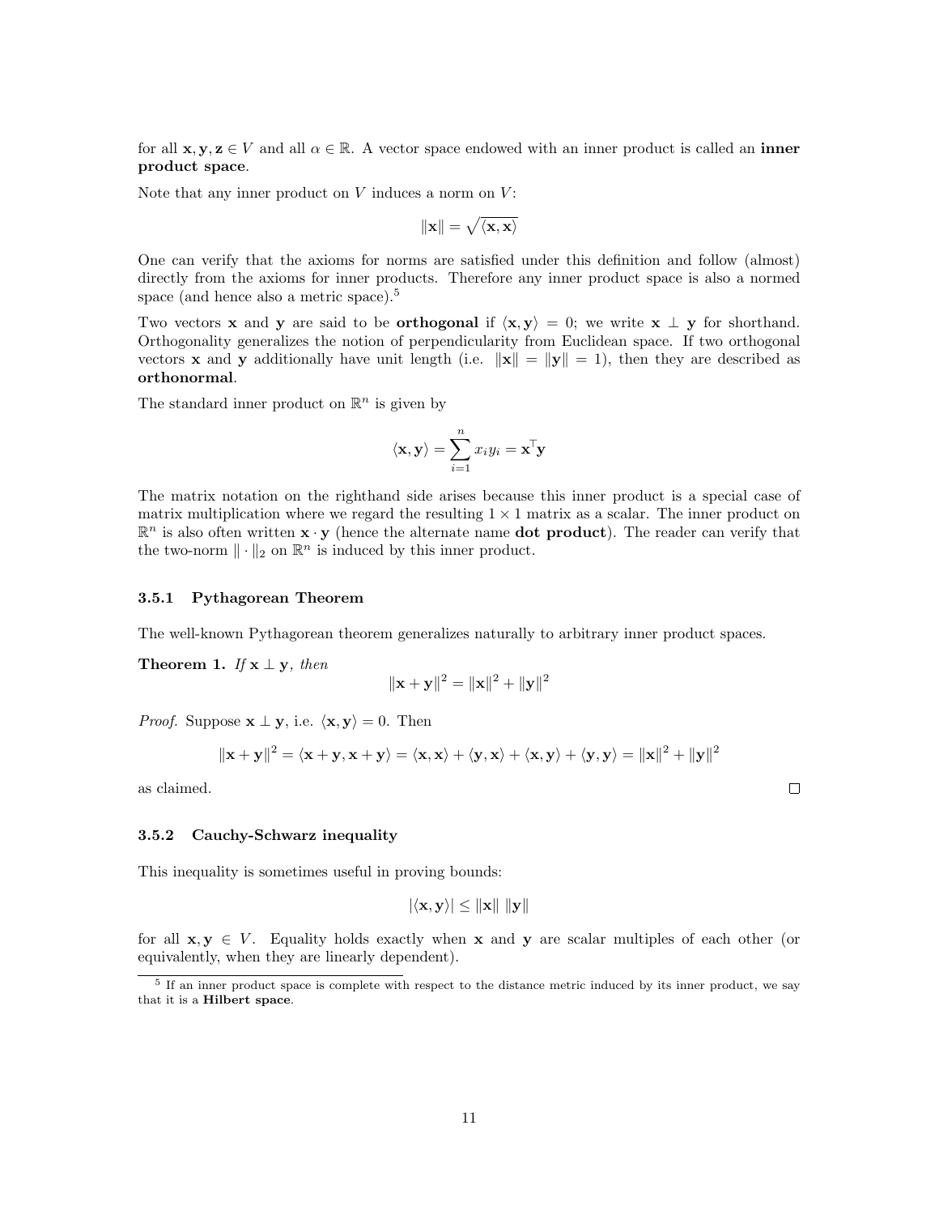for all $\mathbf{x}, \mathbf{y}, \mathbf{z} \in V$ and all $\alpha \in \mathbb{R}$. A vector space endowed with an inner product is called an **inner product space**.

Note that any inner product on $V$ induces a norm on $V$:

$$\|\mathbf{x}\| = \sqrt{\langle \mathbf{x}, \mathbf{x} \rangle}$$

One can verify that the axioms for norms are satisfied under this definition and follow (almost) directly from the axioms for inner products. Therefore any inner product space is also a normed space (and hence also a metric space).[5]

Two vectors $\mathbf{x}$ and $\mathbf{y}$ are said to be **orthogonal** if $\langle \mathbf{x}, \mathbf{y} \rangle = 0$; we write $\mathbf{x} \perp \mathbf{y}$ for shorthand. Orthogonality generalizes the notion of perpendicularity from Euclidean space. If two orthogonal vectors $\mathbf{x}$ and $\mathbf{y}$ additionally have unit length (i.e. $\|\mathbf{x}\| = \|\mathbf{y}\| = 1$), then they are described as **orthonormal**.

The standard inner product on $\mathbb{R}^n$ is given by

$$\langle \mathbf{x}, \mathbf{y} \rangle = \sum_{i=1}^{n} x_i y_i = \mathbf{x}^\top \mathbf{y}$$

The matrix notation on the righthand side arises because this inner product is a special case of matrix multiplication where we regard the resulting $1 \times 1$ matrix as a scalar. The inner product on $\mathbb{R}^n$ is also often written $\mathbf{x} \cdot \mathbf{y}$ (hence the alternate name **dot product**). The reader can verify that the two-norm $\|\cdot\|_2$ on $\mathbb{R}^n$ is induced by this inner product.

### 3.5.1 Pythagorean Theorem

The well-known Pythagorean theorem generalizes naturally to arbitrary inner product spaces.

**Theorem 1.** *If $\mathbf{x} \perp \mathbf{y}$, then*

$$\|\mathbf{x} + \mathbf{y}\|^2 = \|\mathbf{x}\|^2 + \|\mathbf{y}\|^2$$

*Proof.* Suppose $\mathbf{x} \perp \mathbf{y}$, i.e. $\langle \mathbf{x}, \mathbf{y} \rangle = 0$. Then

$$\|\mathbf{x} + \mathbf{y}\|^2 = \langle \mathbf{x} + \mathbf{y}, \mathbf{x} + \mathbf{y} \rangle = \langle \mathbf{x}, \mathbf{x} \rangle + \langle \mathbf{y}, \mathbf{x} \rangle + \langle \mathbf{x}, \mathbf{y} \rangle + \langle \mathbf{y}, \mathbf{y} \rangle = \|\mathbf{x}\|^2 + \|\mathbf{y}\|^2$$

as claimed. □

### 3.5.2 Cauchy-Schwarz inequality

This inequality is sometimes useful in proving bounds:

$$|\langle \mathbf{x}, \mathbf{y} \rangle| \leq \|\mathbf{x}\| \, \|\mathbf{y}\|$$

for all $\mathbf{x}, \mathbf{y} \in V$. Equality holds exactly when $\mathbf{x}$ and $\mathbf{y}$ are scalar multiples of each other (or equivalently, when they are linearly dependent).

[5] If an inner product space is complete with respect to the distance metric induced by its inner product, we say that it is a **Hilbert space**.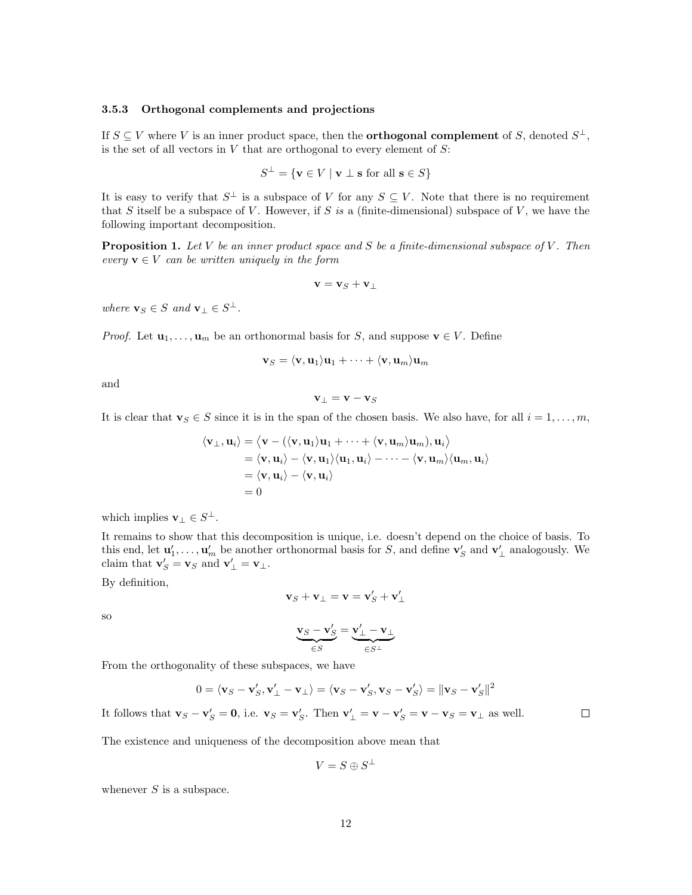### 3.5.3 Orthogonal complements and projections

If $S \subseteq V$ where $V$ is an inner product space, then the **orthogonal complement** of $S$, denoted $S^\perp$, is the set of all vectors in $V$ that are orthogonal to every element of $S$:

$$S^\perp = \{\mathbf{v} \in V \mid \mathbf{v} \perp \mathbf{s} \text{ for all } \mathbf{s} \in S\}$$

It is easy to verify that $S^\perp$ is a subspace of $V$ for any $S \subseteq V$. Note that there is no requirement that $S$ itself be a subspace of $V$. However, if $S$ *is* a (finite-dimensional) subspace of $V$, we have the following important decomposition.

**Proposition 1.** *Let $V$ be an inner product space and $S$ be a finite-dimensional subspace of $V$. Then every $\mathbf{v} \in V$ can be written uniquely in the form*

$$\mathbf{v} = \mathbf{v}_S + \mathbf{v}_\perp$$

*where $\mathbf{v}_S \in S$ and $\mathbf{v}_\perp \in S^\perp$.*

*Proof.* Let $\mathbf{u}_1, \dots, \mathbf{u}_m$ be an orthonormal basis for $S$, and suppose $\mathbf{v} \in V$. Define

$$\mathbf{v}_S = \langle \mathbf{v}, \mathbf{u}_1 \rangle \mathbf{u}_1 + \dots + \langle \mathbf{v}, \mathbf{u}_m \rangle \mathbf{u}_m$$

and

$$\mathbf{v}_\perp = \mathbf{v} - \mathbf{v}_S$$

It is clear that $\mathbf{v}_S \in S$ since it is in the span of the chosen basis. We also have, for all $i = 1, \dots, m$,

$$\begin{aligned}
\langle \mathbf{v}_\perp, \mathbf{u}_i \rangle &= \big\langle \mathbf{v} - (\langle \mathbf{v}, \mathbf{u}_1 \rangle \mathbf{u}_1 + \dots + \langle \mathbf{v}, \mathbf{u}_m \rangle \mathbf{u}_m), \mathbf{u}_i \big\rangle \\
&= \langle \mathbf{v}, \mathbf{u}_i \rangle - \langle \mathbf{v}, \mathbf{u}_1 \rangle \langle \mathbf{u}_1, \mathbf{u}_i \rangle - \dots - \langle \mathbf{v}, \mathbf{u}_m \rangle \langle \mathbf{u}_m, \mathbf{u}_i \rangle \\
&= \langle \mathbf{v}, \mathbf{u}_i \rangle - \langle \mathbf{v}, \mathbf{u}_i \rangle \\
&= 0
\end{aligned}$$

which implies $\mathbf{v}_\perp \in S^\perp$.

It remains to show that this decomposition is unique, i.e. doesn't depend on the choice of basis. To this end, let $\mathbf{u}'_1, \dots, \mathbf{u}'_m$ be another orthonormal basis for $S$, and define $\mathbf{v}'_S$ and $\mathbf{v}'_\perp$ analogously. We claim that $\mathbf{v}'_S = \mathbf{v}_S$ and $\mathbf{v}'_\perp = \mathbf{v}_\perp$.

By definition,

$$\mathbf{v}_S + \mathbf{v}_\perp = \mathbf{v} = \mathbf{v}'_S + \mathbf{v}'_\perp$$

so

$$\underbrace{\mathbf{v}_S - \mathbf{v}'_S}_{\in S} = \underbrace{\mathbf{v}'_\perp - \mathbf{v}_\perp}_{\in S^\perp}$$

From the orthogonality of these subspaces, we have

$$0 = \langle \mathbf{v}_S - \mathbf{v}'_S, \mathbf{v}'_\perp - \mathbf{v}_\perp \rangle = \langle \mathbf{v}_S - \mathbf{v}'_S, \mathbf{v}_S - \mathbf{v}'_S \rangle = \|\mathbf{v}_S - \mathbf{v}'_S\|^2$$

It follows that $\mathbf{v}_S - \mathbf{v}'_S = \mathbf{0}$, i.e. $\mathbf{v}_S = \mathbf{v}'_S$. Then $\mathbf{v}'_\perp = \mathbf{v} - \mathbf{v}'_S = \mathbf{v} - \mathbf{v}_S = \mathbf{v}_\perp$ as well. $\square$

The existence and uniqueness of the decomposition above mean that

$$V = S \oplus S^\perp$$

whenever $S$ is a subspace.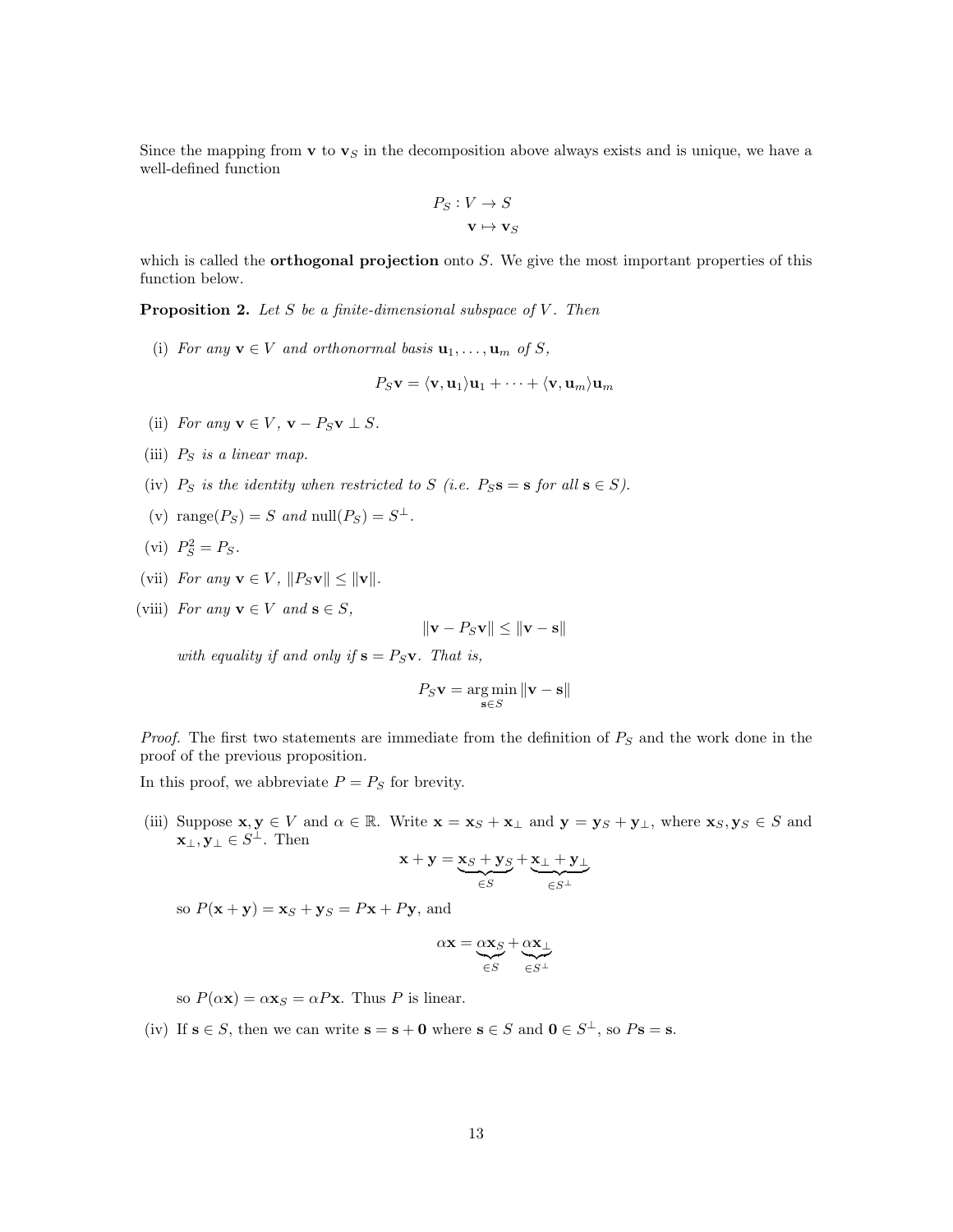Since the mapping from $\mathbf{v}$ to $\mathbf{v}_S$ in the decomposition above always exists and is unique, we have a well-defined function

$$P_S : V \to S$$
$$\mathbf{v} \mapsto \mathbf{v}_S$$

which is called the **orthogonal projection** onto $S$. We give the most important properties of this function below.

**Proposition 2.** *Let $S$ be a finite-dimensional subspace of $V$. Then*

(i) *For any $\mathbf{v} \in V$ and orthonormal basis $\mathbf{u}_1, \dots, \mathbf{u}_m$ of $S$,*

$$P_S\mathbf{v} = \langle \mathbf{v}, \mathbf{u}_1 \rangle \mathbf{u}_1 + \cdots + \langle \mathbf{v}, \mathbf{u}_m \rangle \mathbf{u}_m$$

(ii) *For any $\mathbf{v} \in V$, $\mathbf{v} - P_S\mathbf{v} \perp S$.*

(iii) *$P_S$ is a linear map.*

(iv) *$P_S$ is the identity when restricted to $S$ (i.e. $P_S\mathbf{s} = \mathbf{s}$ for all $\mathbf{s} \in S$).*

(v) *$\text{range}(P_S) = S$ and $\text{null}(P_S) = S^\perp$.*

(vi) *$P_S^2 = P_S$.*

(vii) *For any $\mathbf{v} \in V$, $\|P_S\mathbf{v}\| \leq \|\mathbf{v}\|$.*

(viii) *For any $\mathbf{v} \in V$ and $\mathbf{s} \in S$,*

$$\|\mathbf{v} - P_S\mathbf{v}\| \leq \|\mathbf{v} - \mathbf{s}\|$$

*with equality if and only if $\mathbf{s} = P_S\mathbf{v}$. That is,*

$$P_S\mathbf{v} = \underset{\mathbf{s} \in S}{\arg\min} \|\mathbf{v} - \mathbf{s}\|$$

*Proof.* The first two statements are immediate from the definition of $P_S$ and the work done in the proof of the previous proposition.

In this proof, we abbreviate $P = P_S$ for brevity.

(iii) Suppose $\mathbf{x}, \mathbf{y} \in V$ and $\alpha \in \mathbb{R}$. Write $\mathbf{x} = \mathbf{x}_S + \mathbf{x}_\perp$ and $\mathbf{y} = \mathbf{y}_S + \mathbf{y}_\perp$, where $\mathbf{x}_S, \mathbf{y}_S \in S$ and $\mathbf{x}_\perp, \mathbf{y}_\perp \in S^\perp$. Then

$$\mathbf{x} + \mathbf{y} = \underbrace{\mathbf{x}_S + \mathbf{y}_S}_{\in S} + \underbrace{\mathbf{x}_\perp + \mathbf{y}_\perp}_{\in S^\perp}$$

so $P(\mathbf{x} + \mathbf{y}) = \mathbf{x}_S + \mathbf{y}_S = P\mathbf{x} + P\mathbf{y}$, and

$$\alpha\mathbf{x} = \underbrace{\alpha\mathbf{x}_S}_{\in S} + \underbrace{\alpha\mathbf{x}_\perp}_{\in S^\perp}$$

so $P(\alpha\mathbf{x}) = \alpha\mathbf{x}_S = \alpha P\mathbf{x}$. Thus $P$ is linear.

(iv) If $\mathbf{s} \in S$, then we can write $\mathbf{s} = \mathbf{s} + \mathbf{0}$ where $\mathbf{s} \in S$ and $\mathbf{0} \in S^\perp$, so $P\mathbf{s} = \mathbf{s}$.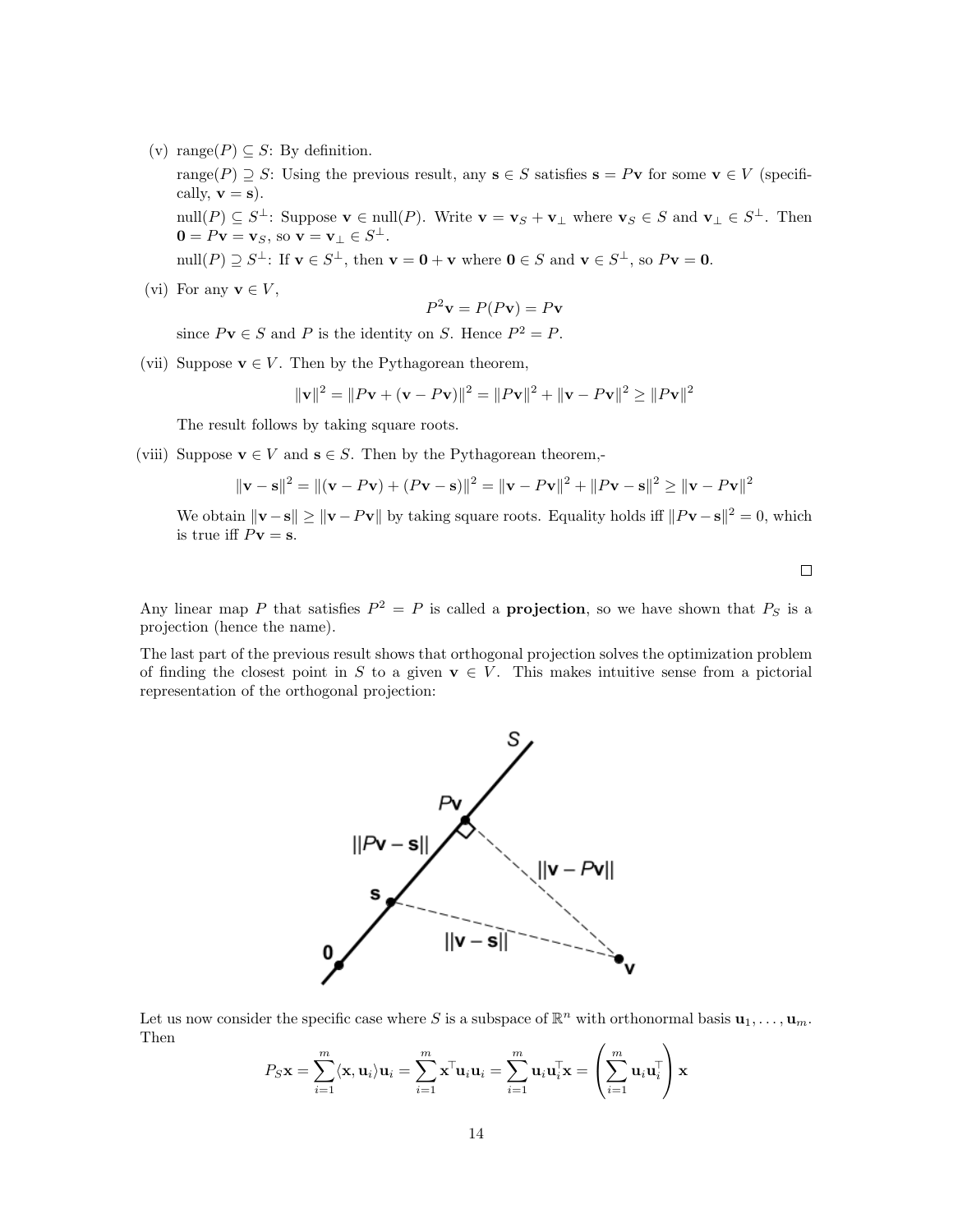(v) range$(P) \subseteq S$: By definition.

range$(P) \supseteq S$: Using the previous result, any $\mathbf{s} \in S$ satisfies $\mathbf{s} = P\mathbf{v}$ for some $\mathbf{v} \in V$ (specifically, $\mathbf{v} = \mathbf{s}$).

null$(P) \subseteq S^\perp$: Suppose $\mathbf{v} \in$ null$(P)$. Write $\mathbf{v} = \mathbf{v}_S + \mathbf{v}_\perp$ where $\mathbf{v}_S \in S$ and $\mathbf{v}_\perp \in S^\perp$. Then $\mathbf{0} = P\mathbf{v} = \mathbf{v}_S$, so $\mathbf{v} = \mathbf{v}_\perp \in S^\perp$.

null$(P) \supseteq S^\perp$: If $\mathbf{v} \in S^\perp$, then $\mathbf{v} = \mathbf{0} + \mathbf{v}$ where $\mathbf{0} \in S$ and $\mathbf{v} \in S^\perp$, so $P\mathbf{v} = \mathbf{0}$.

(vi) For any $\mathbf{v} \in V$,

$$P^2\mathbf{v} = P(P\mathbf{v}) = P\mathbf{v}$$

since $P\mathbf{v} \in S$ and $P$ is the identity on $S$. Hence $P^2 = P$.

(vii) Suppose $\mathbf{v} \in V$. Then by the Pythagorean theorem,

$$\|\mathbf{v}\|^2 = \|P\mathbf{v} + (\mathbf{v} - P\mathbf{v})\|^2 = \|P\mathbf{v}\|^2 + \|\mathbf{v} - P\mathbf{v}\|^2 \geq \|P\mathbf{v}\|^2$$

The result follows by taking square roots.

(viii) Suppose $\mathbf{v} \in V$ and $\mathbf{s} \in S$. Then by the Pythagorean theorem,-

$$\|\mathbf{v} - \mathbf{s}\|^2 = \|(\mathbf{v} - P\mathbf{v}) + (P\mathbf{v} - \mathbf{s})\|^2 = \|\mathbf{v} - P\mathbf{v}\|^2 + \|P\mathbf{v} - \mathbf{s}\|^2 \geq \|\mathbf{v} - P\mathbf{v}\|^2$$

We obtain $\|\mathbf{v} - \mathbf{s}\| \geq \|\mathbf{v} - P\mathbf{v}\|$ by taking square roots. Equality holds iff $\|P\mathbf{v} - \mathbf{s}\|^2 = 0$, which is true iff $P\mathbf{v} = \mathbf{s}$.

□

Any linear map $P$ that satisfies $P^2 = P$ is called a **projection**, so we have shown that $P_S$ is a projection (hence the name).

The last part of the previous result shows that orthogonal projection solves the optimization problem of finding the closest point in $S$ to a given $\mathbf{v} \in V$. This makes intuitive sense from a pictorial representation of the orthogonal projection:

Let us now consider the specific case where $S$ is a subspace of $\mathbb{R}^n$ with orthonormal basis $\mathbf{u}_1, \dots, \mathbf{u}_m$. Then

$$P_S\mathbf{x} = \sum_{i=1}^m \langle \mathbf{x}, \mathbf{u}_i \rangle \mathbf{u}_i = \sum_{i=1}^m \mathbf{x}^\top \mathbf{u}_i \mathbf{u}_i = \sum_{i=1}^m \mathbf{u}_i \mathbf{u}_i^\top \mathbf{x} = \left( \sum_{i=1}^m \mathbf{u}_i \mathbf{u}_i^\top \right) \mathbf{x}$$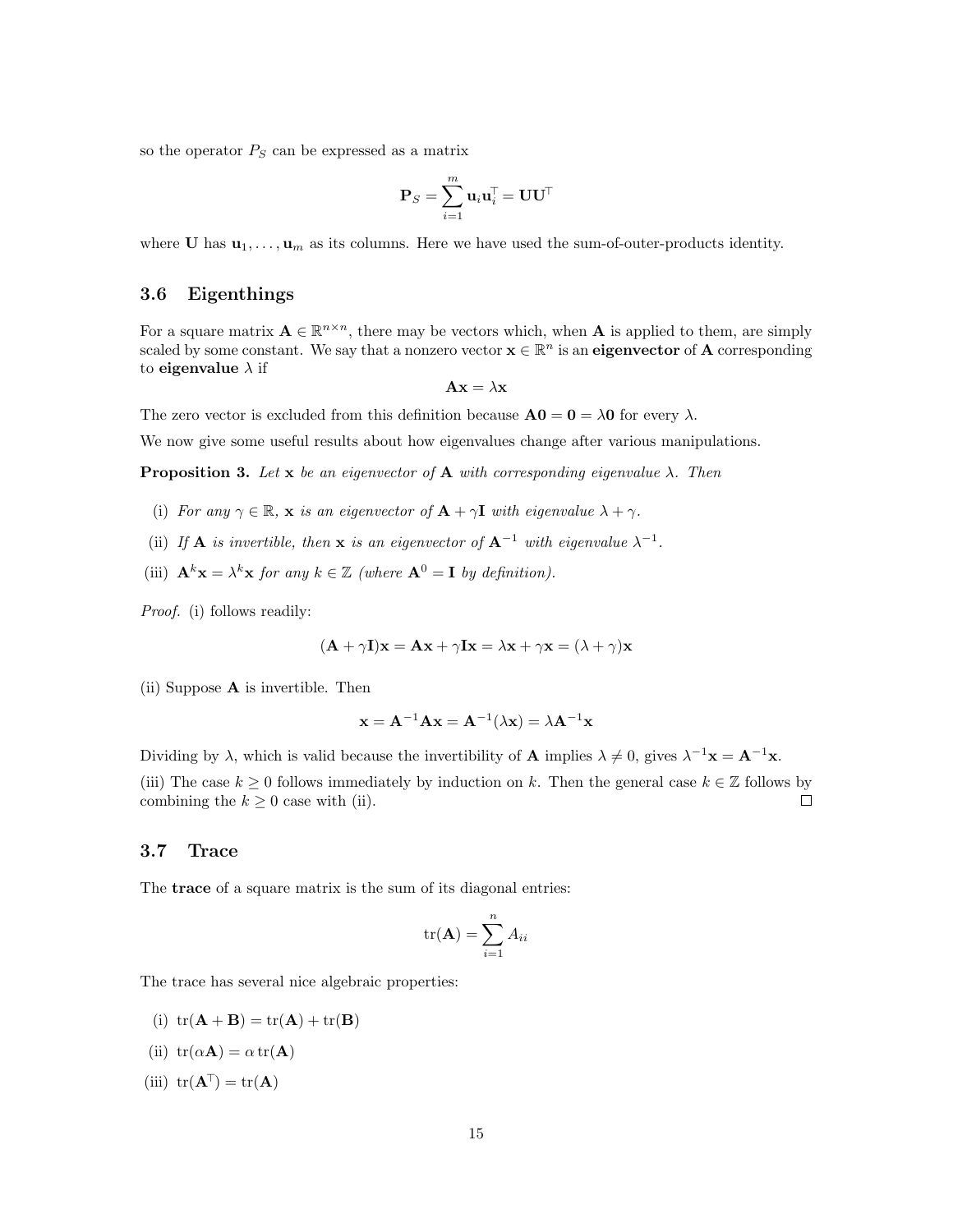so the operator $P_S$ can be expressed as a matrix

$$\mathbf{P}_S = \sum_{i=1}^{m} \mathbf{u}_i \mathbf{u}_i^\top = \mathbf{U}\mathbf{U}^\top$$

where $\mathbf{U}$ has $\mathbf{u}_1, \dots, \mathbf{u}_m$ as its columns. Here we have used the sum-of-outer-products identity.

### 3.6 Eigenthings

For a square matrix $\mathbf{A} \in \mathbb{R}^{n \times n}$, there may be vectors which, when $\mathbf{A}$ is applied to them, are simply scaled by some constant. We say that a nonzero vector $\mathbf{x} \in \mathbb{R}^n$ is an **eigenvector** of $\mathbf{A}$ corresponding to **eigenvalue** $\lambda$ if

$$\mathbf{A}\mathbf{x} = \lambda\mathbf{x}$$

The zero vector is excluded from this definition because $\mathbf{A}\mathbf{0} = \mathbf{0} = \lambda\mathbf{0}$ for every $\lambda$.

We now give some useful results about how eigenvalues change after various manipulations.

**Proposition 3.** *Let $\mathbf{x}$ be an eigenvector of $\mathbf{A}$ with corresponding eigenvalue $\lambda$. Then*

(i) *For any $\gamma \in \mathbb{R}$, $\mathbf{x}$ is an eigenvector of $\mathbf{A} + \gamma\mathbf{I}$ with eigenvalue $\lambda + \gamma$.*

(ii) *If $\mathbf{A}$ is invertible, then $\mathbf{x}$ is an eigenvector of $\mathbf{A}^{-1}$ with eigenvalue $\lambda^{-1}$.*

(iii) *$\mathbf{A}^k\mathbf{x} = \lambda^k\mathbf{x}$ for any $k \in \mathbb{Z}$ (where $\mathbf{A}^0 = \mathbf{I}$ by definition).*

*Proof.* (i) follows readily:

$$(\mathbf{A} + \gamma\mathbf{I})\mathbf{x} = \mathbf{A}\mathbf{x} + \gamma\mathbf{I}\mathbf{x} = \lambda\mathbf{x} + \gamma\mathbf{x} = (\lambda + \gamma)\mathbf{x}$$

(ii) Suppose $\mathbf{A}$ is invertible. Then

$$\mathbf{x} = \mathbf{A}^{-1}\mathbf{A}\mathbf{x} = \mathbf{A}^{-1}(\lambda\mathbf{x}) = \lambda\mathbf{A}^{-1}\mathbf{x}$$

Dividing by $\lambda$, which is valid because the invertibility of $\mathbf{A}$ implies $\lambda \neq 0$, gives $\lambda^{-1}\mathbf{x} = \mathbf{A}^{-1}\mathbf{x}$.

(iii) The case $k \geq 0$ follows immediately by induction on $k$. Then the general case $k \in \mathbb{Z}$ follows by combining the $k \geq 0$ case with (ii). □

### 3.7 Trace

The **trace** of a square matrix is the sum of its diagonal entries:

$$\text{tr}(\mathbf{A}) = \sum_{i=1}^{n} A_{ii}$$

The trace has several nice algebraic properties:

(i) $\text{tr}(\mathbf{A} + \mathbf{B}) = \text{tr}(\mathbf{A}) + \text{tr}(\mathbf{B})$

(ii) $\text{tr}(\alpha\mathbf{A}) = \alpha\,\text{tr}(\mathbf{A})$

(iii) $\text{tr}(\mathbf{A}^\top) = \text{tr}(\mathbf{A})$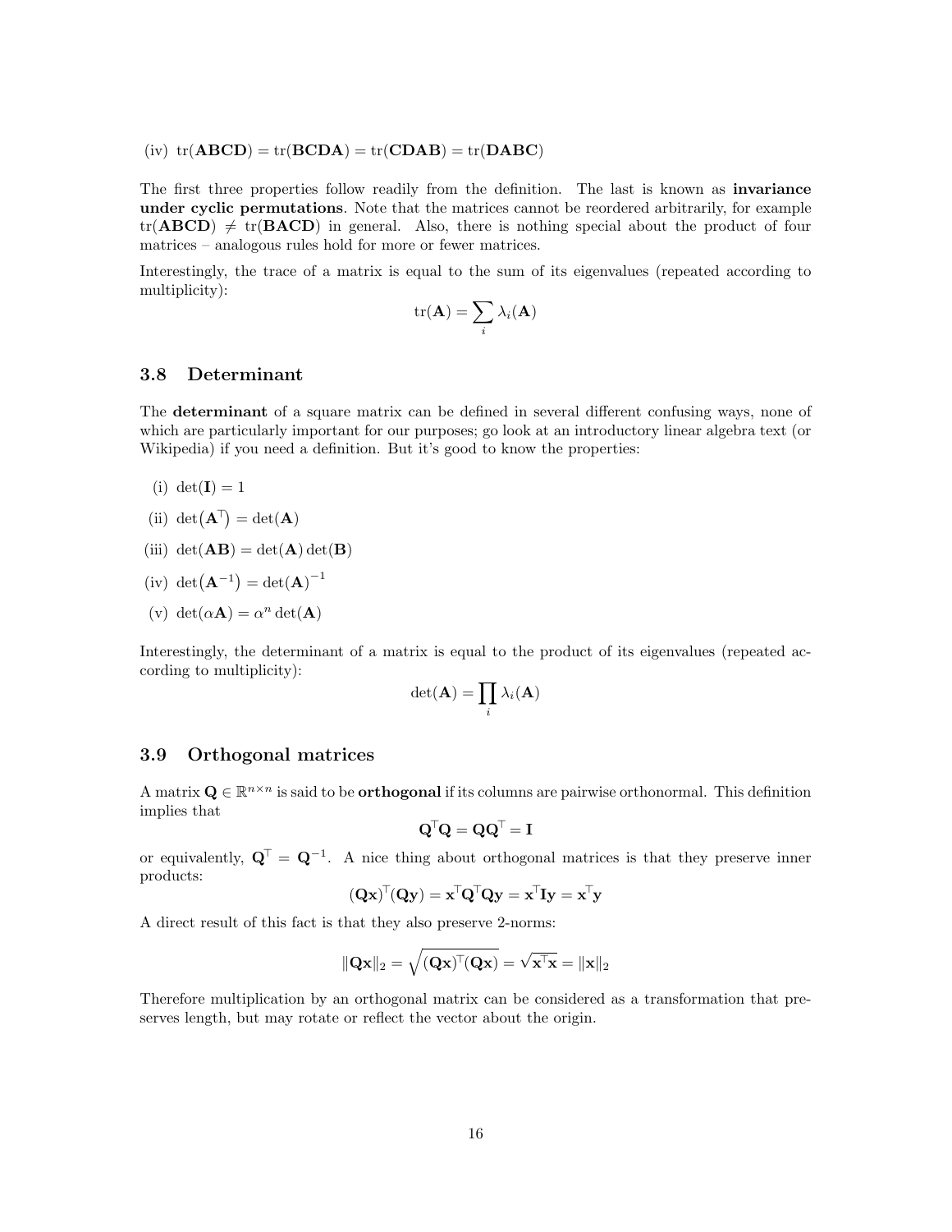(iv) $\operatorname{tr}(\mathbf{ABCD}) = \operatorname{tr}(\mathbf{BCDA}) = \operatorname{tr}(\mathbf{CDAB}) = \operatorname{tr}(\mathbf{DABC})$

The first three properties follow readily from the definition. The last is known as **invariance under cyclic permutations**. Note that the matrices cannot be reordered arbitrarily, for example $\operatorname{tr}(\mathbf{ABCD}) \neq \operatorname{tr}(\mathbf{BACD})$ in general. Also, there is nothing special about the product of four matrices – analogous rules hold for more or fewer matrices.

Interestingly, the trace of a matrix is equal to the sum of its eigenvalues (repeated according to multiplicity):

$$\operatorname{tr}(\mathbf{A}) = \sum_i \lambda_i(\mathbf{A})$$

### 3.8 Determinant

The **determinant** of a square matrix can be defined in several different confusing ways, none of which are particularly important for our purposes; go look at an introductory linear algebra text (or Wikipedia) if you need a definition. But it's good to know the properties:

(i) $\det(\mathbf{I}) = 1$

(ii) $\det(\mathbf{A}^\top) = \det(\mathbf{A})$

(iii) $\det(\mathbf{AB}) = \det(\mathbf{A})\det(\mathbf{B})$

(iv) $\det(\mathbf{A}^{-1}) = \det(\mathbf{A})^{-1}$

(v) $\det(\alpha\mathbf{A}) = \alpha^n \det(\mathbf{A})$

Interestingly, the determinant of a matrix is equal to the product of its eigenvalues (repeated according to multiplicity):

$$\det(\mathbf{A}) = \prod_i \lambda_i(\mathbf{A})$$

### 3.9 Orthogonal matrices

A matrix $\mathbf{Q} \in \mathbb{R}^{n\times n}$ is said to be **orthogonal** if its columns are pairwise orthonormal. This definition implies that

$$\mathbf{Q}^\top\mathbf{Q} = \mathbf{Q}\mathbf{Q}^\top = \mathbf{I}$$

or equivalently, $\mathbf{Q}^\top = \mathbf{Q}^{-1}$. A nice thing about orthogonal matrices is that they preserve inner products:

$$(\mathbf{Qx})^\top(\mathbf{Qy}) = \mathbf{x}^\top\mathbf{Q}^\top\mathbf{Q}\mathbf{y} = \mathbf{x}^\top\mathbf{I}\mathbf{y} = \mathbf{x}^\top\mathbf{y}$$

A direct result of this fact is that they also preserve 2-norms:

$$\|\mathbf{Qx}\|_2 = \sqrt{(\mathbf{Qx})^\top(\mathbf{Qx})} = \sqrt{\mathbf{x}^\top\mathbf{x}} = \|\mathbf{x}\|_2$$

Therefore multiplication by an orthogonal matrix can be considered as a transformation that preserves length, but may rotate or reflect the vector about the origin.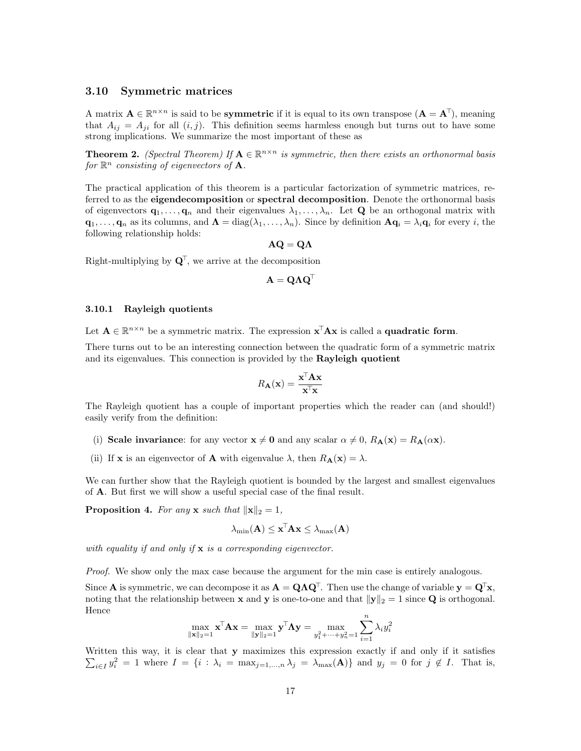## 3.10 Symmetric matrices

A matrix $\mathbf{A} \in \mathbb{R}^{n \times n}$ is said to be **symmetric** if it is equal to its own transpose ($\mathbf{A} = \mathbf{A}^\top$), meaning that $A_{ij} = A_{ji}$ for all $(i, j)$. This definition seems harmless enough but turns out to have some strong implications. We summarize the most important of these as

**Theorem 2.** *(Spectral Theorem) If $\mathbf{A} \in \mathbb{R}^{n \times n}$ is symmetric, then there exists an orthonormal basis for $\mathbb{R}^n$ consisting of eigenvectors of $\mathbf{A}$.*

The practical application of this theorem is a particular factorization of symmetric matrices, referred to as the **eigendecomposition** or **spectral decomposition**. Denote the orthonormal basis of eigenvectors $\mathbf{q}_1, \dots, \mathbf{q}_n$ and their eigenvalues $\lambda_1, \dots, \lambda_n$. Let $\mathbf{Q}$ be an orthogonal matrix with $\mathbf{q}_1, \dots, \mathbf{q}_n$ as its columns, and $\mathbf{\Lambda} = \operatorname{diag}(\lambda_1, \dots, \lambda_n)$. Since by definition $\mathbf{A}\mathbf{q}_i = \lambda_i \mathbf{q}_i$ for every $i$, the following relationship holds:

$$\mathbf{A}\mathbf{Q} = \mathbf{Q}\mathbf{\Lambda}$$

Right-multiplying by $\mathbf{Q}^\top$, we arrive at the decomposition

$$\mathbf{A} = \mathbf{Q}\mathbf{\Lambda}\mathbf{Q}^\top$$

### 3.10.1 Rayleigh quotients

Let $\mathbf{A} \in \mathbb{R}^{n \times n}$ be a symmetric matrix. The expression $\mathbf{x}^\top \mathbf{A}\mathbf{x}$ is called a **quadratic form**.

There turns out to be an interesting connection between the quadratic form of a symmetric matrix and its eigenvalues. This connection is provided by the **Rayleigh quotient**

$$R_{\mathbf{A}}(\mathbf{x}) = \frac{\mathbf{x}^\top \mathbf{A}\mathbf{x}}{\mathbf{x}^\top \mathbf{x}}$$

The Rayleigh quotient has a couple of important properties which the reader can (and should!) easily verify from the definition:

(i) **Scale invariance**: for any vector $\mathbf{x} \neq \mathbf{0}$ and any scalar $\alpha \neq 0$, $R_{\mathbf{A}}(\mathbf{x}) = R_{\mathbf{A}}(\alpha\mathbf{x})$.

(ii) If $\mathbf{x}$ is an eigenvector of $\mathbf{A}$ with eigenvalue $\lambda$, then $R_{\mathbf{A}}(\mathbf{x}) = \lambda$.

We can further show that the Rayleigh quotient is bounded by the largest and smallest eigenvalues of $\mathbf{A}$. But first we will show a useful special case of the final result.

**Proposition 4.** *For any $\mathbf{x}$ such that $\|\mathbf{x}\|_2 = 1$,*

$$\lambda_{\min}(\mathbf{A}) \leq \mathbf{x}^\top \mathbf{A}\mathbf{x} \leq \lambda_{\max}(\mathbf{A})$$

*with equality if and only if $\mathbf{x}$ is a corresponding eigenvector.*

*Proof.* We show only the max case because the argument for the min case is entirely analogous.

Since $\mathbf{A}$ is symmetric, we can decompose it as $\mathbf{A} = \mathbf{Q}\mathbf{\Lambda}\mathbf{Q}^\top$. Then use the change of variable $\mathbf{y} = \mathbf{Q}^\top\mathbf{x}$, noting that the relationship between $\mathbf{x}$ and $\mathbf{y}$ is one-to-one and that $\|\mathbf{y}\|_2 = 1$ since $\mathbf{Q}$ is orthogonal. Hence

$$\max_{\|\mathbf{x}\|_2=1} \mathbf{x}^\top \mathbf{A}\mathbf{x} = \max_{\|\mathbf{y}\|_2=1} \mathbf{y}^\top \mathbf{\Lambda}\mathbf{y} = \max_{y_1^2+\cdots+y_n^2=1} \sum_{i=1}^{n} \lambda_i y_i^2$$

Written this way, it is clear that $\mathbf{y}$ maximizes this expression exactly if and only if it satisfies $\sum_{i \in I} y_i^2 = 1$ where $I = \{i : \lambda_i = \max_{j=1,\dots,n} \lambda_j = \lambda_{\max}(\mathbf{A})\}$ and $y_j = 0$ for $j \notin I$. That is,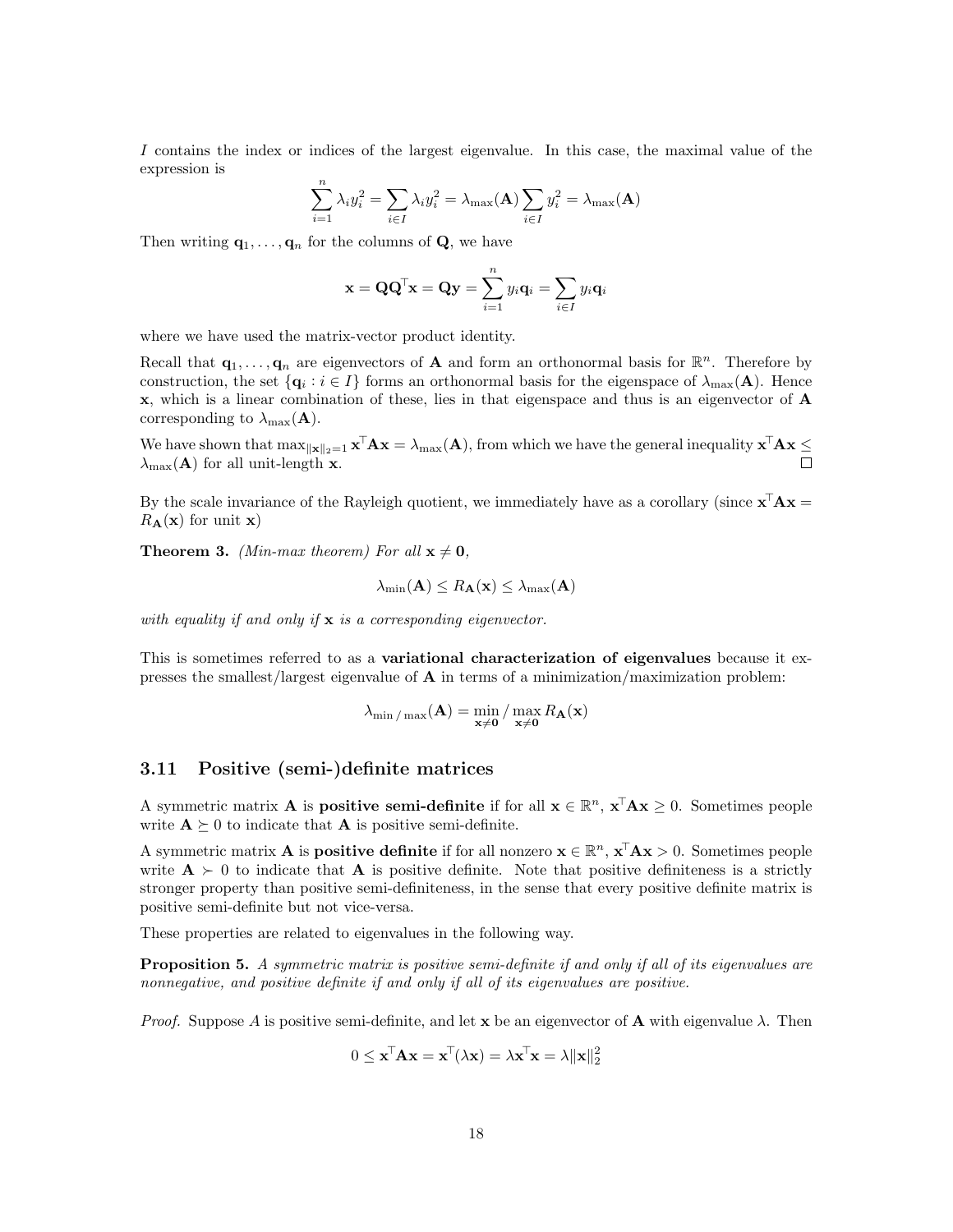$I$ contains the index or indices of the largest eigenvalue. In this case, the maximal value of the expression is

$$\sum_{i=1}^{n} \lambda_i y_i^2 = \sum_{i \in I} \lambda_i y_i^2 = \lambda_{\max}(\mathbf{A}) \sum_{i \in I} y_i^2 = \lambda_{\max}(\mathbf{A})$$

Then writing $\mathbf{q}_1, \dots, \mathbf{q}_n$ for the columns of $\mathbf{Q}$, we have

$$\mathbf{x} = \mathbf{Q}\mathbf{Q}^\top \mathbf{x} = \mathbf{Q}\mathbf{y} = \sum_{i=1}^{n} y_i \mathbf{q}_i = \sum_{i \in I} y_i \mathbf{q}_i$$

where we have used the matrix-vector product identity.

Recall that $\mathbf{q}_1, \dots, \mathbf{q}_n$ are eigenvectors of $\mathbf{A}$ and form an orthonormal basis for $\mathbb{R}^n$. Therefore by construction, the set $\{\mathbf{q}_i : i \in I\}$ forms an orthonormal basis for the eigenspace of $\lambda_{\max}(\mathbf{A})$. Hence $\mathbf{x}$, which is a linear combination of these, lies in that eigenspace and thus is an eigenvector of $\mathbf{A}$ corresponding to $\lambda_{\max}(\mathbf{A})$.

We have shown that $\max_{\|\mathbf{x}\|_2 = 1} \mathbf{x}^\top \mathbf{A}\mathbf{x} = \lambda_{\max}(\mathbf{A})$, from which we have the general inequality $\mathbf{x}^\top \mathbf{A}\mathbf{x} \leq \lambda_{\max}(\mathbf{A})$ for all unit-length $\mathbf{x}$. □

By the scale invariance of the Rayleigh quotient, we immediately have as a corollary (since $\mathbf{x}^\top \mathbf{A}\mathbf{x} = R_{\mathbf{A}}(\mathbf{x})$ for unit $\mathbf{x}$)

**Theorem 3.** *(Min-max theorem) For all $\mathbf{x} \neq \mathbf{0}$,*

$$\lambda_{\min}(\mathbf{A}) \leq R_{\mathbf{A}}(\mathbf{x}) \leq \lambda_{\max}(\mathbf{A})$$

*with equality if and only if $\mathbf{x}$ is a corresponding eigenvector.*

This is sometimes referred to as a **variational characterization of eigenvalues** because it expresses the smallest/largest eigenvalue of $\mathbf{A}$ in terms of a minimization/maximization problem:

$$\lambda_{\min\,/\,\max}(\mathbf{A}) = \min_{\mathbf{x} \neq \mathbf{0}} / \max_{\mathbf{x} \neq \mathbf{0}} R_{\mathbf{A}}(\mathbf{x})$$

### 3.11 Positive (semi-)definite matrices

A symmetric matrix $\mathbf{A}$ is **positive semi-definite** if for all $\mathbf{x} \in \mathbb{R}^n$, $\mathbf{x}^\top \mathbf{A}\mathbf{x} \geq 0$. Sometimes people write $\mathbf{A} \succeq 0$ to indicate that $\mathbf{A}$ is positive semi-definite.

A symmetric matrix $\mathbf{A}$ is **positive definite** if for all nonzero $\mathbf{x} \in \mathbb{R}^n$, $\mathbf{x}^\top \mathbf{A}\mathbf{x} > 0$. Sometimes people write $\mathbf{A} \succ 0$ to indicate that $\mathbf{A}$ is positive definite. Note that positive definiteness is a strictly stronger property than positive semi-definiteness, in the sense that every positive definite matrix is positive semi-definite but not vice-versa.

These properties are related to eigenvalues in the following way.

**Proposition 5.** *A symmetric matrix is positive semi-definite if and only if all of its eigenvalues are nonnegative, and positive definite if and only if all of its eigenvalues are positive.*

*Proof.* Suppose $A$ is positive semi-definite, and let $\mathbf{x}$ be an eigenvector of $\mathbf{A}$ with eigenvalue $\lambda$. Then

$$0 \leq \mathbf{x}^\top \mathbf{A}\mathbf{x} = \mathbf{x}^\top(\lambda \mathbf{x}) = \lambda \mathbf{x}^\top \mathbf{x} = \lambda \|\mathbf{x}\|_2^2$$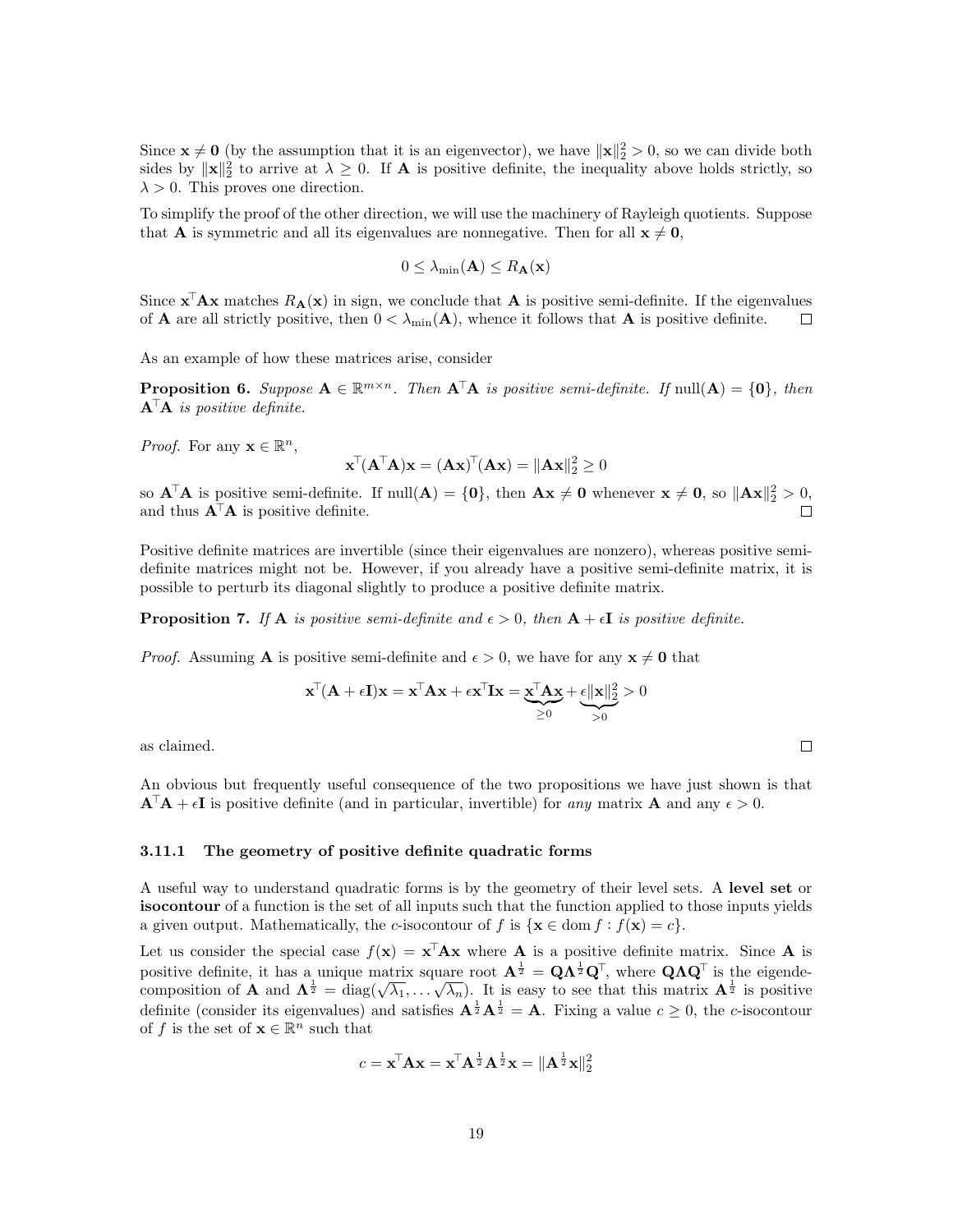Since $\mathbf{x} \neq \mathbf{0}$ (by the assumption that it is an eigenvector), we have $\|\mathbf{x}\|_2^2 > 0$, so we can divide both sides by $\|\mathbf{x}\|_2^2$ to arrive at $\lambda \geq 0$. If $\mathbf{A}$ is positive definite, the inequality above holds strictly, so $\lambda > 0$. This proves one direction.

To simplify the proof of the other direction, we will use the machinery of Rayleigh quotients. Suppose that $\mathbf{A}$ is symmetric and all its eigenvalues are nonnegative. Then for all $\mathbf{x} \neq \mathbf{0}$,

$$0 \leq \lambda_{\min}(\mathbf{A}) \leq R_{\mathbf{A}}(\mathbf{x})$$

Since $\mathbf{x}^\top \mathbf{A}\mathbf{x}$ matches $R_{\mathbf{A}}(\mathbf{x})$ in sign, we conclude that $\mathbf{A}$ is positive semi-definite. If the eigenvalues of $\mathbf{A}$ are all strictly positive, then $0 < \lambda_{\min}(\mathbf{A})$, whence it follows that $\mathbf{A}$ is positive definite. □

As an example of how these matrices arise, consider

**Proposition 6.** *Suppose $\mathbf{A} \in \mathbb{R}^{m \times n}$. Then $\mathbf{A}^\top\mathbf{A}$ is positive semi-definite. If $\text{null}(\mathbf{A}) = \{\mathbf{0}\}$, then $\mathbf{A}^\top\mathbf{A}$ is positive definite.*

*Proof.* For any $\mathbf{x} \in \mathbb{R}^n$,

$$\mathbf{x}^\top(\mathbf{A}^\top\mathbf{A})\mathbf{x} = (\mathbf{A}\mathbf{x})^\top(\mathbf{A}\mathbf{x}) = \|\mathbf{A}\mathbf{x}\|_2^2 \geq 0$$

so $\mathbf{A}^\top\mathbf{A}$ is positive semi-definite. If $\text{null}(\mathbf{A}) = \{\mathbf{0}\}$, then $\mathbf{A}\mathbf{x} \neq \mathbf{0}$ whenever $\mathbf{x} \neq \mathbf{0}$, so $\|\mathbf{A}\mathbf{x}\|_2^2 > 0$, and thus $\mathbf{A}^\top\mathbf{A}$ is positive definite. □

Positive definite matrices are invertible (since their eigenvalues are nonzero), whereas positive semi-definite matrices might not be. However, if you already have a positive semi-definite matrix, it is possible to perturb its diagonal slightly to produce a positive definite matrix.

**Proposition 7.** *If $\mathbf{A}$ is positive semi-definite and $\epsilon > 0$, then $\mathbf{A} + \epsilon\mathbf{I}$ is positive definite.*

*Proof.* Assuming $\mathbf{A}$ is positive semi-definite and $\epsilon > 0$, we have for any $\mathbf{x} \neq \mathbf{0}$ that

$$\mathbf{x}^\top(\mathbf{A} + \epsilon\mathbf{I})\mathbf{x} = \mathbf{x}^\top\mathbf{A}\mathbf{x} + \epsilon\mathbf{x}^\top\mathbf{I}\mathbf{x} = \underbrace{\mathbf{x}^\top\mathbf{A}\mathbf{x}}_{\geq 0} + \underbrace{\epsilon\|\mathbf{x}\|_2^2}_{> 0} > 0$$

as claimed. □

An obvious but frequently useful consequence of the two propositions we have just shown is that $\mathbf{A}^\top\mathbf{A} + \epsilon\mathbf{I}$ is positive definite (and in particular, invertible) for *any* matrix $\mathbf{A}$ and any $\epsilon > 0$.

### 3.11.1 The geometry of positive definite quadratic forms

A useful way to understand quadratic forms is by the geometry of their level sets. A **level set** or **isocontour** of a function is the set of all inputs such that the function applied to those inputs yields a given output. Mathematically, the $c$-isocontour of $f$ is $\{\mathbf{x} \in \text{dom} f : f(\mathbf{x}) = c\}$.

Let us consider the special case $f(\mathbf{x}) = \mathbf{x}^\top\mathbf{A}\mathbf{x}$ where $\mathbf{A}$ is a positive definite matrix. Since $\mathbf{A}$ is positive definite, it has a unique matrix square root $\mathbf{A}^{\frac{1}{2}} = \mathbf{Q}\mathbf{\Lambda}^{\frac{1}{2}}\mathbf{Q}^\top$, where $\mathbf{Q}\mathbf{\Lambda}\mathbf{Q}^\top$ is the eigendecomposition of $\mathbf{A}$ and $\mathbf{\Lambda}^{\frac{1}{2}} = \text{diag}(\sqrt{\lambda_1}, \dots \sqrt{\lambda_n})$. It is easy to see that this matrix $\mathbf{A}^{\frac{1}{2}}$ is positive definite (consider its eigenvalues) and satisfies $\mathbf{A}^{\frac{1}{2}}\mathbf{A}^{\frac{1}{2}} = \mathbf{A}$. Fixing a value $c \geq 0$, the $c$-isocontour of $f$ is the set of $\mathbf{x} \in \mathbb{R}^n$ such that

$$c = \mathbf{x}^\top\mathbf{A}\mathbf{x} = \mathbf{x}^\top\mathbf{A}^{\frac{1}{2}}\mathbf{A}^{\frac{1}{2}}\mathbf{x} = \|\mathbf{A}^{\frac{1}{2}}\mathbf{x}\|_2^2$$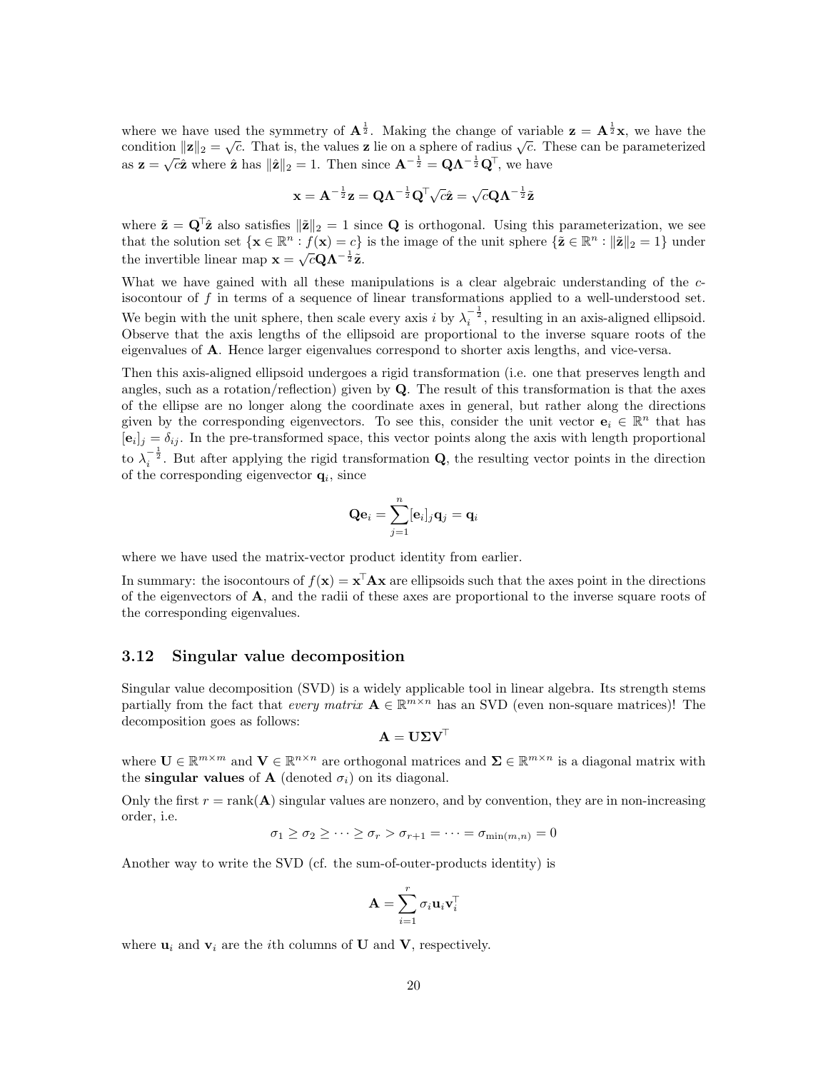where we have used the symmetry of $\mathbf{A}^{\frac{1}{2}}$. Making the change of variable $\mathbf{z} = \mathbf{A}^{\frac{1}{2}}\mathbf{x}$, we have the condition $\|\mathbf{z}\|_2 = \sqrt{c}$. That is, the values $\mathbf{z}$ lie on a sphere of radius $\sqrt{c}$. These can be parameterized as $\mathbf{z} = \sqrt{c}\hat{\mathbf{z}}$ where $\hat{\mathbf{z}}$ has $\|\hat{\mathbf{z}}\|_2 = 1$. Then since $\mathbf{A}^{-\frac{1}{2}} = \mathbf{Q}\mathbf{\Lambda}^{-\frac{1}{2}}\mathbf{Q}^\top$, we have

$$\mathbf{x} = \mathbf{A}^{-\frac{1}{2}}\mathbf{z} = \mathbf{Q}\mathbf{\Lambda}^{-\frac{1}{2}}\mathbf{Q}^\top\sqrt{c}\hat{\mathbf{z}} = \sqrt{c}\mathbf{Q}\mathbf{\Lambda}^{-\frac{1}{2}}\tilde{\mathbf{z}}$$

where $\tilde{\mathbf{z}} = \mathbf{Q}^\top\hat{\mathbf{z}}$ also satisfies $\|\tilde{\mathbf{z}}\|_2 = 1$ since $\mathbf{Q}$ is orthogonal. Using this parameterization, we see that the solution set $\{\mathbf{x} \in \mathbb{R}^n : f(\mathbf{x}) = c\}$ is the image of the unit sphere $\{\tilde{\mathbf{z}} \in \mathbb{R}^n : \|\tilde{\mathbf{z}}\|_2 = 1\}$ under the invertible linear map $\mathbf{x} = \sqrt{c}\mathbf{Q}\mathbf{\Lambda}^{-\frac{1}{2}}\tilde{\mathbf{z}}$.

What we have gained with all these manipulations is a clear algebraic understanding of the $c$-isocontour of $f$ in terms of a sequence of linear transformations applied to a well-understood set. We begin with the unit sphere, then scale every axis $i$ by $\lambda_i^{-\frac{1}{2}}$, resulting in an axis-aligned ellipsoid. Observe that the axis lengths of the ellipsoid are proportional to the inverse square roots of the eigenvalues of $\mathbf{A}$. Hence larger eigenvalues correspond to shorter axis lengths, and vice-versa.

Then this axis-aligned ellipsoid undergoes a rigid transformation (i.e. one that preserves length and angles, such as a rotation/reflection) given by $\mathbf{Q}$. The result of this transformation is that the axes of the ellipse are no longer along the coordinate axes in general, but rather along the directions given by the corresponding eigenvectors. To see this, consider the unit vector $\mathbf{e}_i \in \mathbb{R}^n$ that has $[\mathbf{e}_i]_j = \delta_{ij}$. In the pre-transformed space, this vector points along the axis with length proportional to $\lambda_i^{-\frac{1}{2}}$. But after applying the rigid transformation $\mathbf{Q}$, the resulting vector points in the direction of the corresponding eigenvector $\mathbf{q}_i$, since

$$\mathbf{Q}\mathbf{e}_i = \sum_{j=1}^{n} [\mathbf{e}_i]_j \mathbf{q}_j = \mathbf{q}_i$$

where we have used the matrix-vector product identity from earlier.

In summary: the isocontours of $f(\mathbf{x}) = \mathbf{x}^\top\mathbf{A}\mathbf{x}$ are ellipsoids such that the axes point in the directions of the eigenvectors of $\mathbf{A}$, and the radii of these axes are proportional to the inverse square roots of the corresponding eigenvalues.

### 3.12 Singular value decomposition

Singular value decomposition (SVD) is a widely applicable tool in linear algebra. Its strength stems partially from the fact that *every matrix* $\mathbf{A} \in \mathbb{R}^{m \times n}$ has an SVD (even non-square matrices)! The decomposition goes as follows:

$$\mathbf{A} = \mathbf{U}\mathbf{\Sigma}\mathbf{V}^\top$$

where $\mathbf{U} \in \mathbb{R}^{m \times m}$ and $\mathbf{V} \in \mathbb{R}^{n \times n}$ are orthogonal matrices and $\mathbf{\Sigma} \in \mathbb{R}^{m \times n}$ is a diagonal matrix with the **singular values** of $\mathbf{A}$ (denoted $\sigma_i$) on its diagonal.

Only the first $r = \operatorname{rank}(\mathbf{A})$ singular values are nonzero, and by convention, they are in non-increasing order, i.e.

$$\sigma_1 \geq \sigma_2 \geq \cdots \geq \sigma_r > \sigma_{r+1} = \cdots = \sigma_{\min(m,n)} = 0$$

Another way to write the SVD (cf. the sum-of-outer-products identity) is

$$\mathbf{A} = \sum_{i=1}^{r} \sigma_i \mathbf{u}_i \mathbf{v}_i^\top$$

where $\mathbf{u}_i$ and $\mathbf{v}_i$ are the $i$th columns of $\mathbf{U}$ and $\mathbf{V}$, respectively.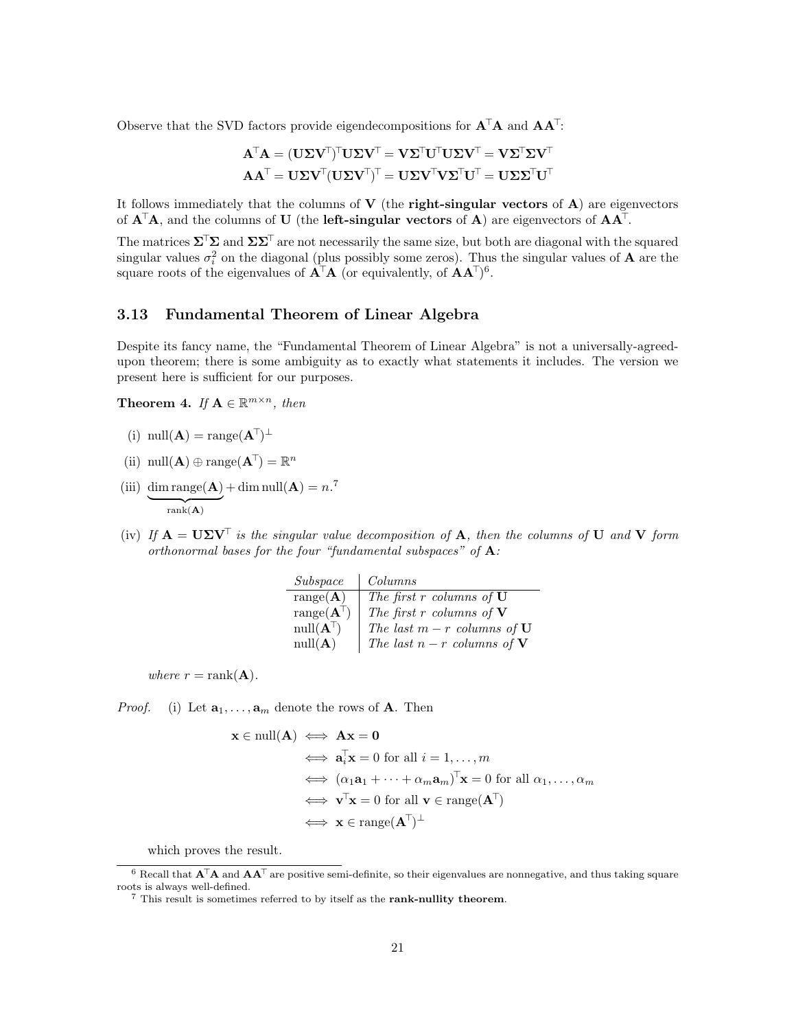Observe that the SVD factors provide eigendecompositions for $\mathbf{A}^\top\mathbf{A}$ and $\mathbf{A}\mathbf{A}^\top$:

$$\mathbf{A}^\top\mathbf{A} = (\mathbf{U}\mathbf{\Sigma}\mathbf{V}^\top)^\top\mathbf{U}\mathbf{\Sigma}\mathbf{V}^\top = \mathbf{V}\mathbf{\Sigma}^\top\mathbf{U}^\top\mathbf{U}\mathbf{\Sigma}\mathbf{V}^\top = \mathbf{V}\mathbf{\Sigma}^\top\mathbf{\Sigma}\mathbf{V}^\top$$
$$\mathbf{A}\mathbf{A}^\top = \mathbf{U}\mathbf{\Sigma}\mathbf{V}^\top(\mathbf{U}\mathbf{\Sigma}\mathbf{V}^\top)^\top = \mathbf{U}\mathbf{\Sigma}\mathbf{V}^\top\mathbf{V}\mathbf{\Sigma}^\top\mathbf{U}^\top = \mathbf{U}\mathbf{\Sigma}\mathbf{\Sigma}^\top\mathbf{U}^\top$$

It follows immediately that the columns of $\mathbf{V}$ (the **right-singular vectors** of $\mathbf{A}$) are eigenvectors of $\mathbf{A}^\top\mathbf{A}$, and the columns of $\mathbf{U}$ (the **left-singular vectors** of $\mathbf{A}$) are eigenvectors of $\mathbf{A}\mathbf{A}^\top$.

The matrices $\mathbf{\Sigma}^\top\mathbf{\Sigma}$ and $\mathbf{\Sigma}\mathbf{\Sigma}^\top$ are not necessarily the same size, but both are diagonal with the squared singular values $\sigma_i^2$ on the diagonal (plus possibly some zeros). Thus the singular values of $\mathbf{A}$ are the square roots of the eigenvalues of $\mathbf{A}^\top\mathbf{A}$ (or equivalently, of $\mathbf{A}\mathbf{A}^\top$)[6].

### 3.13 Fundamental Theorem of Linear Algebra

Despite its fancy name, the "Fundamental Theorem of Linear Algebra" is not a universally-agreed-upon theorem; there is some ambiguity as to exactly what statements it includes. The version we present here is sufficient for our purposes.

**Theorem 4.** *If* $\mathbf{A} \in \mathbb{R}^{m\times n}$*, then*

(i) $\operatorname{null}(\mathbf{A}) = \operatorname{range}(\mathbf{A}^\top)^\perp$

(ii) $\operatorname{null}(\mathbf{A}) \oplus \operatorname{range}(\mathbf{A}^\top) = \mathbb{R}^n$

(iii) $\underbrace{\dim\operatorname{range}(\mathbf{A})}_{\operatorname{rank}(\mathbf{A})} + \dim\operatorname{null}(\mathbf{A}) = n$.[7]

(iv) *If* $\mathbf{A} = \mathbf{U}\mathbf{\Sigma}\mathbf{V}^\top$ *is the singular value decomposition of* $\mathbf{A}$*, then the columns of* $\mathbf{U}$ *and* $\mathbf{V}$ *form orthonormal bases for the four "fundamental subspaces" of* $\mathbf{A}$*:*

| *Subspace* | *Columns* |
|---|---|
| $\operatorname{range}(\mathbf{A})$ | *The first* $r$ *columns of* $\mathbf{U}$ |
| $\operatorname{range}(\mathbf{A}^\top)$ | *The first* $r$ *columns of* $\mathbf{V}$ |
| $\operatorname{null}(\mathbf{A}^\top)$ | *The last* $m-r$ *columns of* $\mathbf{U}$ |
| $\operatorname{null}(\mathbf{A})$ | *The last* $n-r$ *columns of* $\mathbf{V}$ |

*where* $r = \operatorname{rank}(\mathbf{A})$.

*Proof.* (i) Let $\mathbf{a}_1, \dots, \mathbf{a}_m$ denote the rows of $\mathbf{A}$. Then

$$\begin{aligned}
\mathbf{x} \in \operatorname{null}(\mathbf{A}) &\iff \mathbf{A}\mathbf{x} = \mathbf{0} \\
&\iff \mathbf{a}_i^\top\mathbf{x} = 0 \text{ for all } i = 1, \dots, m \\
&\iff (\alpha_1\mathbf{a}_1 + \dots + \alpha_m\mathbf{a}_m)^\top\mathbf{x} = 0 \text{ for all } \alpha_1, \dots, \alpha_m \\
&\iff \mathbf{v}^\top\mathbf{x} = 0 \text{ for all } \mathbf{v} \in \operatorname{range}(\mathbf{A}^\top) \\
&\iff \mathbf{x} \in \operatorname{range}(\mathbf{A}^\top)^\perp
\end{aligned}$$

which proves the result.

[6] Recall that $\mathbf{A}^\top\mathbf{A}$ and $\mathbf{A}\mathbf{A}^\top$ are positive semi-definite, so their eigenvalues are nonnegative, and thus taking square roots is always well-defined.

[7] This result is sometimes referred to by itself as the **rank-nullity theorem**.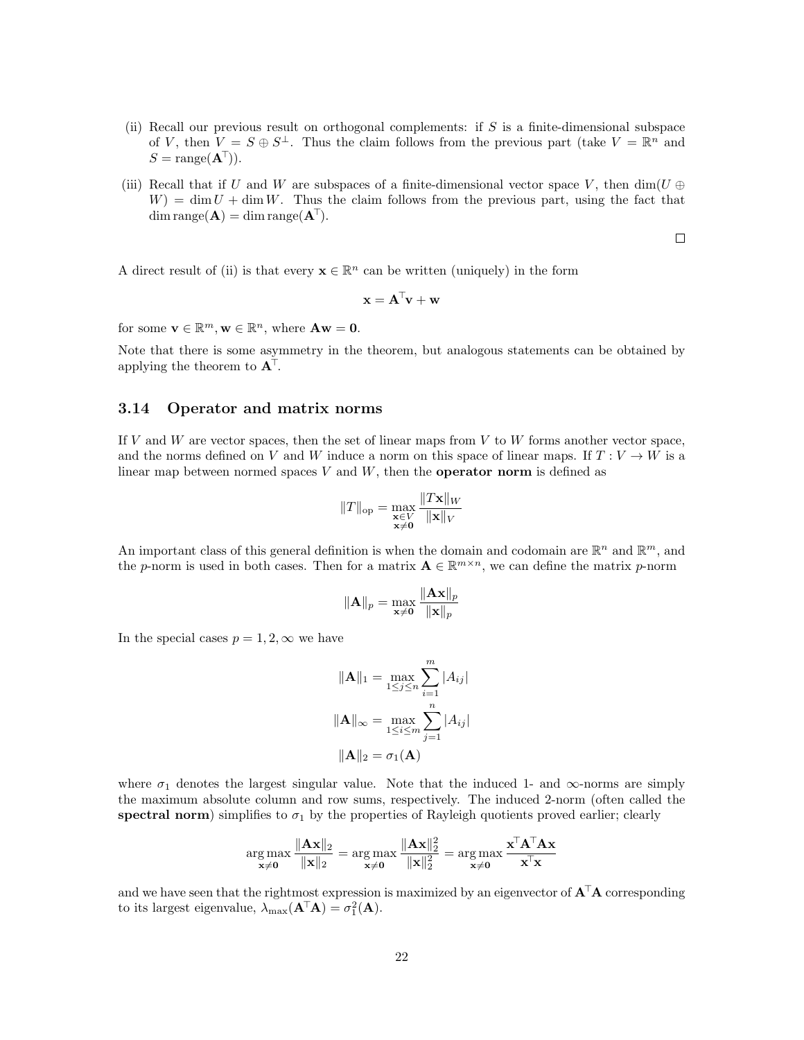(ii) Recall our previous result on orthogonal complements: if $S$ is a finite-dimensional subspace of $V$, then $V = S \oplus S^\perp$. Thus the claim follows from the previous part (take $V = \mathbb{R}^n$ and $S = \text{range}(\mathbf{A}^\top)$).

(iii) Recall that if $U$ and $W$ are subspaces of a finite-dimensional vector space $V$, then $\dim(U \oplus W) = \dim U + \dim W$. Thus the claim follows from the previous part, using the fact that $\dim \text{range}(\mathbf{A}) = \dim \text{range}(\mathbf{A}^\top)$.

□

A direct result of (ii) is that every $\mathbf{x} \in \mathbb{R}^n$ can be written (uniquely) in the form

$$\mathbf{x} = \mathbf{A}^\top \mathbf{v} + \mathbf{w}$$

for some $\mathbf{v} \in \mathbb{R}^m, \mathbf{w} \in \mathbb{R}^n$, where $\mathbf{A}\mathbf{w} = \mathbf{0}$.

Note that there is some asymmetry in the theorem, but analogous statements can be obtained by applying the theorem to $\mathbf{A}^\top$.

### 3.14 Operator and matrix norms

If $V$ and $W$ are vector spaces, then the set of linear maps from $V$ to $W$ forms another vector space, and the norms defined on $V$ and $W$ induce a norm on this space of linear maps. If $T : V \to W$ is a linear map between normed spaces $V$ and $W$, then the **operator norm** is defined as

$$\|T\|_{\text{op}} = \max_{\substack{\mathbf{x} \in V \\ \mathbf{x} \neq \mathbf{0}}} \frac{\|T\mathbf{x}\|_W}{\|\mathbf{x}\|_V}$$

An important class of this general definition is when the domain and codomain are $\mathbb{R}^n$ and $\mathbb{R}^m$, and the $p$-norm is used in both cases. Then for a matrix $\mathbf{A} \in \mathbb{R}^{m \times n}$, we can define the matrix $p$-norm

$$\|\mathbf{A}\|_p = \max_{\mathbf{x} \neq \mathbf{0}} \frac{\|\mathbf{A}\mathbf{x}\|_p}{\|\mathbf{x}\|_p}$$

In the special cases $p = 1, 2, \infty$ we have

$$\|\mathbf{A}\|_1 = \max_{1 \leq j \leq n} \sum_{i=1}^m |A_{ij}|$$

$$\|\mathbf{A}\|_\infty = \max_{1 \leq i \leq m} \sum_{j=1}^n |A_{ij}|$$

$$\|\mathbf{A}\|_2 = \sigma_1(\mathbf{A})$$

where $\sigma_1$ denotes the largest singular value. Note that the induced 1- and $\infty$-norms are simply the maximum absolute column and row sums, respectively. The induced 2-norm (often called the **spectral norm**) simplifies to $\sigma_1$ by the properties of Rayleigh quotients proved earlier; clearly

$$\arg\max_{\mathbf{x} \neq \mathbf{0}} \frac{\|\mathbf{A}\mathbf{x}\|_2}{\|\mathbf{x}\|_2} = \arg\max_{\mathbf{x} \neq \mathbf{0}} \frac{\|\mathbf{A}\mathbf{x}\|_2^2}{\|\mathbf{x}\|_2^2} = \arg\max_{\mathbf{x} \neq \mathbf{0}} \frac{\mathbf{x}^\top \mathbf{A}^\top \mathbf{A}\mathbf{x}}{\mathbf{x}^\top \mathbf{x}}$$

and we have seen that the rightmost expression is maximized by an eigenvector of $\mathbf{A}^\top \mathbf{A}$ corresponding to its largest eigenvalue, $\lambda_{\max}(\mathbf{A}^\top \mathbf{A}) = \sigma_1^2(\mathbf{A})$.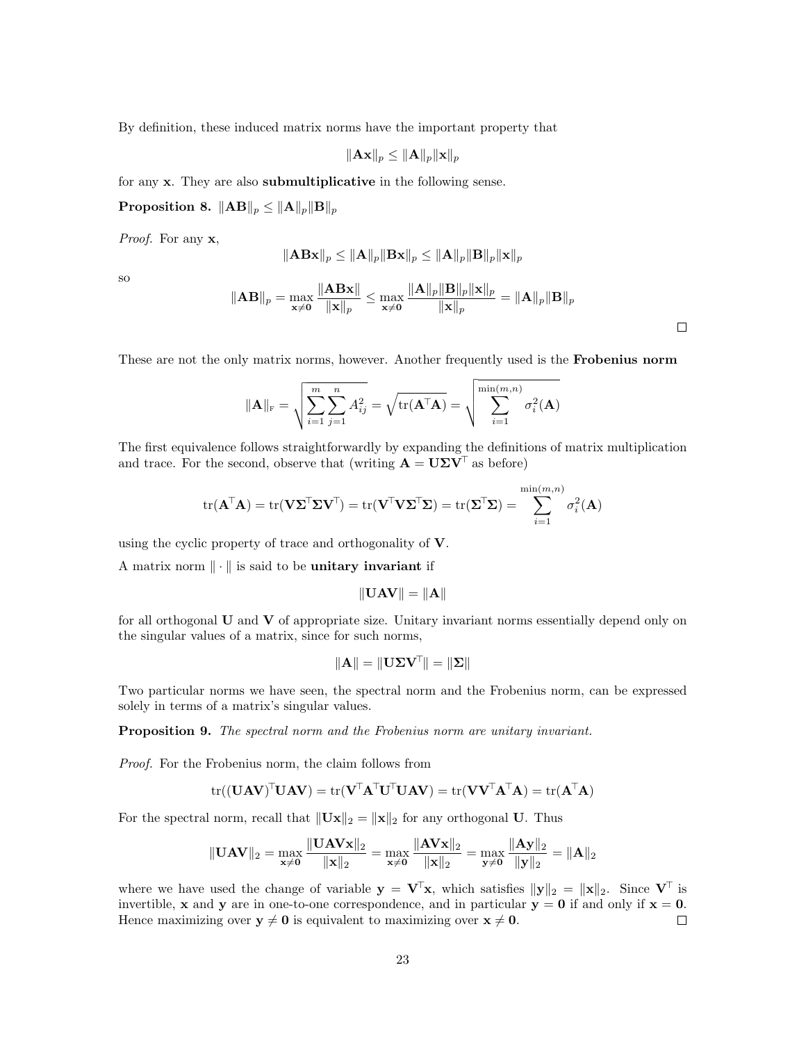By definition, these induced matrix norms have the important property that

$$\|\mathbf{Ax}\|_p \leq \|\mathbf{A}\|_p \|\mathbf{x}\|_p$$

for any $\mathbf{x}$. They are also **submultiplicative** in the following sense.

**Proposition 8.** $\|\mathbf{AB}\|_p \leq \|\mathbf{A}\|_p \|\mathbf{B}\|_p$

*Proof.* For any $\mathbf{x}$,

$$\|\mathbf{ABx}\|_p \leq \|\mathbf{A}\|_p \|\mathbf{Bx}\|_p \leq \|\mathbf{A}\|_p \|\mathbf{B}\|_p \|\mathbf{x}\|_p$$

so

$$\|\mathbf{AB}\|_p = \max_{\mathbf{x} \neq \mathbf{0}} \frac{\|\mathbf{ABx}\|}{\|\mathbf{x}\|_p} \leq \max_{\mathbf{x} \neq \mathbf{0}} \frac{\|\mathbf{A}\|_p \|\mathbf{B}\|_p \|\mathbf{x}\|_p}{\|\mathbf{x}\|_p} = \|\mathbf{A}\|_p \|\mathbf{B}\|_p$$

□

These are not the only matrix norms, however. Another frequently used is the **Frobenius norm**

$$\|\mathbf{A}\|_{\text{F}} = \sqrt{\sum_{i=1}^{m} \sum_{j=1}^{n} A_{ij}^2} = \sqrt{\operatorname{tr}(\mathbf{A}^\top \mathbf{A})} = \sqrt{\sum_{i=1}^{\min(m,n)} \sigma_i^2(\mathbf{A})}$$

The first equivalence follows straightforwardly by expanding the definitions of matrix multiplication and trace. For the second, observe that (writing $\mathbf{A} = \mathbf{U\Sigma V}^\top$ as before)

$$\operatorname{tr}(\mathbf{A}^\top \mathbf{A}) = \operatorname{tr}(\mathbf{V\Sigma}^\top \mathbf{\Sigma V}^\top) = \operatorname{tr}(\mathbf{V}^\top \mathbf{V\Sigma}^\top \mathbf{\Sigma}) = \operatorname{tr}(\mathbf{\Sigma}^\top \mathbf{\Sigma}) = \sum_{i=1}^{\min(m,n)} \sigma_i^2(\mathbf{A})$$

using the cyclic property of trace and orthogonality of $\mathbf{V}$.

A matrix norm $\|\cdot\|$ is said to be **unitary invariant** if

$$\|\mathbf{UAV}\| = \|\mathbf{A}\|$$

for all orthogonal $\mathbf{U}$ and $\mathbf{V}$ of appropriate size. Unitary invariant norms essentially depend only on the singular values of a matrix, since for such norms,

$$\|\mathbf{A}\| = \|\mathbf{U\Sigma V}^\top\| = \|\mathbf{\Sigma}\|$$

Two particular norms we have seen, the spectral norm and the Frobenius norm, can be expressed solely in terms of a matrix's singular values.

**Proposition 9.** *The spectral norm and the Frobenius norm are unitary invariant.*

*Proof.* For the Frobenius norm, the claim follows from

$$\operatorname{tr}((\mathbf{UAV})^\top \mathbf{UAV}) = \operatorname{tr}(\mathbf{V}^\top \mathbf{A}^\top \mathbf{U}^\top \mathbf{UAV}) = \operatorname{tr}(\mathbf{VV}^\top \mathbf{A}^\top \mathbf{A}) = \operatorname{tr}(\mathbf{A}^\top \mathbf{A})$$

For the spectral norm, recall that $\|\mathbf{Ux}\|_2 = \|\mathbf{x}\|_2$ for any orthogonal $\mathbf{U}$. Thus

$$\|\mathbf{UAV}\|_2 = \max_{\mathbf{x} \neq \mathbf{0}} \frac{\|\mathbf{UAVx}\|_2}{\|\mathbf{x}\|_2} = \max_{\mathbf{x} \neq \mathbf{0}} \frac{\|\mathbf{AVx}\|_2}{\|\mathbf{x}\|_2} = \max_{\mathbf{y} \neq \mathbf{0}} \frac{\|\mathbf{Ay}\|_2}{\|\mathbf{y}\|_2} = \|\mathbf{A}\|_2$$

where we have used the change of variable $\mathbf{y} = \mathbf{V}^\top \mathbf{x}$, which satisfies $\|\mathbf{y}\|_2 = \|\mathbf{x}\|_2$. Since $\mathbf{V}^\top$ is invertible, $\mathbf{x}$ and $\mathbf{y}$ are in one-to-one correspondence, and in particular $\mathbf{y} = \mathbf{0}$ if and only if $\mathbf{x} = \mathbf{0}$. Hence maximizing over $\mathbf{y} \neq \mathbf{0}$ is equivalent to maximizing over $\mathbf{x} \neq \mathbf{0}$. □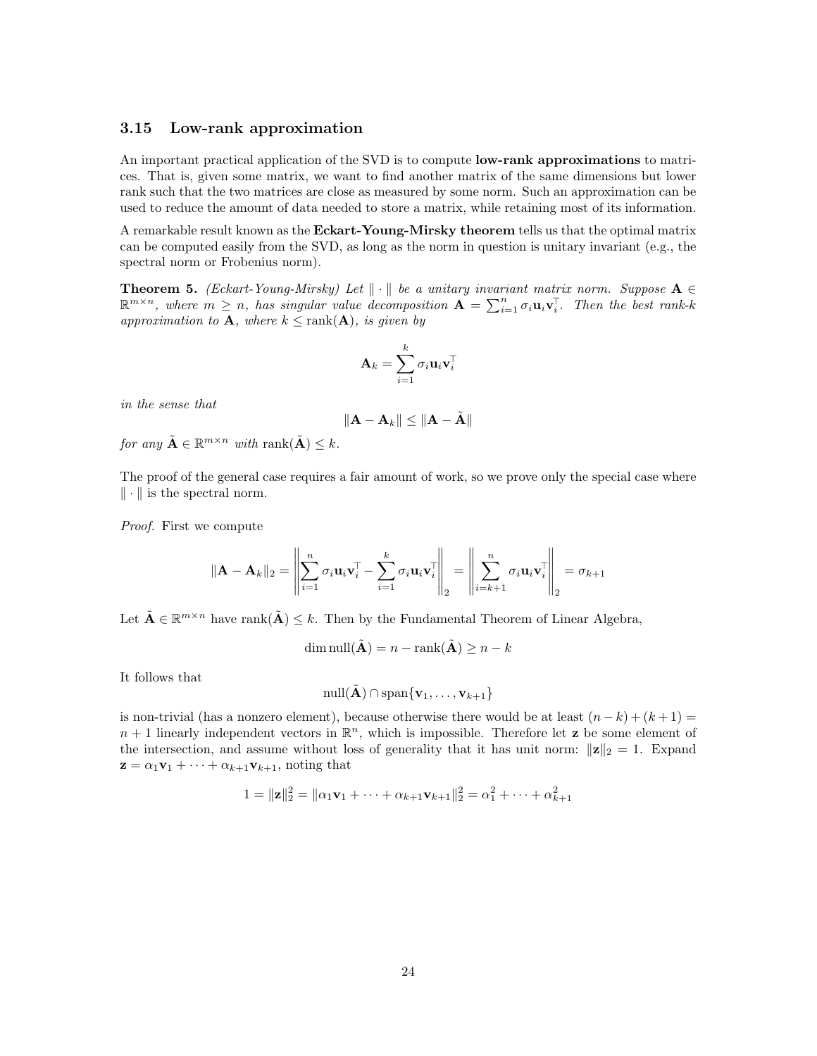### 3.15 Low-rank approximation

An important practical application of the SVD is to compute **low-rank approximations** to matrices. That is, given some matrix, we want to find another matrix of the same dimensions but lower rank such that the two matrices are close as measured by some norm. Such an approximation can be used to reduce the amount of data needed to store a matrix, while retaining most of its information.

A remarkable result known as the **Eckart-Young-Mirsky theorem** tells us that the optimal matrix can be computed easily from the SVD, as long as the norm in question is unitary invariant (e.g., the spectral norm or Frobenius norm).

**Theorem 5.** *(Eckart-Young-Mirsky) Let $\|\cdot\|$ be a unitary invariant matrix norm. Suppose $\mathbf{A} \in \mathbb{R}^{m\times n}$, where $m \geq n$, has singular value decomposition $\mathbf{A} = \sum_{i=1}^n \sigma_i \mathbf{u}_i \mathbf{v}_i^\top$. Then the best rank-$k$ approximation to $\mathbf{A}$, where $k \leq \operatorname{rank}(\mathbf{A})$, is given by*

$$\mathbf{A}_k = \sum_{i=1}^k \sigma_i \mathbf{u}_i \mathbf{v}_i^\top$$

*in the sense that*

$$\|\mathbf{A} - \mathbf{A}_k\| \leq \|\mathbf{A} - \tilde{\mathbf{A}}\|$$

*for any $\tilde{\mathbf{A}} \in \mathbb{R}^{m\times n}$ with $\operatorname{rank}(\tilde{\mathbf{A}}) \leq k$.*

The proof of the general case requires a fair amount of work, so we prove only the special case where $\|\cdot\|$ is the spectral norm.

*Proof.* First we compute

$$\|\mathbf{A} - \mathbf{A}_k\|_2 = \left\|\sum_{i=1}^n \sigma_i \mathbf{u}_i \mathbf{v}_i^\top - \sum_{i=1}^k \sigma_i \mathbf{u}_i \mathbf{v}_i^\top\right\|_2 = \left\|\sum_{i=k+1}^n \sigma_i \mathbf{u}_i \mathbf{v}_i^\top\right\|_2 = \sigma_{k+1}$$

Let $\tilde{\mathbf{A}} \in \mathbb{R}^{m\times n}$ have $\operatorname{rank}(\tilde{\mathbf{A}}) \leq k$. Then by the Fundamental Theorem of Linear Algebra,

$$\dim \operatorname{null}(\tilde{\mathbf{A}}) = n - \operatorname{rank}(\tilde{\mathbf{A}}) \geq n - k$$

It follows that

$$\operatorname{null}(\tilde{\mathbf{A}}) \cap \operatorname{span}\{\mathbf{v}_1, \dots, \mathbf{v}_{k+1}\}$$

is non-trivial (has a nonzero element), because otherwise there would be at least $(n-k)+(k+1) = n+1$ linearly independent vectors in $\mathbb{R}^n$, which is impossible. Therefore let $\mathbf{z}$ be some element of the intersection, and assume without loss of generality that it has unit norm: $\|\mathbf{z}\|_2 = 1$. Expand $\mathbf{z} = \alpha_1\mathbf{v}_1 + \cdots + \alpha_{k+1}\mathbf{v}_{k+1}$, noting that

$$1 = \|\mathbf{z}\|_2^2 = \|\alpha_1\mathbf{v}_1 + \cdots + \alpha_{k+1}\mathbf{v}_{k+1}\|_2^2 = \alpha_1^2 + \cdots + \alpha_{k+1}^2$$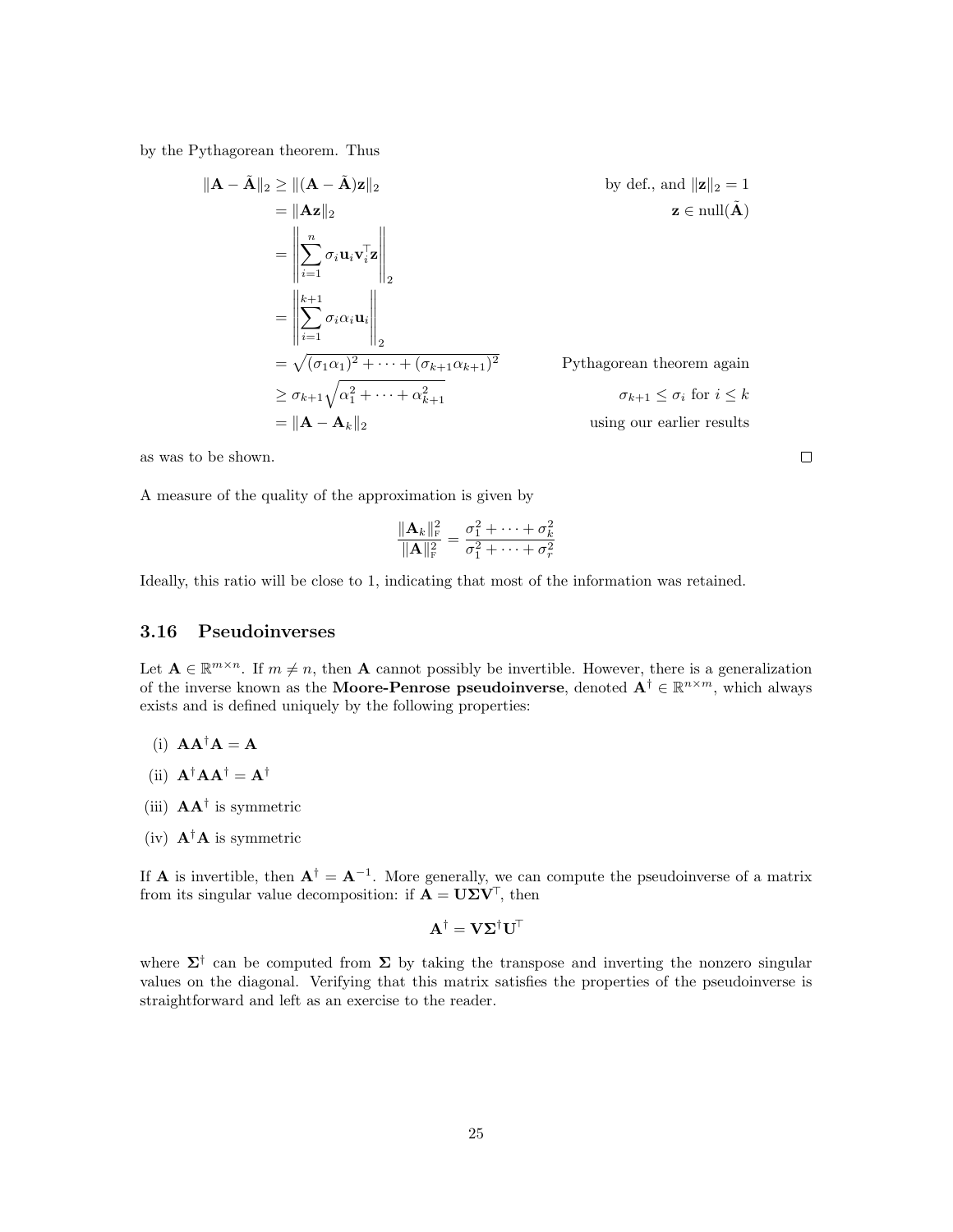by the Pythagorean theorem. Thus

$$
\begin{aligned}
\|\mathbf{A} - \tilde{\mathbf{A}}\|_2 &\geq \|(\mathbf{A} - \tilde{\mathbf{A}})\mathbf{z}\|_2 && \text{by def., and } \|\mathbf{z}\|_2 = 1 \\
&= \|\mathbf{A}\mathbf{z}\|_2 && \mathbf{z} \in \operatorname{null}(\tilde{\mathbf{A}}) \\
&= \left\| \sum_{i=1}^{n} \sigma_i \mathbf{u}_i \mathbf{v}_i^\top \mathbf{z} \right\|_2 \\
&= \left\| \sum_{i=1}^{k+1} \sigma_i \alpha_i \mathbf{u}_i \right\|_2 \\
&= \sqrt{(\sigma_1 \alpha_1)^2 + \cdots + (\sigma_{k+1}\alpha_{k+1})^2} && \text{Pythagorean theorem again} \\
&\geq \sigma_{k+1}\sqrt{\alpha_1^2 + \cdots + \alpha_{k+1}^2} && \sigma_{k+1} \leq \sigma_i \text{ for } i \leq k \\
&= \|\mathbf{A} - \mathbf{A}_k\|_2 && \text{using our earlier results}
\end{aligned}
$$

as was to be shown. □

A measure of the quality of the approximation is given by

$$
\frac{\|\mathbf{A}_k\|_{\mathrm{F}}^2}{\|\mathbf{A}\|_{\mathrm{F}}^2} = \frac{\sigma_1^2 + \cdots + \sigma_k^2}{\sigma_1^2 + \cdots + \sigma_r^2}
$$

Ideally, this ratio will be close to 1, indicating that most of the information was retained.

### 3.16 Pseudoinverses

Let $\mathbf{A} \in \mathbb{R}^{m \times n}$. If $m \neq n$, then $\mathbf{A}$ cannot possibly be invertible. However, there is a generalization of the inverse known as the **Moore-Penrose pseudoinverse**, denoted $\mathbf{A}^\dagger \in \mathbb{R}^{n \times m}$, which always exists and is defined uniquely by the following properties:

(i) $\mathbf{A}\mathbf{A}^\dagger\mathbf{A} = \mathbf{A}$

(ii) $\mathbf{A}^\dagger\mathbf{A}\mathbf{A}^\dagger = \mathbf{A}^\dagger$

(iii) $\mathbf{A}\mathbf{A}^\dagger$ is symmetric

(iv) $\mathbf{A}^\dagger\mathbf{A}$ is symmetric

If $\mathbf{A}$ is invertible, then $\mathbf{A}^\dagger = \mathbf{A}^{-1}$. More generally, we can compute the pseudoinverse of a matrix from its singular value decomposition: if $\mathbf{A} = \mathbf{U}\mathbf{\Sigma}\mathbf{V}^\top$, then

$$
\mathbf{A}^\dagger = \mathbf{V}\mathbf{\Sigma}^\dagger\mathbf{U}^\top
$$

where $\mathbf{\Sigma}^\dagger$ can be computed from $\mathbf{\Sigma}$ by taking the transpose and inverting the nonzero singular values on the diagonal. Verifying that this matrix satisfies the properties of the pseudoinverse is straightforward and left as an exercise to the reader.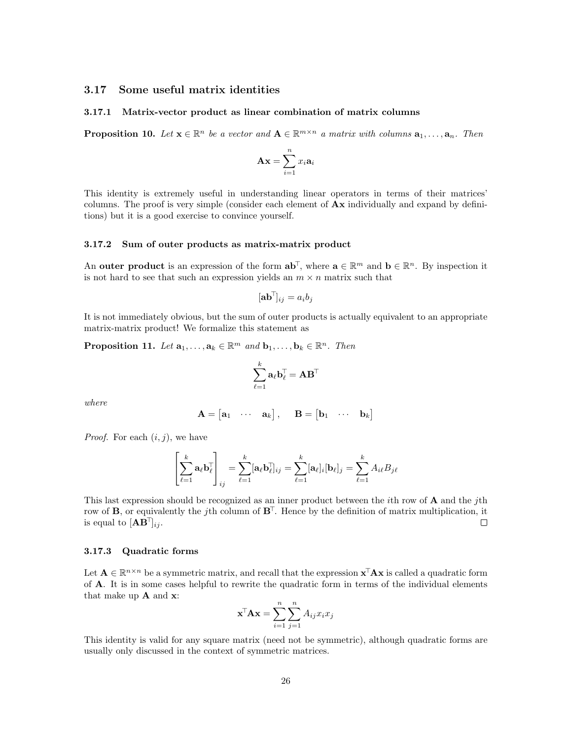## 3.17 Some useful matrix identities

### 3.17.1 Matrix-vector product as linear combination of matrix columns

**Proposition 10.** *Let $\mathbf{x} \in \mathbb{R}^n$ be a vector and $\mathbf{A} \in \mathbb{R}^{m \times n}$ a matrix with columns $\mathbf{a}_1, \dots, \mathbf{a}_n$. Then*

$$\mathbf{A}\mathbf{x} = \sum_{i=1}^{n} x_i \mathbf{a}_i$$

This identity is extremely useful in understanding linear operators in terms of their matrices' columns. The proof is very simple (consider each element of $\mathbf{A}\mathbf{x}$ individually and expand by definitions) but it is a good exercise to convince yourself.

### 3.17.2 Sum of outer products as matrix-matrix product

An **outer product** is an expression of the form $\mathbf{a}\mathbf{b}^\top$, where $\mathbf{a} \in \mathbb{R}^m$ and $\mathbf{b} \in \mathbb{R}^n$. By inspection it is not hard to see that such an expression yields an $m \times n$ matrix such that

$$[\mathbf{a}\mathbf{b}^\top]_{ij} = a_i b_j$$

It is not immediately obvious, but the sum of outer products is actually equivalent to an appropriate matrix-matrix product! We formalize this statement as

**Proposition 11.** *Let $\mathbf{a}_1, \dots, \mathbf{a}_k \in \mathbb{R}^m$ and $\mathbf{b}_1, \dots, \mathbf{b}_k \in \mathbb{R}^n$. Then*

$$\sum_{\ell=1}^{k} \mathbf{a}_\ell \mathbf{b}_\ell^\top = \mathbf{A}\mathbf{B}^\top$$

*where*

$$\mathbf{A} = \begin{bmatrix} \mathbf{a}_1 & \cdots & \mathbf{a}_k \end{bmatrix}, \quad \mathbf{B} = \begin{bmatrix} \mathbf{b}_1 & \cdots & \mathbf{b}_k \end{bmatrix}$$

*Proof.* For each $(i, j)$, we have

$$\left[\sum_{\ell=1}^{k} \mathbf{a}_\ell \mathbf{b}_\ell^\top\right]_{ij} = \sum_{\ell=1}^{k} [\mathbf{a}_\ell \mathbf{b}_\ell^\top]_{ij} = \sum_{\ell=1}^{k} [\mathbf{a}_\ell]_i [\mathbf{b}_\ell]_j = \sum_{\ell=1}^{k} A_{i\ell} B_{j\ell}$$

This last expression should be recognized as an inner product between the $i$th row of $\mathbf{A}$ and the $j$th row of $\mathbf{B}$, or equivalently the $j$th column of $\mathbf{B}^\top$. Hence by the definition of matrix multiplication, it is equal to $[\mathbf{A}\mathbf{B}^\top]_{ij}$. □

### 3.17.3 Quadratic forms

Let $\mathbf{A} \in \mathbb{R}^{n \times n}$ be a symmetric matrix, and recall that the expression $\mathbf{x}^\top \mathbf{A} \mathbf{x}$ is called a quadratic form of $\mathbf{A}$. It is in some cases helpful to rewrite the quadratic form in terms of the individual elements that make up $\mathbf{A}$ and $\mathbf{x}$:

$$\mathbf{x}^\top \mathbf{A} \mathbf{x} = \sum_{i=1}^{n} \sum_{j=1}^{n} A_{ij} x_i x_j$$

This identity is valid for any square matrix (need not be symmetric), although quadratic forms are usually only discussed in the context of symmetric matrices.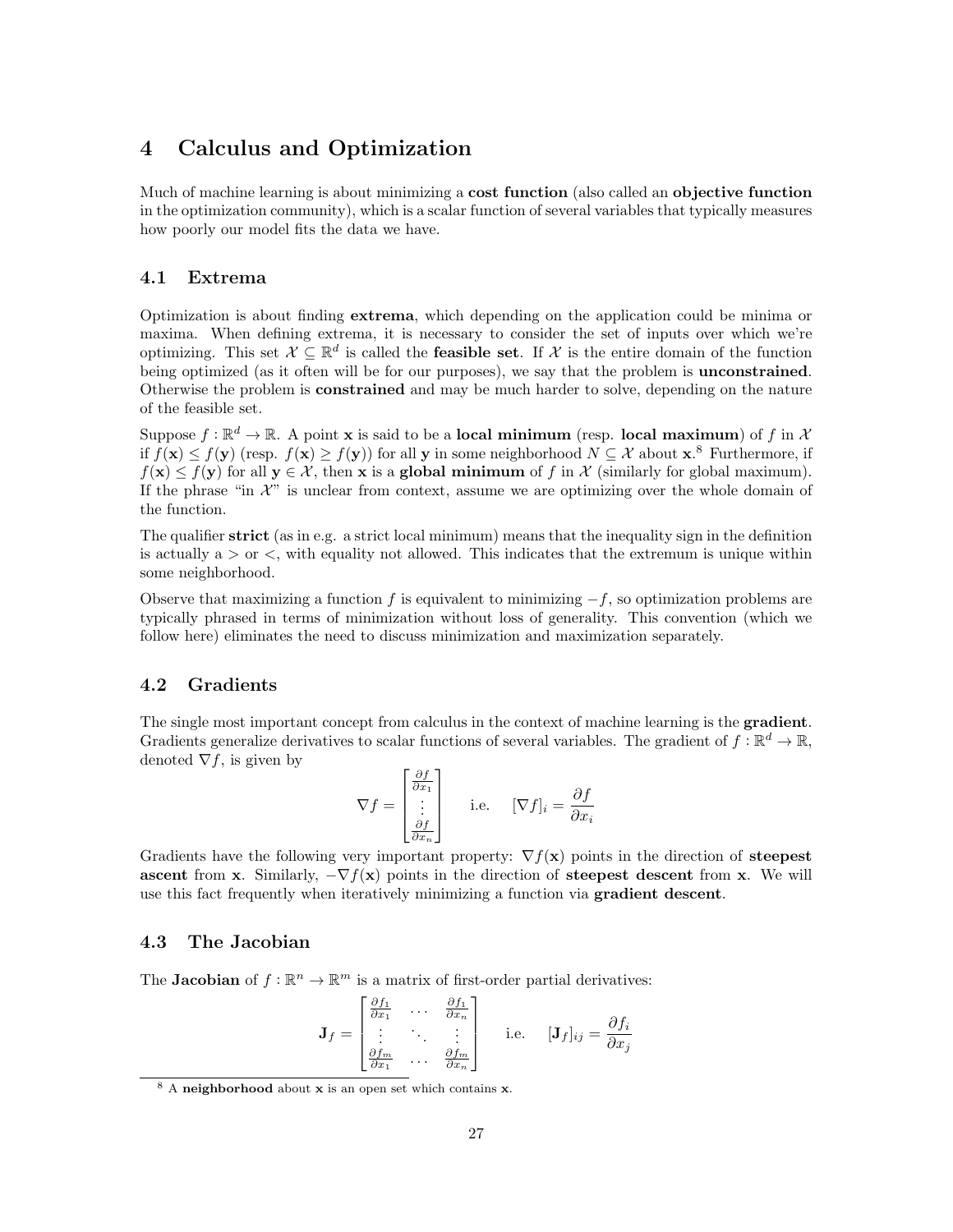# 4 Calculus and Optimization

Much of machine learning is about minimizing a **cost function** (also called an **objective function** in the optimization community), which is a scalar function of several variables that typically measures how poorly our model fits the data we have.

## 4.1 Extrema

Optimization is about finding **extrema**, which depending on the application could be minima or maxima. When defining extrema, it is necessary to consider the set of inputs over which we're optimizing. This set $\mathcal{X} \subseteq \mathbb{R}^d$ is called the **feasible set**. If $\mathcal{X}$ is the entire domain of the function being optimized (as it often will be for our purposes), we say that the problem is **unconstrained**. Otherwise the problem is **constrained** and may be much harder to solve, depending on the nature of the feasible set.

Suppose $f : \mathbb{R}^d \to \mathbb{R}$. A point $\mathbf{x}$ is said to be a **local minimum** (resp. **local maximum**) of $f$ in $\mathcal{X}$ if $f(\mathbf{x}) \leq f(\mathbf{y})$ (resp. $f(\mathbf{x}) \geq f(\mathbf{y})$) for all $\mathbf{y}$ in some neighborhood $N \subseteq \mathcal{X}$ about $\mathbf{x}$.[8] Furthermore, if $f(\mathbf{x}) \leq f(\mathbf{y})$ for all $\mathbf{y} \in \mathcal{X}$, then $\mathbf{x}$ is a **global minimum** of $f$ in $\mathcal{X}$ (similarly for global maximum). If the phrase "in $\mathcal{X}$" is unclear from context, assume we are optimizing over the whole domain of the function.

The qualifier **strict** (as in e.g. a strict local minimum) means that the inequality sign in the definition is actually a $>$ or $<$, with equality not allowed. This indicates that the extremum is unique within some neighborhood.

Observe that maximizing a function $f$ is equivalent to minimizing $-f$, so optimization problems are typically phrased in terms of minimization without loss of generality. This convention (which we follow here) eliminates the need to discuss minimization and maximization separately.

## 4.2 Gradients

The single most important concept from calculus in the context of machine learning is the **gradient**. Gradients generalize derivatives to scalar functions of several variables. The gradient of $f : \mathbb{R}^d \to \mathbb{R}$, denoted $\nabla f$, is given by

$$\nabla f = \begin{bmatrix} \frac{\partial f}{\partial x_1} \\ \vdots \\ \frac{\partial f}{\partial x_n} \end{bmatrix} \qquad \text{i.e.} \qquad [\nabla f]_i = \frac{\partial f}{\partial x_i}$$

Gradients have the following very important property: $\nabla f(\mathbf{x})$ points in the direction of **steepest ascent** from $\mathbf{x}$. Similarly, $-\nabla f(\mathbf{x})$ points in the direction of **steepest descent** from $\mathbf{x}$. We will use this fact frequently when iteratively minimizing a function via **gradient descent**.

## 4.3 The Jacobian

The **Jacobian** of $f : \mathbb{R}^n \to \mathbb{R}^m$ is a matrix of first-order partial derivatives:

$$\mathbf{J}_f = \begin{bmatrix} \frac{\partial f_1}{\partial x_1} & \cdots & \frac{\partial f_1}{\partial x_n} \\ \vdots & \ddots & \vdots \\ \frac{\partial f_m}{\partial x_1} & \cdots & \frac{\partial f_m}{\partial x_n} \end{bmatrix} \qquad \text{i.e.} \qquad [\mathbf{J}_f]_{ij} = \frac{\partial f_i}{\partial x_j}$$

[8] A **neighborhood** about $\mathbf{x}$ is an open set which contains $\mathbf{x}$.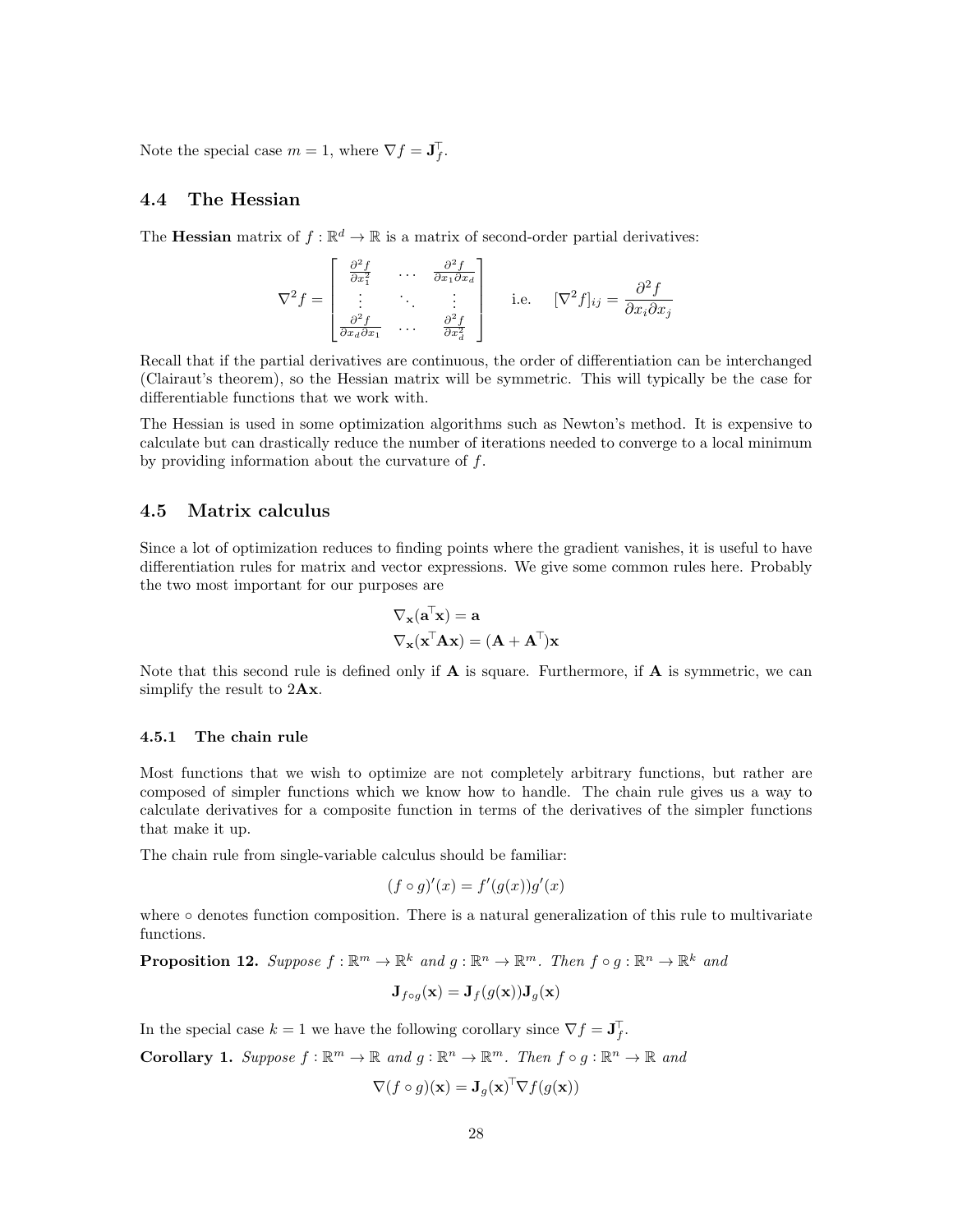Note the special case $m = 1$, where $\nabla f = \mathbf{J}_f^\top$.

## 4.4 The Hessian

The **Hessian** matrix of $f : \mathbb{R}^d \to \mathbb{R}$ is a matrix of second-order partial derivatives:

$$\nabla^2 f = \begin{bmatrix} \frac{\partial^2 f}{\partial x_1^2} & \dots & \frac{\partial^2 f}{\partial x_1 \partial x_d} \\ \vdots & \ddots & \vdots \\ \frac{\partial^2 f}{\partial x_d \partial x_1} & \dots & \frac{\partial^2 f}{\partial x_d^2} \end{bmatrix} \qquad \text{i.e.} \qquad [\nabla^2 f]_{ij} = \frac{\partial^2 f}{\partial x_i \partial x_j}$$

Recall that if the partial derivatives are continuous, the order of differentiation can be interchanged (Clairaut's theorem), so the Hessian matrix will be symmetric. This will typically be the case for differentiable functions that we work with.

The Hessian is used in some optimization algorithms such as Newton's method. It is expensive to calculate but can drastically reduce the number of iterations needed to converge to a local minimum by providing information about the curvature of $f$.

## 4.5 Matrix calculus

Since a lot of optimization reduces to finding points where the gradient vanishes, it is useful to have differentiation rules for matrix and vector expressions. We give some common rules here. Probably the two most important for our purposes are

$$\nabla_{\mathbf{x}}(\mathbf{a}^\top \mathbf{x}) = \mathbf{a}$$
$$\nabla_{\mathbf{x}}(\mathbf{x}^\top \mathbf{A} \mathbf{x}) = (\mathbf{A} + \mathbf{A}^\top)\mathbf{x}$$

Note that this second rule is defined only if $\mathbf{A}$ is square. Furthermore, if $\mathbf{A}$ is symmetric, we can simplify the result to $2\mathbf{A}\mathbf{x}$.

### 4.5.1 The chain rule

Most functions that we wish to optimize are not completely arbitrary functions, but rather are composed of simpler functions which we know how to handle. The chain rule gives us a way to calculate derivatives for a composite function in terms of the derivatives of the simpler functions that make it up.

The chain rule from single-variable calculus should be familiar:

$$(f \circ g)'(x) = f'(g(x))g'(x)$$

where $\circ$ denotes function composition. There is a natural generalization of this rule to multivariate functions.

**Proposition 12.** *Suppose $f : \mathbb{R}^m \to \mathbb{R}^k$ and $g : \mathbb{R}^n \to \mathbb{R}^m$. Then $f \circ g : \mathbb{R}^n \to \mathbb{R}^k$ and*

$$\mathbf{J}_{f \circ g}(\mathbf{x}) = \mathbf{J}_f(g(\mathbf{x}))\mathbf{J}_g(\mathbf{x})$$

In the special case $k = 1$ we have the following corollary since $\nabla f = \mathbf{J}_f^\top$.

**Corollary 1.** *Suppose $f : \mathbb{R}^m \to \mathbb{R}$ and $g : \mathbb{R}^n \to \mathbb{R}^m$. Then $f \circ g : \mathbb{R}^n \to \mathbb{R}$ and*

$$\nabla(f \circ g)(\mathbf{x}) = \mathbf{J}_g(\mathbf{x})^\top \nabla f(g(\mathbf{x}))$$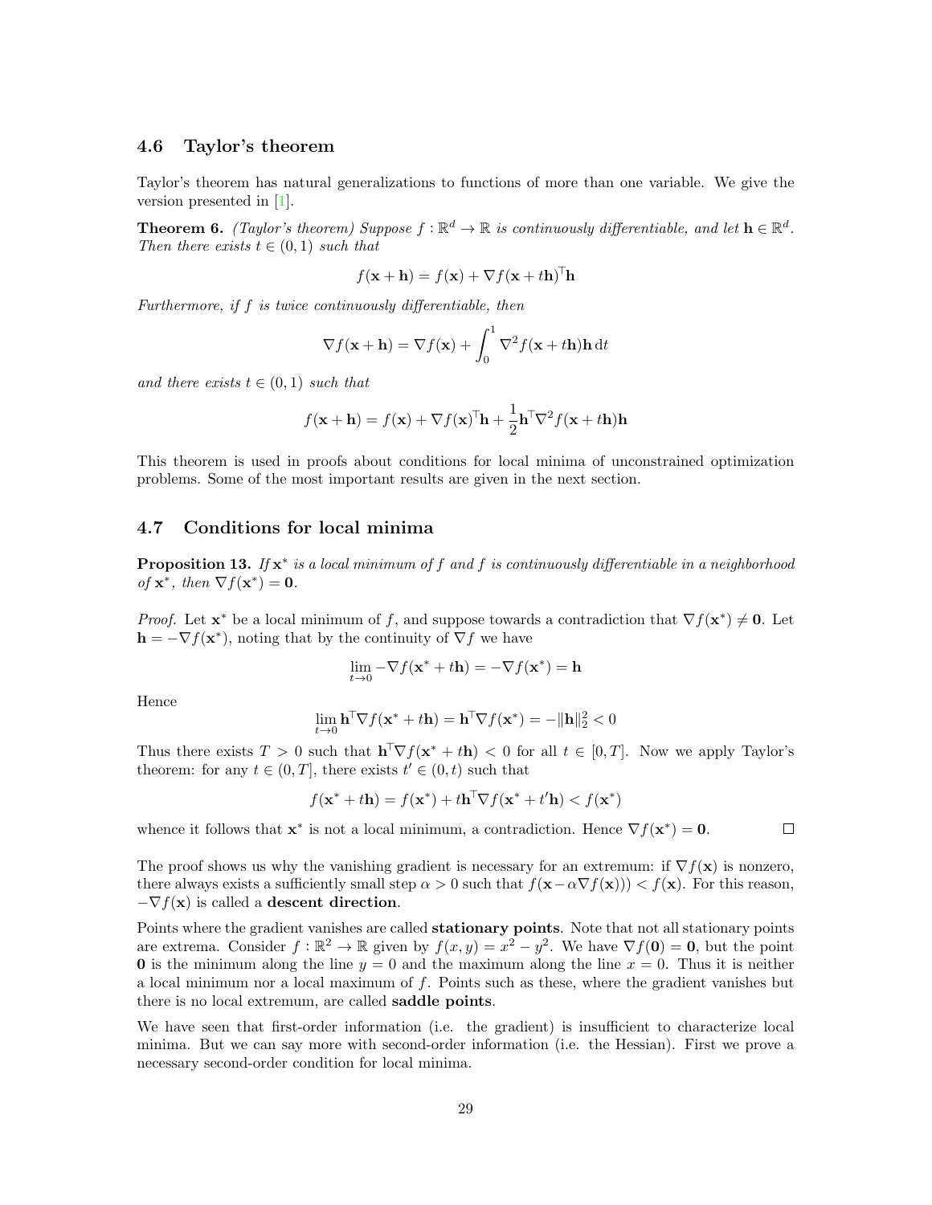### 4.6 Taylor's theorem

Taylor's theorem has natural generalizations to functions of more than one variable. We give the version presented in [1].

**Theorem 6.** *(Taylor's theorem) Suppose $f : \mathbb{R}^d \to \mathbb{R}$ is continuously differentiable, and let $\mathbf{h} \in \mathbb{R}^d$. Then there exists $t \in (0, 1)$ such that*

$$f(\mathbf{x} + \mathbf{h}) = f(\mathbf{x}) + \nabla f(\mathbf{x} + t\mathbf{h})^\top \mathbf{h}$$

*Furthermore, if $f$ is twice continuously differentiable, then*

$$\nabla f(\mathbf{x} + \mathbf{h}) = \nabla f(\mathbf{x}) + \int_0^1 \nabla^2 f(\mathbf{x} + t\mathbf{h})\mathbf{h} \, \mathrm{d}t$$

*and there exists $t \in (0, 1)$ such that*

$$f(\mathbf{x} + \mathbf{h}) = f(\mathbf{x}) + \nabla f(\mathbf{x})^\top \mathbf{h} + \frac{1}{2}\mathbf{h}^\top \nabla^2 f(\mathbf{x} + t\mathbf{h})\mathbf{h}$$

This theorem is used in proofs about conditions for local minima of unconstrained optimization problems. Some of the most important results are given in the next section.

### 4.7 Conditions for local minima

**Proposition 13.** *If $\mathbf{x}^*$ is a local minimum of $f$ and $f$ is continuously differentiable in a neighborhood of $\mathbf{x}^*$, then $\nabla f(\mathbf{x}^*) = \mathbf{0}$.*

*Proof.* Let $\mathbf{x}^*$ be a local minimum of $f$, and suppose towards a contradiction that $\nabla f(\mathbf{x}^*) \neq \mathbf{0}$. Let $\mathbf{h} = -\nabla f(\mathbf{x}^*)$, noting that by the continuity of $\nabla f$ we have

$$\lim_{t \to 0} -\nabla f(\mathbf{x}^* + t\mathbf{h}) = -\nabla f(\mathbf{x}^*) = \mathbf{h}$$

Hence

$$\lim_{t \to 0} \mathbf{h}^\top \nabla f(\mathbf{x}^* + t\mathbf{h}) = \mathbf{h}^\top \nabla f(\mathbf{x}^*) = -\|\mathbf{h}\|_2^2 < 0$$

Thus there exists $T > 0$ such that $\mathbf{h}^\top \nabla f(\mathbf{x}^* + t\mathbf{h}) < 0$ for all $t \in [0, T]$. Now we apply Taylor's theorem: for any $t \in (0, T]$, there exists $t' \in (0, t)$ such that

$$f(\mathbf{x}^* + t\mathbf{h}) = f(\mathbf{x}^*) + t\mathbf{h}^\top \nabla f(\mathbf{x}^* + t'\mathbf{h}) < f(\mathbf{x}^*)$$

whence it follows that $\mathbf{x}^*$ is not a local minimum, a contradiction. Hence $\nabla f(\mathbf{x}^*) = \mathbf{0}$. $\square$

The proof shows us why the vanishing gradient is necessary for an extremum: if $\nabla f(\mathbf{x})$ is nonzero, there always exists a sufficiently small step $\alpha > 0$ such that $f(\mathbf{x} - \alpha \nabla f(\mathbf{x}))) < f(\mathbf{x})$. For this reason, $-\nabla f(\mathbf{x})$ is called a **descent direction**.

Points where the gradient vanishes are called **stationary points**. Note that not all stationary points are extrema. Consider $f : \mathbb{R}^2 \to \mathbb{R}$ given by $f(x, y) = x^2 - y^2$. We have $\nabla f(\mathbf{0}) = \mathbf{0}$, but the point $\mathbf{0}$ is the minimum along the line $y = 0$ and the maximum along the line $x = 0$. Thus it is neither a local minimum nor a local maximum of $f$. Points such as these, where the gradient vanishes but there is no local extremum, are called **saddle points**.

We have seen that first-order information (i.e. the gradient) is insufficient to characterize local minima. But we can say more with second-order information (i.e. the Hessian). First we prove a necessary second-order condition for local minima.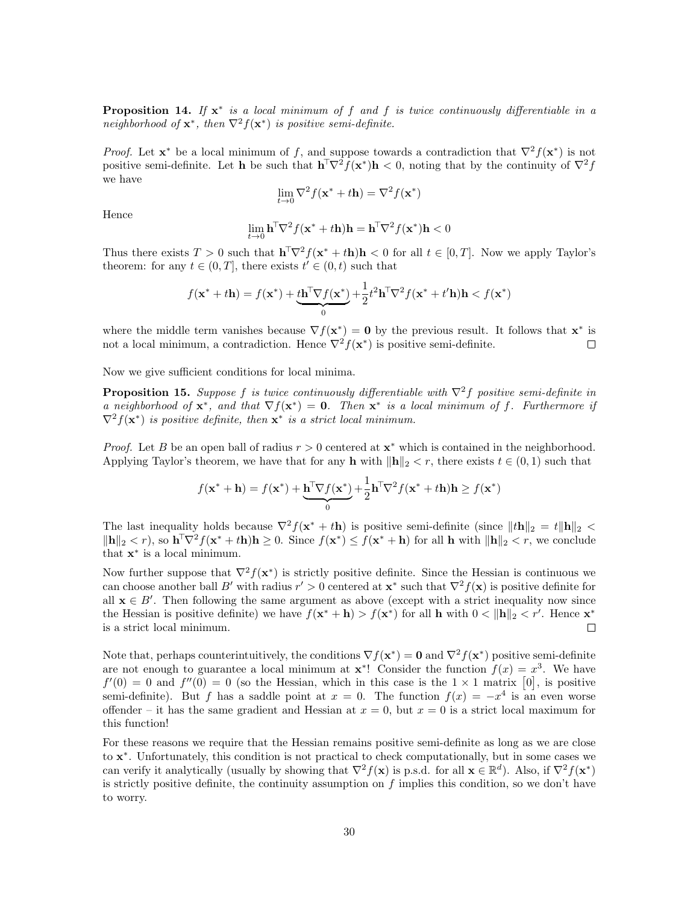**Proposition 14.** *If $\mathbf{x}^*$ is a local minimum of $f$ and $f$ is twice continuously differentiable in a neighborhood of $\mathbf{x}^*$, then $\nabla^2 f(\mathbf{x}^*)$ is positive semi-definite.*

*Proof.* Let $\mathbf{x}^*$ be a local minimum of $f$, and suppose towards a contradiction that $\nabla^2 f(\mathbf{x}^*)$ is not positive semi-definite. Let $\mathbf{h}$ be such that $\mathbf{h}^\top \nabla^2 f(\mathbf{x}^*)\mathbf{h} < 0$, noting that by the continuity of $\nabla^2 f$ we have

$$\lim_{t \to 0} \nabla^2 f(\mathbf{x}^* + t\mathbf{h}) = \nabla^2 f(\mathbf{x}^*)$$

Hence

$$\lim_{t \to 0} \mathbf{h}^\top \nabla^2 f(\mathbf{x}^* + t\mathbf{h})\mathbf{h} = \mathbf{h}^\top \nabla^2 f(\mathbf{x}^*)\mathbf{h} < 0$$

Thus there exists $T > 0$ such that $\mathbf{h}^\top \nabla^2 f(\mathbf{x}^* + t\mathbf{h})\mathbf{h} < 0$ for all $t \in [0, T]$. Now we apply Taylor's theorem: for any $t \in (0, T]$, there exists $t' \in (0, t)$ such that

$$f(\mathbf{x}^* + t\mathbf{h}) = f(\mathbf{x}^*) + \underbrace{t\mathbf{h}^\top \nabla f(\mathbf{x}^*)}_{0} + \frac{1}{2}t^2 \mathbf{h}^\top \nabla^2 f(\mathbf{x}^* + t'\mathbf{h})\mathbf{h} < f(\mathbf{x}^*)$$

where the middle term vanishes because $\nabla f(\mathbf{x}^*) = \mathbf{0}$ by the previous result. It follows that $\mathbf{x}^*$ is not a local minimum, a contradiction. Hence $\nabla^2 f(\mathbf{x}^*)$ is positive semi-definite. $\square$

Now we give sufficient conditions for local minima.

**Proposition 15.** *Suppose $f$ is twice continuously differentiable with $\nabla^2 f$ positive semi-definite in a neighborhood of $\mathbf{x}^*$, and that $\nabla f(\mathbf{x}^*) = \mathbf{0}$. Then $\mathbf{x}^*$ is a local minimum of $f$. Furthermore if $\nabla^2 f(\mathbf{x}^*)$ is positive definite, then $\mathbf{x}^*$ is a strict local minimum.*

*Proof.* Let $B$ be an open ball of radius $r > 0$ centered at $\mathbf{x}^*$ which is contained in the neighborhood. Applying Taylor's theorem, we have that for any $\mathbf{h}$ with $\|\mathbf{h}\|_2 < r$, there exists $t \in (0, 1)$ such that

$$f(\mathbf{x}^* + \mathbf{h}) = f(\mathbf{x}^*) + \underbrace{\mathbf{h}^\top \nabla f(\mathbf{x}^*)}_{0} + \frac{1}{2}\mathbf{h}^\top \nabla^2 f(\mathbf{x}^* + t\mathbf{h})\mathbf{h} \geq f(\mathbf{x}^*)$$

The last inequality holds because $\nabla^2 f(\mathbf{x}^* + t\mathbf{h})$ is positive semi-definite (since $\|t\mathbf{h}\|_2 = t\|\mathbf{h}\|_2 < \|\mathbf{h}\|_2 < r$), so $\mathbf{h}^\top \nabla^2 f(\mathbf{x}^* + t\mathbf{h})\mathbf{h} \geq 0$. Since $f(\mathbf{x}^*) \leq f(\mathbf{x}^* + \mathbf{h})$ for all $\mathbf{h}$ with $\|\mathbf{h}\|_2 < r$, we conclude that $\mathbf{x}^*$ is a local minimum.

Now further suppose that $\nabla^2 f(\mathbf{x}^*)$ is strictly positive definite. Since the Hessian is continuous we can choose another ball $B'$ with radius $r' > 0$ centered at $\mathbf{x}^*$ such that $\nabla^2 f(\mathbf{x})$ is positive definite for all $\mathbf{x} \in B'$. Then following the same argument as above (except with a strict inequality now since the Hessian is positive definite) we have $f(\mathbf{x}^* + \mathbf{h}) > f(\mathbf{x}^*)$ for all $\mathbf{h}$ with $0 < \|\mathbf{h}\|_2 < r'$. Hence $\mathbf{x}^*$ is a strict local minimum. $\square$

Note that, perhaps counterintuitively, the conditions $\nabla f(\mathbf{x}^*) = \mathbf{0}$ and $\nabla^2 f(\mathbf{x}^*)$ positive semi-definite are not enough to guarantee a local minimum at $\mathbf{x}^*$! Consider the function $f(x) = x^3$. We have $f'(0) = 0$ and $f''(0) = 0$ (so the Hessian, which in this case is the $1 \times 1$ matrix $\begin{bmatrix} 0 \end{bmatrix}$, is positive semi-definite). But $f$ has a saddle point at $x = 0$. The function $f(x) = -x^4$ is an even worse offender – it has the same gradient and Hessian at $x = 0$, but $x = 0$ is a strict local maximum for this function!

For these reasons we require that the Hessian remains positive semi-definite as long as we are close to $\mathbf{x}^*$. Unfortunately, this condition is not practical to check computationally, but in some cases we can verify it analytically (usually by showing that $\nabla^2 f(\mathbf{x})$ is p.s.d. for all $\mathbf{x} \in \mathbb{R}^d$). Also, if $\nabla^2 f(\mathbf{x}^*)$ is strictly positive definite, the continuity assumption on $f$ implies this condition, so we don't have to worry.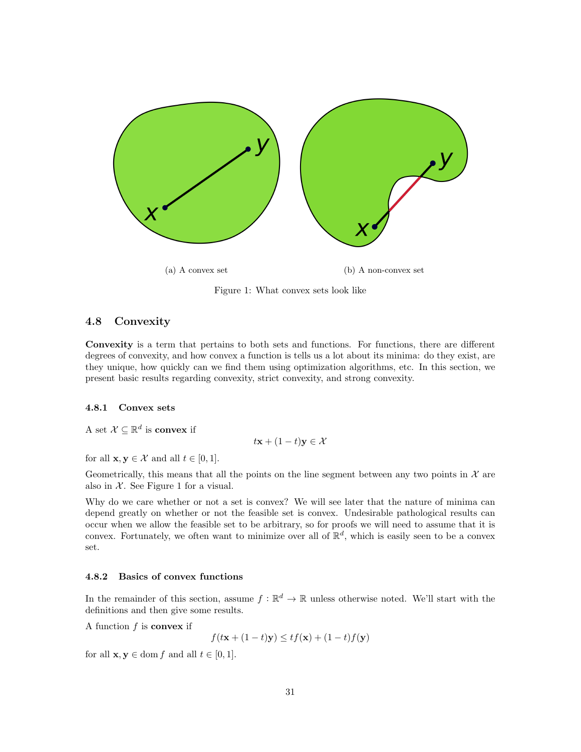(a) A convex set

(b) A non-convex set

Figure 1: What convex sets look like

### 4.8 Convexity

**Convexity** is a term that pertains to both sets and functions. For functions, there are different degrees of convexity, and how convex a function is tells us a lot about its minima: do they exist, are they unique, how quickly can we find them using optimization algorithms, etc. In this section, we present basic results regarding convexity, strict convexity, and strong convexity.

#### 4.8.1 Convex sets

A set $\mathcal{X} \subseteq \mathbb{R}^d$ is **convex** if

$$t\mathbf{x} + (1-t)\mathbf{y} \in \mathcal{X}$$

for all $\mathbf{x}, \mathbf{y} \in \mathcal{X}$ and all $t \in [0,1]$.

Geometrically, this means that all the points on the line segment between any two points in $\mathcal{X}$ are also in $\mathcal{X}$. See Figure 1 for a visual.

Why do we care whether or not a set is convex? We will see later that the nature of minima can depend greatly on whether or not the feasible set is convex. Undesirable pathological results can occur when we allow the feasible set to be arbitrary, so for proofs we will need to assume that it is convex. Fortunately, we often want to minimize over all of $\mathbb{R}^d$, which is easily seen to be a convex set.

#### 4.8.2 Basics of convex functions

In the remainder of this section, assume $f : \mathbb{R}^d \to \mathbb{R}$ unless otherwise noted. We'll start with the definitions and then give some results.

A function $f$ is **convex** if

$$f(t\mathbf{x} + (1-t)\mathbf{y}) \leq tf(\mathbf{x}) + (1-t)f(\mathbf{y})$$

for all $\mathbf{x}, \mathbf{y} \in \operatorname{dom} f$ and all $t \in [0,1]$.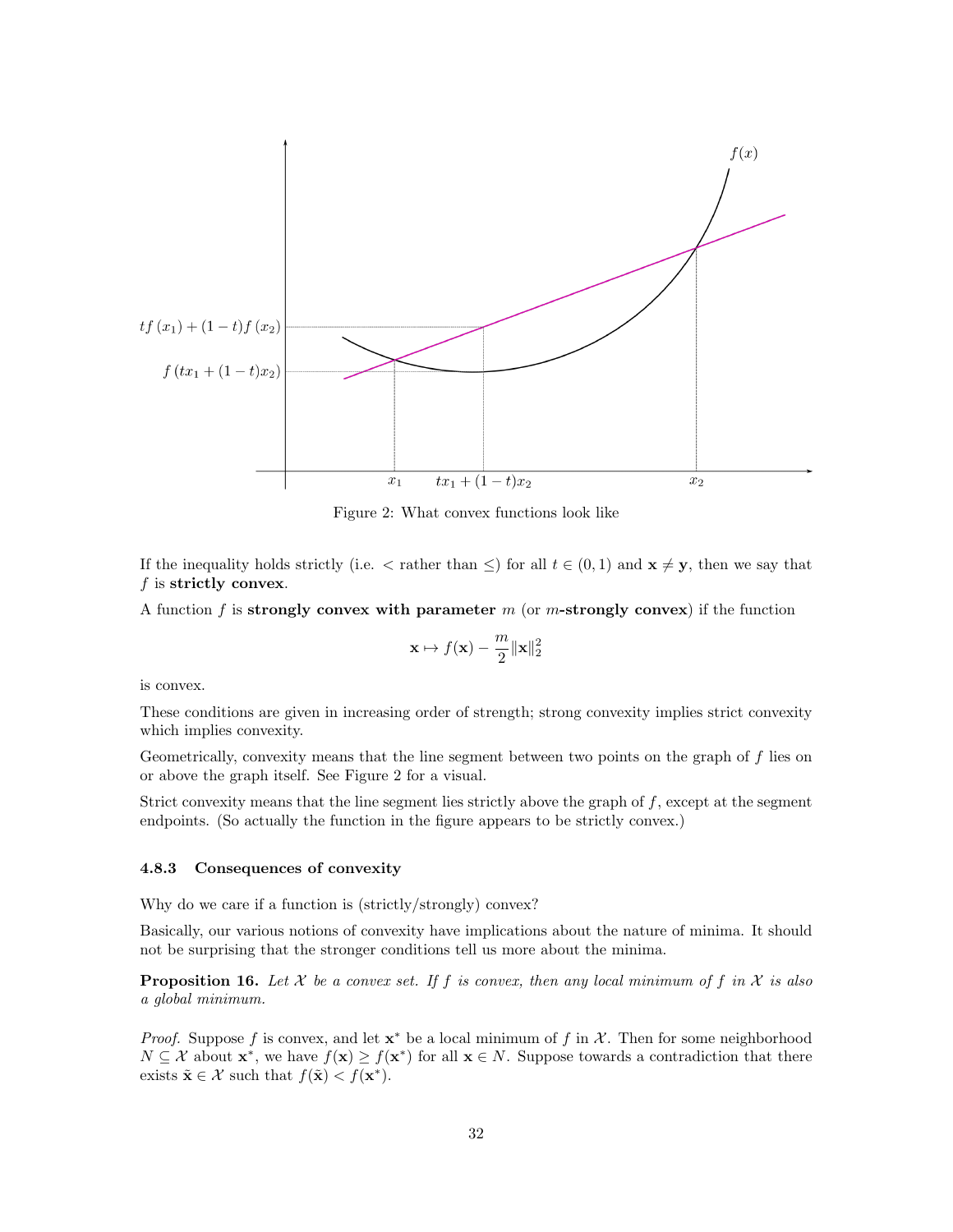Figure 2: What convex functions look like

If the inequality holds strictly (i.e. $<$ rather than $\leq$) for all $t \in (0, 1)$ and $\mathbf{x} \neq \mathbf{y}$, then we say that $f$ is **strictly convex**.

A function $f$ is **strongly convex with parameter** $m$ (or $m$**-strongly convex**) if the function

$$\mathbf{x} \mapsto f(\mathbf{x}) - \frac{m}{2}\|\mathbf{x}\|_2^2$$

is convex.

These conditions are given in increasing order of strength; strong convexity implies strict convexity which implies convexity.

Geometrically, convexity means that the line segment between two points on the graph of $f$ lies on or above the graph itself. See Figure 2 for a visual.

Strict convexity means that the line segment lies strictly above the graph of $f$, except at the segment endpoints. (So actually the function in the figure appears to be strictly convex.)

### 4.8.3 Consequences of convexity

Why do we care if a function is (strictly/strongly) convex?

Basically, our various notions of convexity have implications about the nature of minima. It should not be surprising that the stronger conditions tell us more about the minima.

**Proposition 16.** *Let $\mathcal{X}$ be a convex set. If $f$ is convex, then any local minimum of $f$ in $\mathcal{X}$ is also a global minimum.*

*Proof.* Suppose $f$ is convex, and let $\mathbf{x}^*$ be a local minimum of $f$ in $\mathcal{X}$. Then for some neighborhood $N \subseteq \mathcal{X}$ about $\mathbf{x}^*$, we have $f(\mathbf{x}) \geq f(\mathbf{x}^*)$ for all $\mathbf{x} \in N$. Suppose towards a contradiction that there exists $\tilde{\mathbf{x}} \in \mathcal{X}$ such that $f(\tilde{\mathbf{x}}) < f(\mathbf{x}^*)$.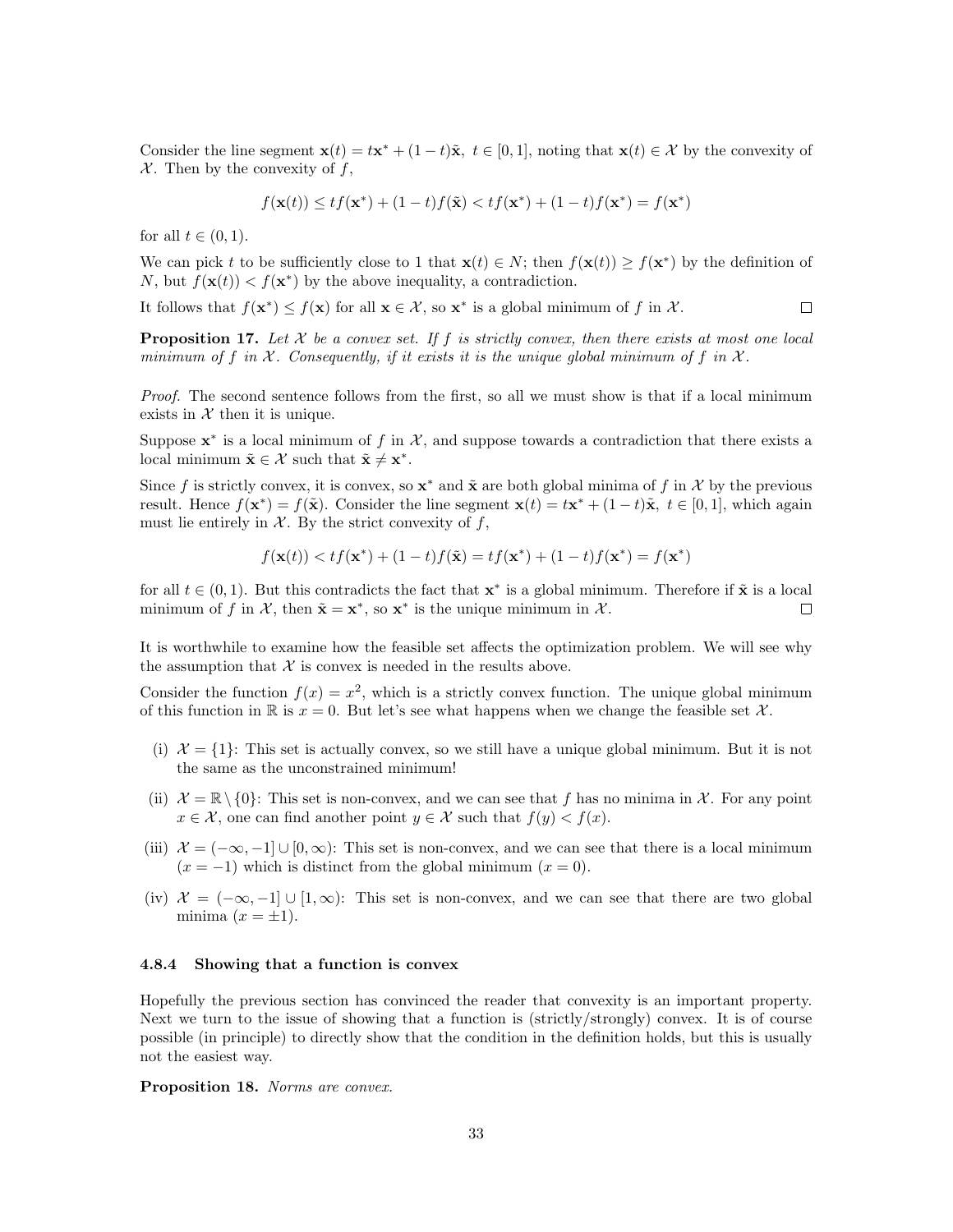Consider the line segment $\mathbf{x}(t) = t\mathbf{x}^* + (1-t)\tilde{\mathbf{x}},\ t \in [0,1]$, noting that $\mathbf{x}(t) \in \mathcal{X}$ by the convexity of $\mathcal{X}$. Then by the convexity of $f$,

$$f(\mathbf{x}(t)) \le tf(\mathbf{x}^*) + (1-t)f(\tilde{\mathbf{x}}) < tf(\mathbf{x}^*) + (1-t)f(\mathbf{x}^*) = f(\mathbf{x}^*)$$

for all $t \in (0,1)$.

We can pick $t$ to be sufficiently close to 1 that $\mathbf{x}(t) \in N$; then $f(\mathbf{x}(t)) \ge f(\mathbf{x}^*)$ by the definition of $N$, but $f(\mathbf{x}(t)) < f(\mathbf{x}^*)$ by the above inequality, a contradiction.

It follows that $f(\mathbf{x}^*) \le f(\mathbf{x})$ for all $\mathbf{x} \in \mathcal{X}$, so $\mathbf{x}^*$ is a global minimum of $f$ in $\mathcal{X}$. □

**Proposition 17.** *Let $\mathcal{X}$ be a convex set. If $f$ is strictly convex, then there exists at most one local minimum of $f$ in $\mathcal{X}$. Consequently, if it exists it is the unique global minimum of $f$ in $\mathcal{X}$.*

*Proof.* The second sentence follows from the first, so all we must show is that if a local minimum exists in $\mathcal{X}$ then it is unique.

Suppose $\mathbf{x}^*$ is a local minimum of $f$ in $\mathcal{X}$, and suppose towards a contradiction that there exists a local minimum $\tilde{\mathbf{x}} \in \mathcal{X}$ such that $\tilde{\mathbf{x}} \neq \mathbf{x}^*$.

Since $f$ is strictly convex, it is convex, so $\mathbf{x}^*$ and $\tilde{\mathbf{x}}$ are both global minima of $f$ in $\mathcal{X}$ by the previous result. Hence $f(\mathbf{x}^*) = f(\tilde{\mathbf{x}})$. Consider the line segment $\mathbf{x}(t) = t\mathbf{x}^* + (1-t)\tilde{\mathbf{x}},\ t \in [0,1]$, which again must lie entirely in $\mathcal{X}$. By the strict convexity of $f$,

$$f(\mathbf{x}(t)) < tf(\mathbf{x}^*) + (1-t)f(\tilde{\mathbf{x}}) = tf(\mathbf{x}^*) + (1-t)f(\mathbf{x}^*) = f(\mathbf{x}^*)$$

for all $t \in (0,1)$. But this contradicts the fact that $\mathbf{x}^*$ is a global minimum. Therefore if $\tilde{\mathbf{x}}$ is a local minimum of $f$ in $\mathcal{X}$, then $\tilde{\mathbf{x}} = \mathbf{x}^*$, so $\mathbf{x}^*$ is the unique minimum in $\mathcal{X}$. □

It is worthwhile to examine how the feasible set affects the optimization problem. We will see why the assumption that $\mathcal{X}$ is convex is needed in the results above.

Consider the function $f(x) = x^2$, which is a strictly convex function. The unique global minimum of this function in $\mathbb{R}$ is $x = 0$. But let's see what happens when we change the feasible set $\mathcal{X}$.

(i) $\mathcal{X} = \{1\}$: This set is actually convex, so we still have a unique global minimum. But it is not the same as the unconstrained minimum!

(ii) $\mathcal{X} = \mathbb{R} \setminus \{0\}$: This set is non-convex, and we can see that $f$ has no minima in $\mathcal{X}$. For any point $x \in \mathcal{X}$, one can find another point $y \in \mathcal{X}$ such that $f(y) < f(x)$.

(iii) $\mathcal{X} = (-\infty, -1] \cup [0, \infty)$: This set is non-convex, and we can see that there is a local minimum ($x = -1$) which is distinct from the global minimum ($x = 0$).

(iv) $\mathcal{X} = (-\infty, -1] \cup [1, \infty)$: This set is non-convex, and we can see that there are two global minima ($x = \pm 1$).

### 4.8.4 Showing that a function is convex

Hopefully the previous section has convinced the reader that convexity is an important property. Next we turn to the issue of showing that a function is (strictly/strongly) convex. It is of course possible (in principle) to directly show that the condition in the definition holds, but this is usually not the easiest way.

**Proposition 18.** *Norms are convex.*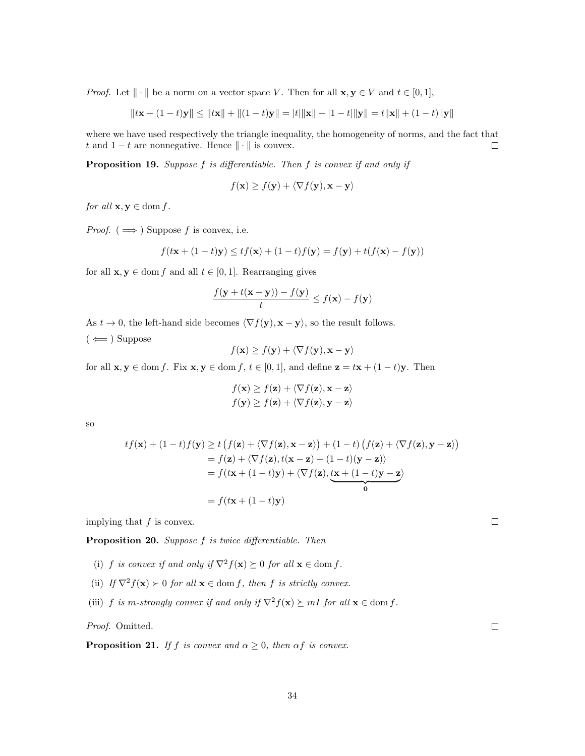*Proof.* Let $\|\cdot\|$ be a norm on a vector space $V$. Then for all $\mathbf{x}, \mathbf{y} \in V$ and $t \in [0,1]$,

$$\|t\mathbf{x} + (1-t)\mathbf{y}\| \leq \|t\mathbf{x}\| + \|(1-t)\mathbf{y}\| = |t|\|\mathbf{x}\| + |1-t|\|\mathbf{y}\| = t\|\mathbf{x}\| + (1-t)\|\mathbf{y}\|$$

where we have used respectively the triangle inequality, the homogeneity of norms, and the fact that $t$ and $1-t$ are nonnegative. Hence $\|\cdot\|$ is convex. $\square$

**Proposition 19.** *Suppose $f$ is differentiable. Then $f$ is convex if and only if*

$$f(\mathbf{x}) \geq f(\mathbf{y}) + \langle \nabla f(\mathbf{y}), \mathbf{x} - \mathbf{y} \rangle$$

*for all $\mathbf{x}, \mathbf{y} \in \operatorname{dom} f$.*

*Proof.* ($\implies$) Suppose $f$ is convex, i.e.

$$f(t\mathbf{x} + (1-t)\mathbf{y}) \leq tf(\mathbf{x}) + (1-t)f(\mathbf{y}) = f(\mathbf{y}) + t(f(\mathbf{x}) - f(\mathbf{y}))$$

for all $\mathbf{x}, \mathbf{y} \in \operatorname{dom} f$ and all $t \in [0,1]$. Rearranging gives

$$\frac{f(\mathbf{y} + t(\mathbf{x} - \mathbf{y})) - f(\mathbf{y})}{t} \leq f(\mathbf{x}) - f(\mathbf{y})$$

As $t \to 0$, the left-hand side becomes $\langle \nabla f(\mathbf{y}), \mathbf{x} - \mathbf{y} \rangle$, so the result follows.

($\impliedby$) Suppose

$$f(\mathbf{x}) \geq f(\mathbf{y}) + \langle \nabla f(\mathbf{y}), \mathbf{x} - \mathbf{y} \rangle$$

for all $\mathbf{x}, \mathbf{y} \in \operatorname{dom} f$. Fix $\mathbf{x}, \mathbf{y} \in \operatorname{dom} f$, $t \in [0,1]$, and define $\mathbf{z} = t\mathbf{x} + (1-t)\mathbf{y}$. Then

$$f(\mathbf{x}) \geq f(\mathbf{z}) + \langle \nabla f(\mathbf{z}), \mathbf{x} - \mathbf{z} \rangle$$
$$f(\mathbf{y}) \geq f(\mathbf{z}) + \langle \nabla f(\mathbf{z}), \mathbf{y} - \mathbf{z} \rangle$$

so

$$\begin{aligned}
tf(\mathbf{x}) + (1-t)f(\mathbf{y}) &\geq t\left(f(\mathbf{z}) + \langle \nabla f(\mathbf{z}), \mathbf{x} - \mathbf{z} \rangle\right) + (1-t)\left(f(\mathbf{z}) + \langle \nabla f(\mathbf{z}), \mathbf{y} - \mathbf{z} \rangle\right) \\
&= f(\mathbf{z}) + \langle \nabla f(\mathbf{z}), t(\mathbf{x} - \mathbf{z}) + (1-t)(\mathbf{y} - \mathbf{z}) \rangle \\
&= f(t\mathbf{x} + (1-t)\mathbf{y}) + \langle \nabla f(\mathbf{z}), \underbrace{t\mathbf{x} + (1-t)\mathbf{y} - \mathbf{z}}_{\mathbf{0}} \rangle \\
&= f(t\mathbf{x} + (1-t)\mathbf{y})
\end{aligned}$$

implying that $f$ is convex. $\square$

**Proposition 20.** *Suppose $f$ is twice differentiable. Then*

(i) *$f$ is convex if and only if $\nabla^2 f(\mathbf{x}) \succeq 0$ for all $\mathbf{x} \in \operatorname{dom} f$.*

(ii) *If $\nabla^2 f(\mathbf{x}) \succ 0$ for all $\mathbf{x} \in \operatorname{dom} f$, then $f$ is strictly convex.*

(iii) *$f$ is $m$-strongly convex if and only if $\nabla^2 f(\mathbf{x}) \succeq mI$ for all $\mathbf{x} \in \operatorname{dom} f$.*

*Proof.* Omitted. $\square$

**Proposition 21.** *If $f$ is convex and $\alpha \geq 0$, then $\alpha f$ is convex.*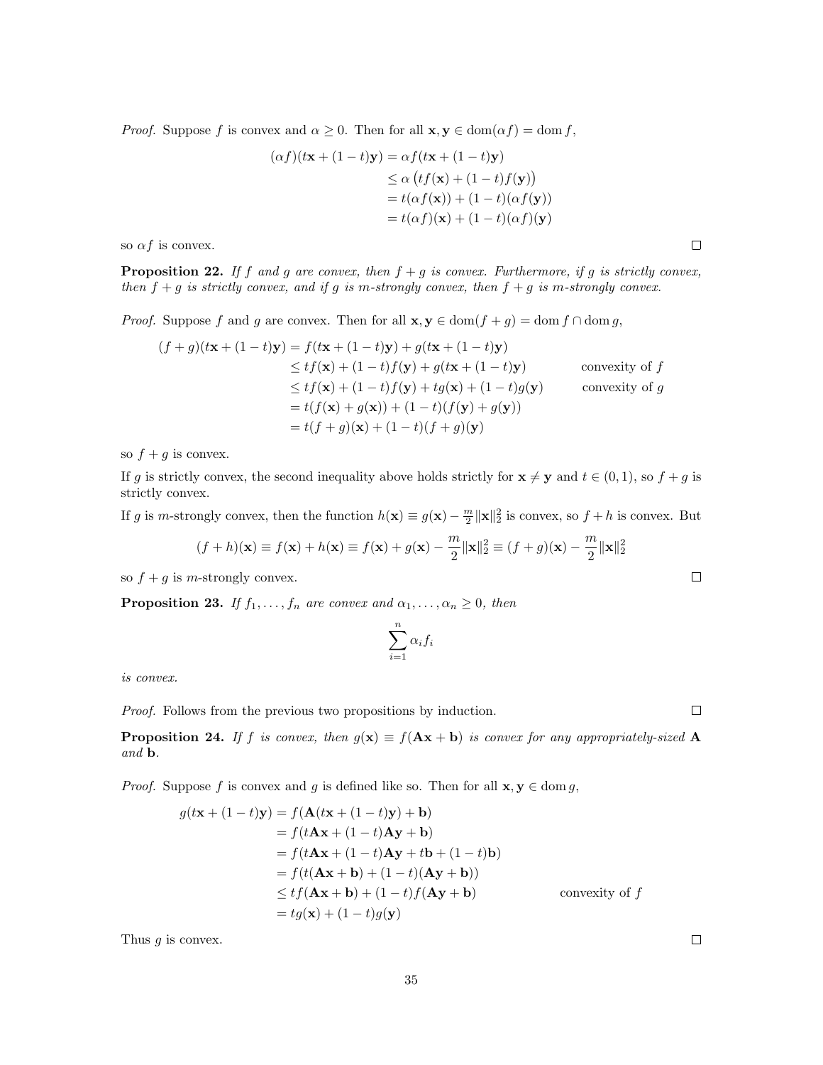*Proof.* Suppose $f$ is convex and $\alpha \geq 0$. Then for all $\mathbf{x}, \mathbf{y} \in \operatorname{dom}(\alpha f) = \operatorname{dom} f$,

$$
\begin{aligned}
(\alpha f)(t\mathbf{x} + (1-t)\mathbf{y}) &= \alpha f(t\mathbf{x} + (1-t)\mathbf{y}) \\
&\leq \alpha \big(t f(\mathbf{x}) + (1-t) f(\mathbf{y})\big) \\
&= t(\alpha f(\mathbf{x})) + (1-t)(\alpha f(\mathbf{y})) \\
&= t(\alpha f)(\mathbf{x}) + (1-t)(\alpha f)(\mathbf{y})
\end{aligned}
$$

so $\alpha f$ is convex. ∎

**Proposition 22.** *If $f$ and $g$ are convex, then $f + g$ is convex. Furthermore, if $g$ is strictly convex, then $f + g$ is strictly convex, and if $g$ is $m$-strongly convex, then $f + g$ is $m$-strongly convex.*

*Proof.* Suppose $f$ and $g$ are convex. Then for all $\mathbf{x}, \mathbf{y} \in \operatorname{dom}(f+g) = \operatorname{dom} f \cap \operatorname{dom} g$,

$$
\begin{aligned}
(f+g)(t\mathbf{x} + (1-t)\mathbf{y}) &= f(t\mathbf{x} + (1-t)\mathbf{y}) + g(t\mathbf{x} + (1-t)\mathbf{y}) \\
&\leq t f(\mathbf{x}) + (1-t) f(\mathbf{y}) + g(t\mathbf{x} + (1-t)\mathbf{y}) && \text{convexity of } f \\
&\leq t f(\mathbf{x}) + (1-t) f(\mathbf{y}) + t g(\mathbf{x}) + (1-t) g(\mathbf{y}) && \text{convexity of } g \\
&= t(f(\mathbf{x}) + g(\mathbf{x})) + (1-t)(f(\mathbf{y}) + g(\mathbf{y})) \\
&= t(f+g)(\mathbf{x}) + (1-t)(f+g)(\mathbf{y})
\end{aligned}
$$

so $f + g$ is convex.

If $g$ is strictly convex, the second inequality above holds strictly for $\mathbf{x} \neq \mathbf{y}$ and $t \in (0,1)$, so $f + g$ is strictly convex.

If $g$ is $m$-strongly convex, then the function $h(\mathbf{x}) \equiv g(\mathbf{x}) - \frac{m}{2}\|\mathbf{x}\|_2^2$ is convex, so $f + h$ is convex. But

$$
(f+h)(\mathbf{x}) \equiv f(\mathbf{x}) + h(\mathbf{x}) \equiv f(\mathbf{x}) + g(\mathbf{x}) - \frac{m}{2}\|\mathbf{x}\|_2^2 \equiv (f+g)(\mathbf{x}) - \frac{m}{2}\|\mathbf{x}\|_2^2
$$

so $f + g$ is $m$-strongly convex. ∎

**Proposition 23.** *If $f_1, \dots, f_n$ are convex and $\alpha_1, \dots, \alpha_n \geq 0$, then*

$$
\sum_{i=1}^{n} \alpha_i f_i
$$

*is convex.*

*Proof.* Follows from the previous two propositions by induction. ∎

**Proposition 24.** *If $f$ is convex, then $g(\mathbf{x}) \equiv f(\mathbf{A}\mathbf{x} + \mathbf{b})$ is convex for any appropriately-sized $\mathbf{A}$ and $\mathbf{b}$.*

*Proof.* Suppose $f$ is convex and $g$ is defined like so. Then for all $\mathbf{x}, \mathbf{y} \in \operatorname{dom} g$,

$$
\begin{aligned}
g(t\mathbf{x} + (1-t)\mathbf{y}) &= f(\mathbf{A}(t\mathbf{x} + (1-t)\mathbf{y}) + \mathbf{b}) \\
&= f(t\mathbf{A}\mathbf{x} + (1-t)\mathbf{A}\mathbf{y} + \mathbf{b}) \\
&= f(t\mathbf{A}\mathbf{x} + (1-t)\mathbf{A}\mathbf{y} + t\mathbf{b} + (1-t)\mathbf{b}) \\
&= f(t(\mathbf{A}\mathbf{x} + \mathbf{b}) + (1-t)(\mathbf{A}\mathbf{y} + \mathbf{b})) \\
&\leq t f(\mathbf{A}\mathbf{x} + \mathbf{b}) + (1-t) f(\mathbf{A}\mathbf{y} + \mathbf{b}) && \text{convexity of } f \\
&= t g(\mathbf{x}) + (1-t) g(\mathbf{y})
\end{aligned}
$$

Thus $g$ is convex. ∎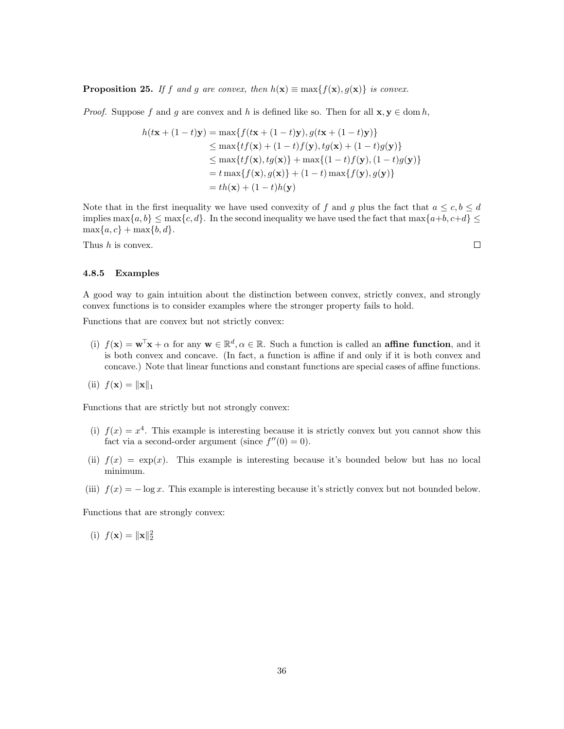**Proposition 25.** *If $f$ and $g$ are convex, then $h(\mathbf{x}) \equiv \max\{f(\mathbf{x}), g(\mathbf{x})\}$ is convex.*

*Proof.* Suppose $f$ and $g$ are convex and $h$ is defined like so. Then for all $\mathbf{x}, \mathbf{y} \in \operatorname{dom} h$,

$$
\begin{aligned}
h(t\mathbf{x} + (1-t)\mathbf{y}) &= \max\{f(t\mathbf{x} + (1-t)\mathbf{y}), g(t\mathbf{x} + (1-t)\mathbf{y})\} \\
&\leq \max\{tf(\mathbf{x}) + (1-t)f(\mathbf{y}), tg(\mathbf{x}) + (1-t)g(\mathbf{y})\} \\
&\leq \max\{tf(\mathbf{x}), tg(\mathbf{x})\} + \max\{(1-t)f(\mathbf{y}), (1-t)g(\mathbf{y})\} \\
&= t\max\{f(\mathbf{x}), g(\mathbf{x})\} + (1-t)\max\{f(\mathbf{y}), g(\mathbf{y})\} \\
&= th(\mathbf{x}) + (1-t)h(\mathbf{y})
\end{aligned}
$$

Note that in the first inequality we have used convexity of $f$ and $g$ plus the fact that $a \leq c, b \leq d$ implies $\max\{a, b\} \leq \max\{c, d\}$. In the second inequality we have used the fact that $\max\{a+b, c+d\} \leq \max\{a, c\} + \max\{b, d\}$.

Thus $h$ is convex. $\square$

### 4.8.5 Examples

A good way to gain intuition about the distinction between convex, strictly convex, and strongly convex functions is to consider examples where the stronger property fails to hold.

Functions that are convex but not strictly convex:

(i) $f(\mathbf{x}) = \mathbf{w}^\top \mathbf{x} + \alpha$ for any $\mathbf{w} \in \mathbb{R}^d, \alpha \in \mathbb{R}$. Such a function is called an **affine function**, and it is both convex and concave. (In fact, a function is affine if and only if it is both convex and concave.) Note that linear functions and constant functions are special cases of affine functions.

(ii) $f(\mathbf{x}) = \|\mathbf{x}\|_1$

Functions that are strictly but not strongly convex:

(i) $f(x) = x^4$. This example is interesting because it is strictly convex but you cannot show this fact via a second-order argument (since $f''(0) = 0$).

(ii) $f(x) = \exp(x)$. This example is interesting because it's bounded below but has no local minimum.

(iii) $f(x) = -\log x$. This example is interesting because it's strictly convex but not bounded below.

Functions that are strongly convex:

(i) $f(\mathbf{x}) = \|\mathbf{x}\|_2^2$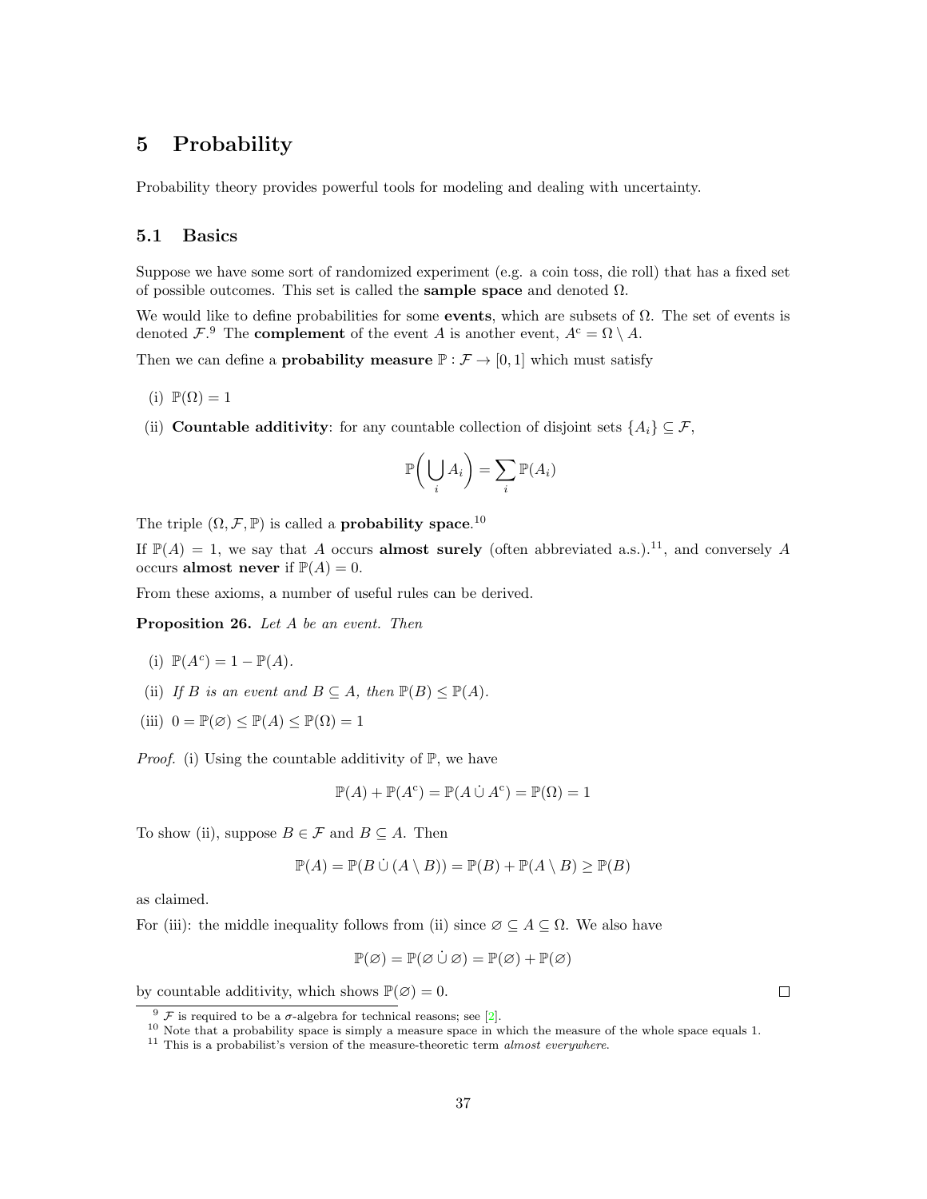# 5 Probability

Probability theory provides powerful tools for modeling and dealing with uncertainty.

## 5.1 Basics

Suppose we have some sort of randomized experiment (e.g. a coin toss, die roll) that has a fixed set of possible outcomes. This set is called the **sample space** and denoted $\Omega$.

We would like to define probabilities for some **events**, which are subsets of $\Omega$. The set of events is denoted $\mathcal{F}$.[9] The **complement** of the event $A$ is another event, $A^{\mathrm{c}} = \Omega \setminus A$.

Then we can define a **probability measure** $\mathbb{P} : \mathcal{F} \to [0, 1]$ which must satisfy

(i) $\mathbb{P}(\Omega) = 1$

(ii) **Countable additivity**: for any countable collection of disjoint sets $\{A_i\} \subseteq \mathcal{F}$,

$$\mathbb{P}\left(\bigcup_i A_i\right) = \sum_i \mathbb{P}(A_i)$$

The triple $(\Omega, \mathcal{F}, \mathbb{P})$ is called a **probability space**.[10]

If $\mathbb{P}(A) = 1$, we say that $A$ occurs **almost surely** (often abbreviated a.s.).[11], and conversely $A$ occurs **almost never** if $\mathbb{P}(A) = 0$.

From these axioms, a number of useful rules can be derived.

**Proposition 26.** *Let $A$ be an event. Then*

(i) $\mathbb{P}(A^c) = 1 - \mathbb{P}(A)$.

(ii) *If $B$ is an event and $B \subseteq A$, then $\mathbb{P}(B) \leq \mathbb{P}(A)$.*

(iii) $0 = \mathbb{P}(\varnothing) \leq \mathbb{P}(A) \leq \mathbb{P}(\Omega) = 1$

*Proof.* (i) Using the countable additivity of $\mathbb{P}$, we have

$$\mathbb{P}(A) + \mathbb{P}(A^{\mathrm{c}}) = \mathbb{P}(A \,\dot{\cup}\, A^{\mathrm{c}}) = \mathbb{P}(\Omega) = 1$$

To show (ii), suppose $B \in \mathcal{F}$ and $B \subseteq A$. Then

$$\mathbb{P}(A) = \mathbb{P}(B \,\dot{\cup}\, (A \setminus B)) = \mathbb{P}(B) + \mathbb{P}(A \setminus B) \geq \mathbb{P}(B)$$

as claimed.

For (iii): the middle inequality follows from (ii) since $\varnothing \subseteq A \subseteq \Omega$. We also have

$$\mathbb{P}(\varnothing) = \mathbb{P}(\varnothing \,\dot{\cup}\, \varnothing) = \mathbb{P}(\varnothing) + \mathbb{P}(\varnothing)$$

by countable additivity, which shows $\mathbb{P}(\varnothing) = 0$. ∎

---

[9] $\mathcal{F}$ is required to be a $\sigma$-algebra for technical reasons; see [2].

[10] Note that a probability space is simply a measure space in which the measure of the whole space equals 1.

[11] This is a probabilist's version of the measure-theoretic term *almost everywhere*.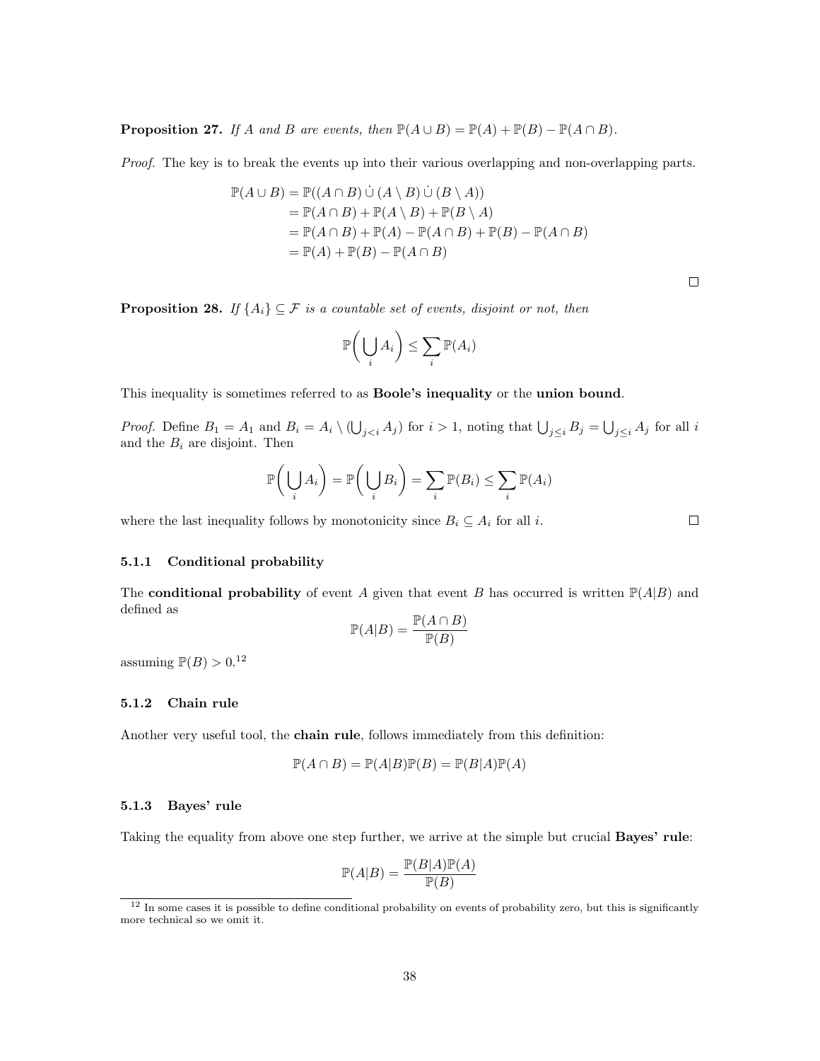**Proposition 27.** *If $A$ and $B$ are events, then $\mathbb{P}(A \cup B) = \mathbb{P}(A) + \mathbb{P}(B) - \mathbb{P}(A \cap B)$.*

*Proof.* The key is to break the events up into their various overlapping and non-overlapping parts.

$$
\begin{aligned}
\mathbb{P}(A \cup B) &= \mathbb{P}((A \cap B) \,\dot{\cup}\, (A \setminus B) \,\dot{\cup}\, (B \setminus A)) \\
&= \mathbb{P}(A \cap B) + \mathbb{P}(A \setminus B) + \mathbb{P}(B \setminus A) \\
&= \mathbb{P}(A \cap B) + \mathbb{P}(A) - \mathbb{P}(A \cap B) + \mathbb{P}(B) - \mathbb{P}(A \cap B) \\
&= \mathbb{P}(A) + \mathbb{P}(B) - \mathbb{P}(A \cap B)
\end{aligned}
$$

□

**Proposition 28.** *If $\{A_i\} \subseteq \mathcal{F}$ is a countable set of events, disjoint or not, then*

$$
\mathbb{P}\bigg(\bigcup_i A_i\bigg) \leq \sum_i \mathbb{P}(A_i)
$$

This inequality is sometimes referred to as **Boole's inequality** or the **union bound**.

*Proof.* Define $B_1 = A_1$ and $B_i = A_i \setminus (\bigcup_{j<i} A_j)$ for $i > 1$, noting that $\bigcup_{j \leq i} B_j = \bigcup_{j \leq i} A_j$ for all $i$ and the $B_i$ are disjoint. Then

$$
\mathbb{P}\bigg(\bigcup_i A_i\bigg) = \mathbb{P}\bigg(\bigcup_i B_i\bigg) = \sum_i \mathbb{P}(B_i) \leq \sum_i \mathbb{P}(A_i)
$$

where the last inequality follows by monotonicity since $B_i \subseteq A_i$ for all $i$. □

#### 5.1.1 Conditional probability

The **conditional probability** of event $A$ given that event $B$ has occurred is written $\mathbb{P}(A|B)$ and defined as

$$
\mathbb{P}(A|B) = \frac{\mathbb{P}(A \cap B)}{\mathbb{P}(B)}
$$

assuming $\mathbb{P}(B) > 0$.[12]

#### 5.1.2 Chain rule

Another very useful tool, the **chain rule**, follows immediately from this definition:

$$
\mathbb{P}(A \cap B) = \mathbb{P}(A|B)\mathbb{P}(B) = \mathbb{P}(B|A)\mathbb{P}(A)
$$

#### 5.1.3 Bayes' rule

Taking the equality from above one step further, we arrive at the simple but crucial **Bayes' rule**:

$$
\mathbb{P}(A|B) = \frac{\mathbb{P}(B|A)\mathbb{P}(A)}{\mathbb{P}(B)}
$$

[12] In some cases it is possible to define conditional probability on events of probability zero, but this is significantly more technical so we omit it.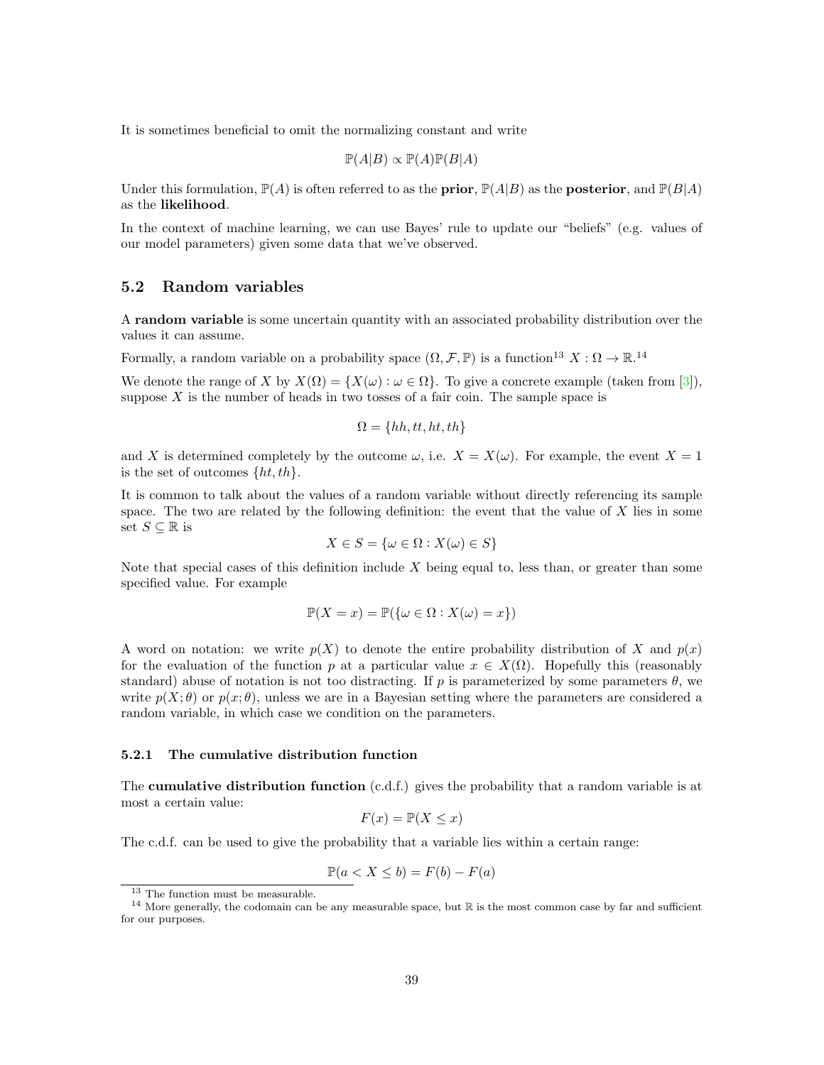It is sometimes beneficial to omit the normalizing constant and write

$$\mathbb{P}(A|B) \propto \mathbb{P}(A)\mathbb{P}(B|A)$$

Under this formulation, $\mathbb{P}(A)$ is often referred to as the **prior**, $\mathbb{P}(A|B)$ as the **posterior**, and $\mathbb{P}(B|A)$ as the **likelihood**.

In the context of machine learning, we can use Bayes' rule to update our "beliefs" (e.g. values of our model parameters) given some data that we've observed.

## 5.2 Random variables

A **random variable** is some uncertain quantity with an associated probability distribution over the values it can assume.

Formally, a random variable on a probability space $(\Omega, \mathcal{F}, \mathbb{P})$ is a function[13] $X : \Omega \to \mathbb{R}$.[14]

We denote the range of $X$ by $X(\Omega) = \{X(\omega) : \omega \in \Omega\}$. To give a concrete example (taken from [3]), suppose $X$ is the number of heads in two tosses of a fair coin. The sample space is

$$\Omega = \{hh, tt, ht, th\}$$

and $X$ is determined completely by the outcome $\omega$, i.e. $X = X(\omega)$. For example, the event $X = 1$ is the set of outcomes $\{ht, th\}$.

It is common to talk about the values of a random variable without directly referencing its sample space. The two are related by the following definition: the event that the value of $X$ lies in some set $S \subseteq \mathbb{R}$ is

$$X \in S = \{\omega \in \Omega : X(\omega) \in S\}$$

Note that special cases of this definition include $X$ being equal to, less than, or greater than some specified value. For example

$$\mathbb{P}(X = x) = \mathbb{P}(\{\omega \in \Omega : X(\omega) = x\})$$

A word on notation: we write $p(X)$ to denote the entire probability distribution of $X$ and $p(x)$ for the evaluation of the function $p$ at a particular value $x \in X(\Omega)$. Hopefully this (reasonably standard) abuse of notation is not too distracting. If $p$ is parameterized by some parameters $\theta$, we write $p(X; \theta)$ or $p(x; \theta)$, unless we are in a Bayesian setting where the parameters are considered a random variable, in which case we condition on the parameters.

### 5.2.1 The cumulative distribution function

The **cumulative distribution function** (c.d.f.) gives the probability that a random variable is at most a certain value:

$$F(x) = \mathbb{P}(X \leq x)$$

The c.d.f. can be used to give the probability that a variable lies within a certain range:

$$\mathbb{P}(a < X \leq b) = F(b) - F(a)$$

[13] The function must be measurable.

[14] More generally, the codomain can be any measurable space, but $\mathbb{R}$ is the most common case by far and sufficient for our purposes.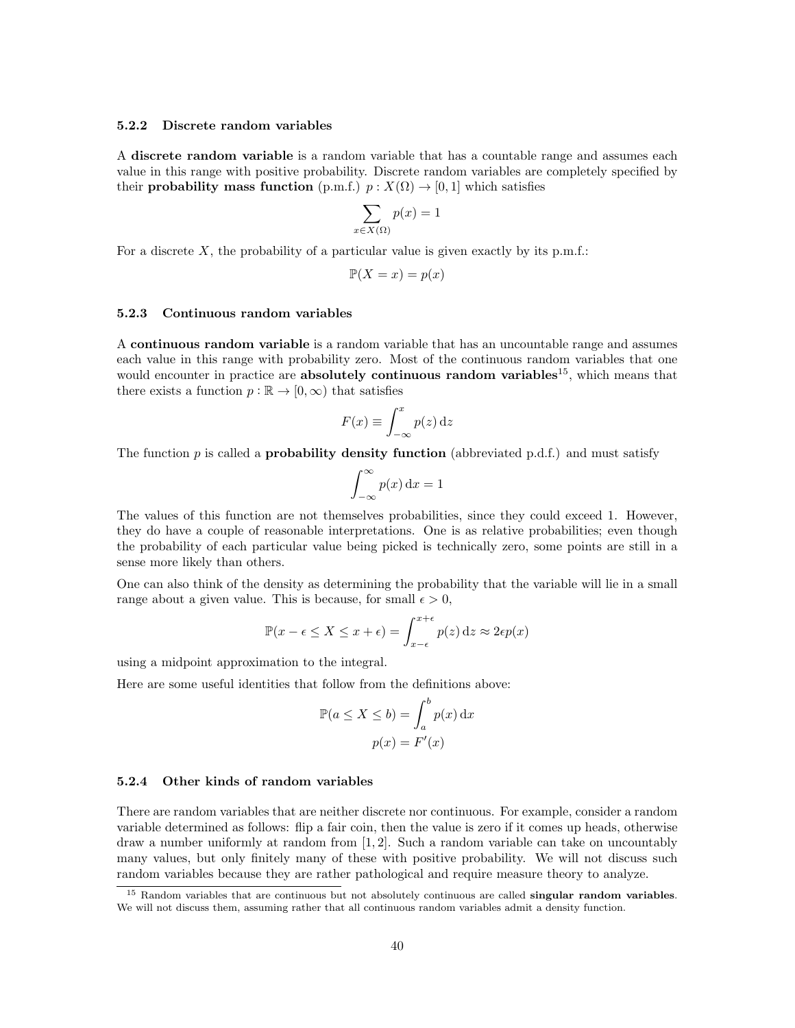### 5.2.2 Discrete random variables

A **discrete random variable** is a random variable that has a countable range and assumes each value in this range with positive probability. Discrete random variables are completely specified by their **probability mass function** (p.m.f.) $p : X(\Omega) \to [0, 1]$ which satisfies

$$\sum_{x \in X(\Omega)} p(x) = 1$$

For a discrete $X$, the probability of a particular value is given exactly by its p.m.f.:

$$\mathbb{P}(X = x) = p(x)$$

### 5.2.3 Continuous random variables

A **continuous random variable** is a random variable that has an uncountable range and assumes each value in this range with probability zero. Most of the continuous random variables that one would encounter in practice are **absolutely continuous random variables**[15], which means that there exists a function $p : \mathbb{R} \to [0, \infty)$ that satisfies

$$F(x) \equiv \int_{-\infty}^{x} p(z)\,\mathrm{d}z$$

The function $p$ is called a **probability density function** (abbreviated p.d.f.) and must satisfy

$$\int_{-\infty}^{\infty} p(x)\,\mathrm{d}x = 1$$

The values of this function are not themselves probabilities, since they could exceed 1. However, they do have a couple of reasonable interpretations. One is as relative probabilities; even though the probability of each particular value being picked is technically zero, some points are still in a sense more likely than others.

One can also think of the density as determining the probability that the variable will lie in a small range about a given value. This is because, for small $\epsilon > 0$,

$$\mathbb{P}(x - \epsilon \le X \le x + \epsilon) = \int_{x-\epsilon}^{x+\epsilon} p(z)\,\mathrm{d}z \approx 2\epsilon p(x)$$

using a midpoint approximation to the integral.

Here are some useful identities that follow from the definitions above:

$$\mathbb{P}(a \le X \le b) = \int_{a}^{b} p(x)\,\mathrm{d}x$$

$$p(x) = F'(x)$$

### 5.2.4 Other kinds of random variables

There are random variables that are neither discrete nor continuous. For example, consider a random variable determined as follows: flip a fair coin, then the value is zero if it comes up heads, otherwise draw a number uniformly at random from $[1, 2]$. Such a random variable can take on uncountably many values, but only finitely many of these with positive probability. We will not discuss such random variables because they are rather pathological and require measure theory to analyze.

[15] Random variables that are continuous but not absolutely continuous are called **singular random variables**. We will not discuss them, assuming rather that all continuous random variables admit a density function.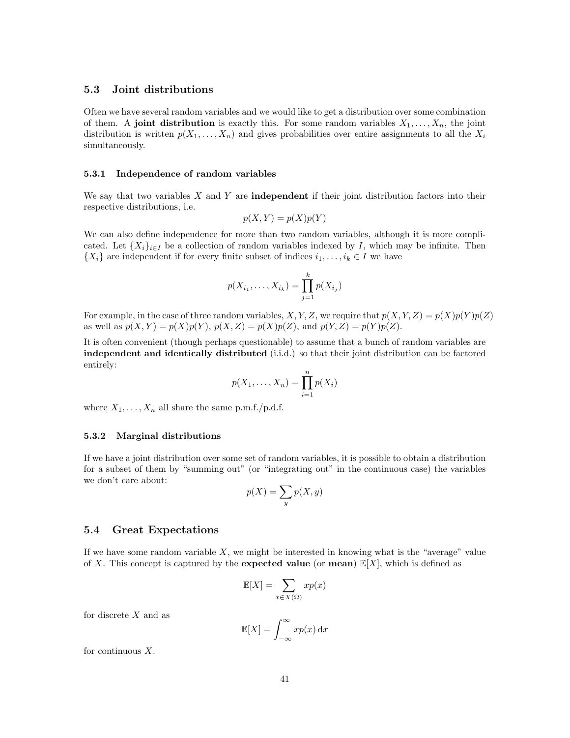## 5.3 Joint distributions

Often we have several random variables and we would like to get a distribution over some combination of them. A **joint distribution** is exactly this. For some random variables $X_1, \dots, X_n$, the joint distribution is written $p(X_1, \dots, X_n)$ and gives probabilities over entire assignments to all the $X_i$ simultaneously.

### 5.3.1 Independence of random variables

We say that two variables $X$ and $Y$ are **independent** if their joint distribution factors into their respective distributions, i.e.

$$p(X, Y) = p(X)p(Y)$$

We can also define independence for more than two random variables, although it is more complicated. Let $\{X_i\}_{i \in I}$ be a collection of random variables indexed by $I$, which may be infinite. Then $\{X_i\}$ are independent if for every finite subset of indices $i_1, \dots, i_k \in I$ we have

$$p(X_{i_1}, \dots, X_{i_k}) = \prod_{j=1}^{k} p(X_{i_j})$$

For example, in the case of three random variables, $X, Y, Z$, we require that $p(X, Y, Z) = p(X)p(Y)p(Z)$ as well as $p(X, Y) = p(X)p(Y)$, $p(X, Z) = p(X)p(Z)$, and $p(Y, Z) = p(Y)p(Z)$.

It is often convenient (though perhaps questionable) to assume that a bunch of random variables are **independent and identically distributed** (i.i.d.) so that their joint distribution can be factored entirely:

$$p(X_1, \dots, X_n) = \prod_{i=1}^{n} p(X_i)$$

where $X_1, \dots, X_n$ all share the same p.m.f./p.d.f.

### 5.3.2 Marginal distributions

If we have a joint distribution over some set of random variables, it is possible to obtain a distribution for a subset of them by "summing out" (or "integrating out" in the continuous case) the variables we don't care about:

$$p(X) = \sum_{y} p(X, y)$$

## 5.4 Great Expectations

If we have some random variable $X$, we might be interested in knowing what is the "average" value of $X$. This concept is captured by the **expected value** (or **mean**) $\mathbb{E}[X]$, which is defined as

$$\mathbb{E}[X] = \sum_{x \in X(\Omega)} x p(x)$$

for discrete $X$ and as

$$\mathbb{E}[X] = \int_{-\infty}^{\infty} x p(x) \, \mathrm{d}x$$

for continuous $X$.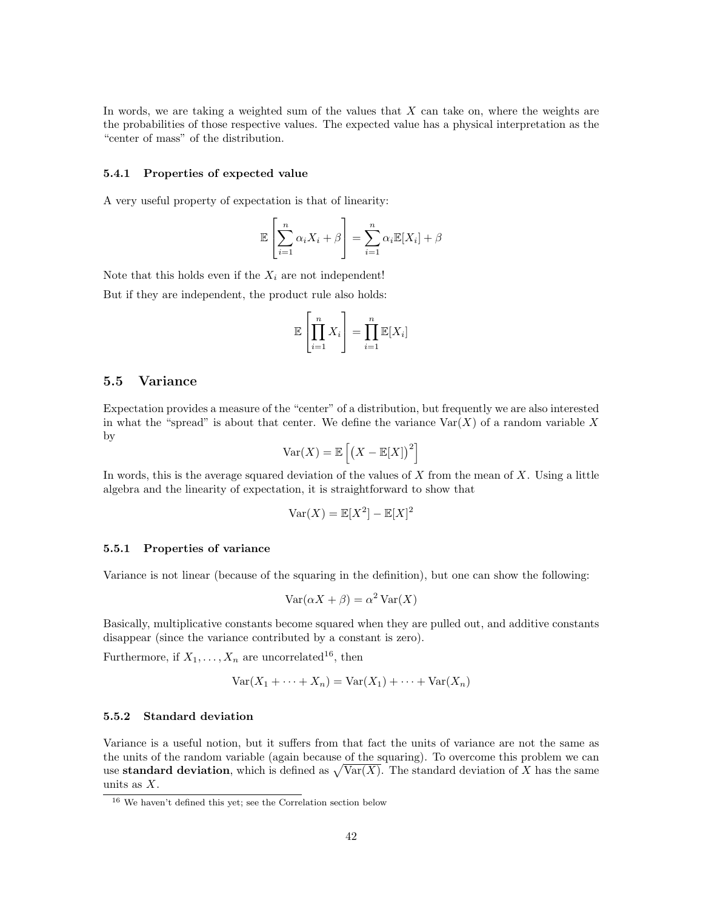In words, we are taking a weighted sum of the values that $X$ can take on, where the weights are the probabilities of those respective values. The expected value has a physical interpretation as the "center of mass" of the distribution.

### 5.4.1 Properties of expected value

A very useful property of expectation is that of linearity:

$$\mathbb{E}\left[\sum_{i=1}^{n} \alpha_i X_i + \beta\right] = \sum_{i=1}^{n} \alpha_i \mathbb{E}[X_i] + \beta$$

Note that this holds even if the $X_i$ are not independent!

But if they are independent, the product rule also holds:

$$\mathbb{E}\left[\prod_{i=1}^{n} X_i\right] = \prod_{i=1}^{n} \mathbb{E}[X_i]$$

## 5.5 Variance

Expectation provides a measure of the "center" of a distribution, but frequently we are also interested in what the "spread" is about that center. We define the variance $\text{Var}(X)$ of a random variable $X$ by

$$\text{Var}(X) = \mathbb{E}\left[\big(X - \mathbb{E}[X]\big)^2\right]$$

In words, this is the average squared deviation of the values of $X$ from the mean of $X$. Using a little algebra and the linearity of expectation, it is straightforward to show that

$$\text{Var}(X) = \mathbb{E}[X^2] - \mathbb{E}[X]^2$$

### 5.5.1 Properties of variance

Variance is not linear (because of the squaring in the definition), but one can show the following:

$$\text{Var}(\alpha X + \beta) = \alpha^2 \,\text{Var}(X)$$

Basically, multiplicative constants become squared when they are pulled out, and additive constants disappear (since the variance contributed by a constant is zero).

Furthermore, if $X_1, \ldots, X_n$ are uncorrelated[16], then

$$\text{Var}(X_1 + \cdots + X_n) = \text{Var}(X_1) + \cdots + \text{Var}(X_n)$$

### 5.5.2 Standard deviation

Variance is a useful notion, but it suffers from that fact the units of variance are not the same as the units of the random variable (again because of the squaring). To overcome this problem we can use **standard deviation**, which is defined as $\sqrt{\text{Var}(X)}$. The standard deviation of $X$ has the same units as $X$.

[16] We haven't defined this yet; see the Correlation section below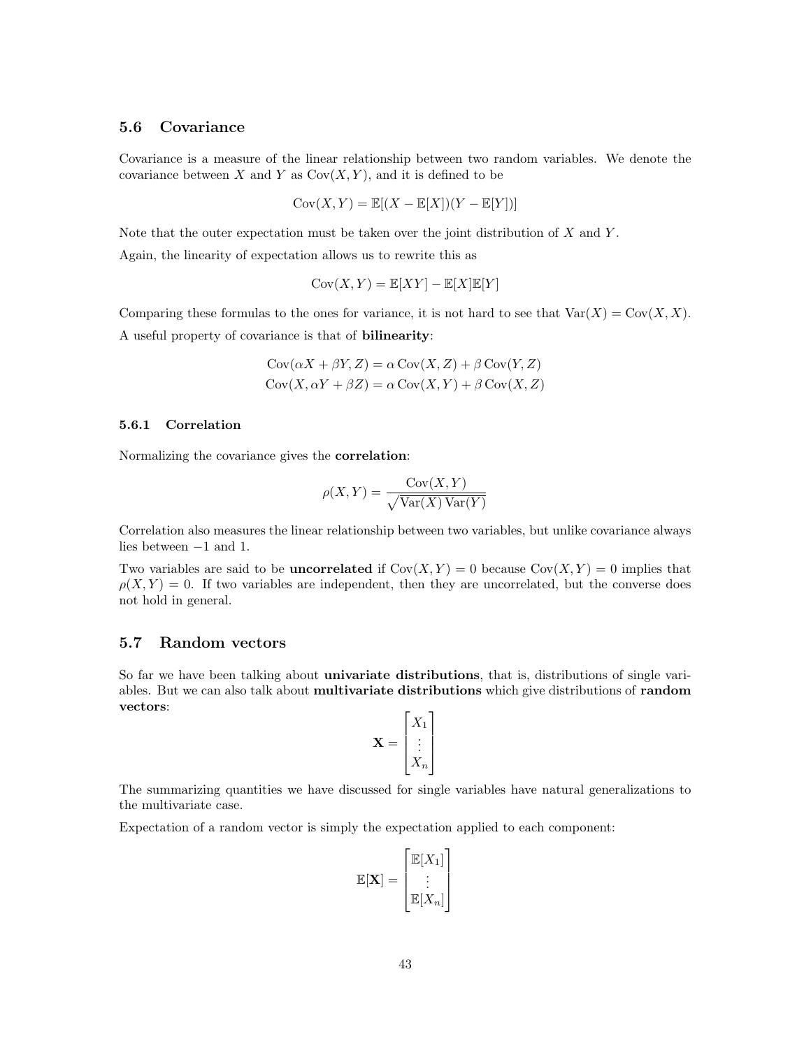## 5.6 Covariance

Covariance is a measure of the linear relationship between two random variables. We denote the covariance between $X$ and $Y$ as $\text{Cov}(X, Y)$, and it is defined to be

$$\text{Cov}(X, Y) = \mathbb{E}[(X - \mathbb{E}[X])(Y - \mathbb{E}[Y])]$$

Note that the outer expectation must be taken over the joint distribution of $X$ and $Y$.

Again, the linearity of expectation allows us to rewrite this as

$$\text{Cov}(X, Y) = \mathbb{E}[XY] - \mathbb{E}[X]\mathbb{E}[Y]$$

Comparing these formulas to the ones for variance, it is not hard to see that $\text{Var}(X) = \text{Cov}(X, X)$.

A useful property of covariance is that of **bilinearity**:

$$\begin{aligned}
\text{Cov}(\alpha X + \beta Y, Z) &= \alpha \,\text{Cov}(X, Z) + \beta \,\text{Cov}(Y, Z) \\
\text{Cov}(X, \alpha Y + \beta Z) &= \alpha \,\text{Cov}(X, Y) + \beta \,\text{Cov}(X, Z)
\end{aligned}$$

### 5.6.1 Correlation

Normalizing the covariance gives the **correlation**:

$$\rho(X, Y) = \frac{\text{Cov}(X, Y)}{\sqrt{\text{Var}(X)\,\text{Var}(Y)}}$$

Correlation also measures the linear relationship between two variables, but unlike covariance always lies between $-1$ and 1.

Two variables are said to be **uncorrelated** if $\text{Cov}(X, Y) = 0$ because $\text{Cov}(X, Y) = 0$ implies that $\rho(X, Y) = 0$. If two variables are independent, then they are uncorrelated, but the converse does not hold in general.

## 5.7 Random vectors

So far we have been talking about **univariate distributions**, that is, distributions of single variables. But we can also talk about **multivariate distributions** which give distributions of **random vectors**:

$$\mathbf{X} = \begin{bmatrix} X_1 \\ \vdots \\ X_n \end{bmatrix}$$

The summarizing quantities we have discussed for single variables have natural generalizations to the multivariate case.

Expectation of a random vector is simply the expectation applied to each component:

$$\mathbb{E}[\mathbf{X}] = \begin{bmatrix} \mathbb{E}[X_1] \\ \vdots \\ \mathbb{E}[X_n] \end{bmatrix}$$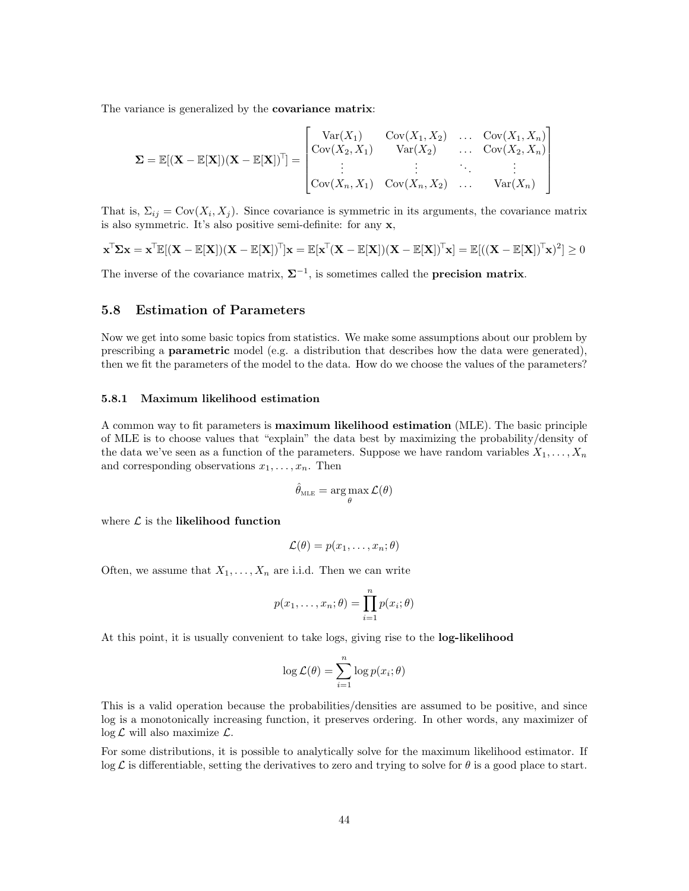The variance is generalized by the **covariance matrix**:

$$\mathbf{\Sigma} = \mathbb{E}[(\mathbf{X} - \mathbb{E}[\mathbf{X}])(\mathbf{X} - \mathbb{E}[\mathbf{X}])^\top] = \begin{bmatrix} \text{Var}(X_1) & \text{Cov}(X_1, X_2) & \dots & \text{Cov}(X_1, X_n) \\ \text{Cov}(X_2, X_1) & \text{Var}(X_2) & \dots & \text{Cov}(X_2, X_n) \\ \vdots & \vdots & \ddots & \vdots \\ \text{Cov}(X_n, X_1) & \text{Cov}(X_n, X_2) & \dots & \text{Var}(X_n) \end{bmatrix}$$

That is, $\Sigma_{ij} = \text{Cov}(X_i, X_j)$. Since covariance is symmetric in its arguments, the covariance matrix is also symmetric. It's also positive semi-definite: for any $\mathbf{x}$,

$$\mathbf{x}^\top \mathbf{\Sigma} \mathbf{x} = \mathbf{x}^\top \mathbb{E}[(\mathbf{X} - \mathbb{E}[\mathbf{X}])(\mathbf{X} - \mathbb{E}[\mathbf{X}])^\top]\mathbf{x} = \mathbb{E}[\mathbf{x}^\top (\mathbf{X} - \mathbb{E}[\mathbf{X}])(\mathbf{X} - \mathbb{E}[\mathbf{X}])^\top \mathbf{x}] = \mathbb{E}[((\mathbf{X} - \mathbb{E}[\mathbf{X}])^\top \mathbf{x})^2] \geq 0$$

The inverse of the covariance matrix, $\mathbf{\Sigma}^{-1}$, is sometimes called the **precision matrix**.

## 5.8 Estimation of Parameters

Now we get into some basic topics from statistics. We make some assumptions about our problem by prescribing a **parametric** model (e.g. a distribution that describes how the data were generated), then we fit the parameters of the model to the data. How do we choose the values of the parameters?

### 5.8.1 Maximum likelihood estimation

A common way to fit parameters is **maximum likelihood estimation** (MLE). The basic principle of MLE is to choose values that "explain" the data best by maximizing the probability/density of the data we've seen as a function of the parameters. Suppose we have random variables $X_1, \dots, X_n$ and corresponding observations $x_1, \dots, x_n$. Then

$$\hat{\theta}_{\text{MLE}} = \arg\max_{\theta} \mathcal{L}(\theta)$$

where $\mathcal{L}$ is the **likelihood function**

$$\mathcal{L}(\theta) = p(x_1, \dots, x_n; \theta)$$

Often, we assume that $X_1, \dots, X_n$ are i.i.d. Then we can write

$$p(x_1, \dots, x_n; \theta) = \prod_{i=1}^{n} p(x_i; \theta)$$

At this point, it is usually convenient to take logs, giving rise to the **log-likelihood**

$$\log \mathcal{L}(\theta) = \sum_{i=1}^{n} \log p(x_i; \theta)$$

This is a valid operation because the probabilities/densities are assumed to be positive, and since log is a monotonically increasing function, it preserves ordering. In other words, any maximizer of $\log \mathcal{L}$ will also maximize $\mathcal{L}$.

For some distributions, it is possible to analytically solve for the maximum likelihood estimator. If $\log \mathcal{L}$ is differentiable, setting the derivatives to zero and trying to solve for $\theta$ is a good place to start.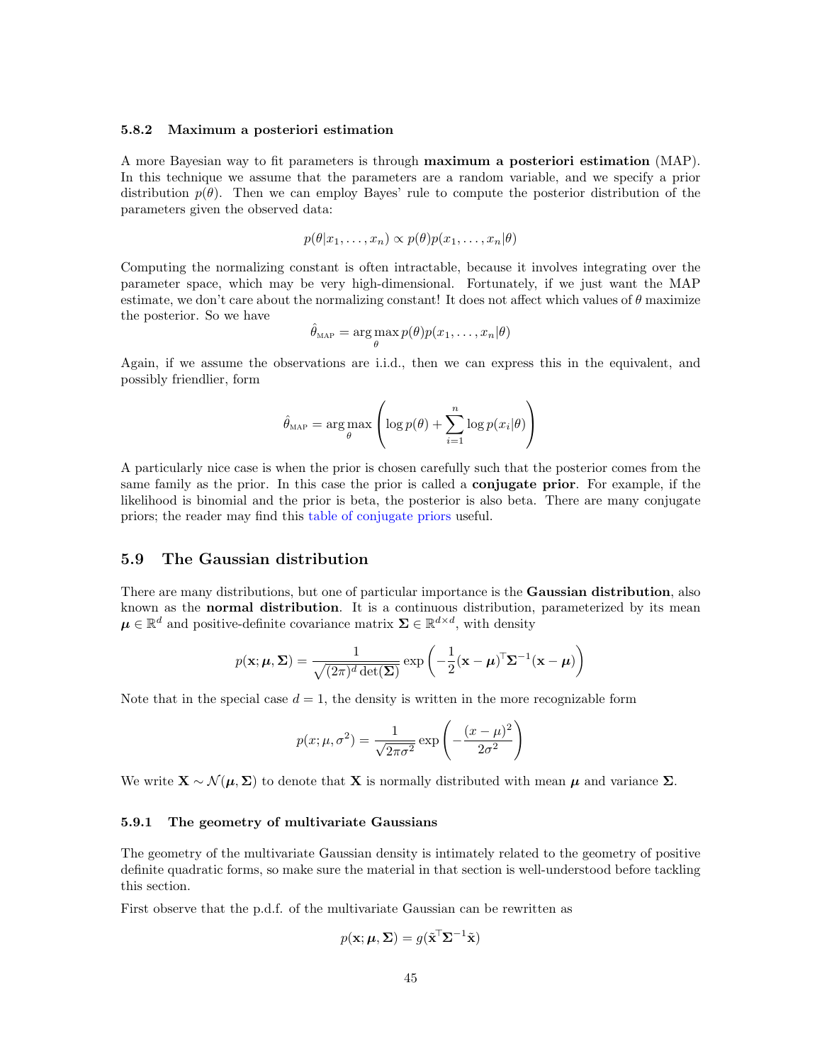### 5.8.2 Maximum a posteriori estimation

A more Bayesian way to fit parameters is through **maximum a posteriori estimation** (MAP). In this technique we assume that the parameters are a random variable, and we specify a prior distribution $p(\theta)$. Then we can employ Bayes' rule to compute the posterior distribution of the parameters given the observed data:

$$p(\theta|x_1, \dots, x_n) \propto p(\theta)p(x_1, \dots, x_n|\theta)$$

Computing the normalizing constant is often intractable, because it involves integrating over the parameter space, which may be very high-dimensional. Fortunately, if we just want the MAP estimate, we don't care about the normalizing constant! It does not affect which values of $\theta$ maximize the posterior. So we have

$$\hat{\theta}_{\text{MAP}} = \arg\max_{\theta} p(\theta)p(x_1, \dots, x_n|\theta)$$

Again, if we assume the observations are i.i.d., then we can express this in the equivalent, and possibly friendlier, form

$$\hat{\theta}_{\text{MAP}} = \arg\max_{\theta} \left( \log p(\theta) + \sum_{i=1}^{n} \log p(x_i|\theta) \right)$$

A particularly nice case is when the prior is chosen carefully such that the posterior comes from the same family as the prior. In this case the prior is called a **conjugate prior**. For example, if the likelihood is binomial and the prior is beta, the posterior is also beta. There are many conjugate priors; the reader may find this table of conjugate priors useful.

## 5.9 The Gaussian distribution

There are many distributions, but one of particular importance is the **Gaussian distribution**, also known as the **normal distribution**. It is a continuous distribution, parameterized by its mean $\boldsymbol{\mu} \in \mathbb{R}^d$ and positive-definite covariance matrix $\mathbf{\Sigma} \in \mathbb{R}^{d \times d}$, with density

$$p(\mathbf{x}; \boldsymbol{\mu}, \mathbf{\Sigma}) = \frac{1}{\sqrt{(2\pi)^d \det(\mathbf{\Sigma})}} \exp\left( -\frac{1}{2}(\mathbf{x} - \boldsymbol{\mu})^\top \mathbf{\Sigma}^{-1} (\mathbf{x} - \boldsymbol{\mu}) \right)$$

Note that in the special case $d = 1$, the density is written in the more recognizable form

$$p(x; \mu, \sigma^2) = \frac{1}{\sqrt{2\pi\sigma^2}} \exp\left( -\frac{(x - \mu)^2}{2\sigma^2} \right)$$

We write $\mathbf{X} \sim \mathcal{N}(\boldsymbol{\mu}, \mathbf{\Sigma})$ to denote that $\mathbf{X}$ is normally distributed with mean $\boldsymbol{\mu}$ and variance $\mathbf{\Sigma}$.

### 5.9.1 The geometry of multivariate Gaussians

The geometry of the multivariate Gaussian density is intimately related to the geometry of positive definite quadratic forms, so make sure the material in that section is well-understood before tackling this section.

First observe that the p.d.f. of the multivariate Gaussian can be rewritten as

$$p(\mathbf{x}; \boldsymbol{\mu}, \mathbf{\Sigma}) = g(\tilde{\mathbf{x}}^\top \mathbf{\Sigma}^{-1} \tilde{\mathbf{x}})$$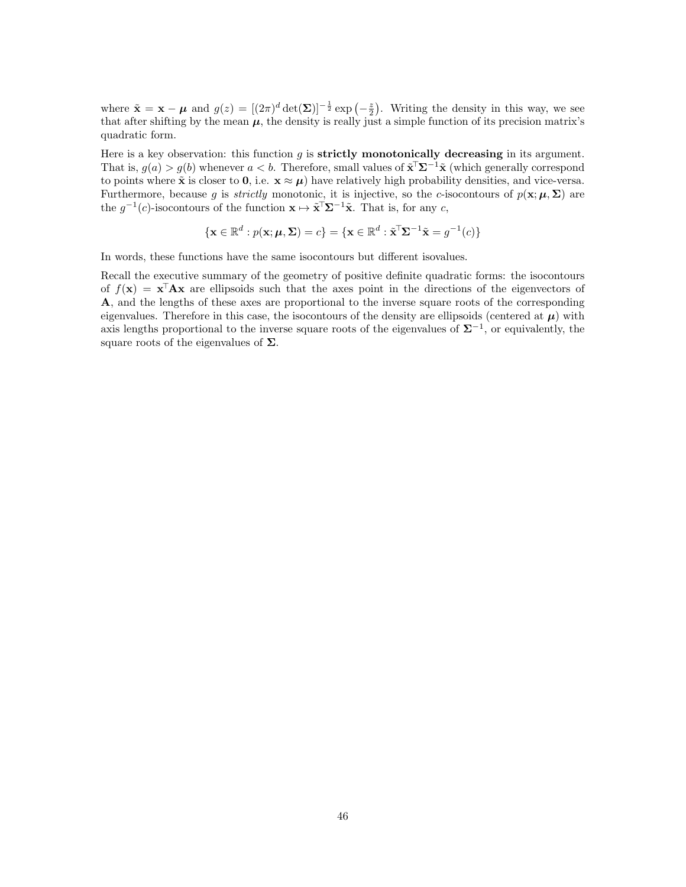where $\tilde{\mathbf{x}} = \mathbf{x} - \boldsymbol{\mu}$ and $g(z) = [(2\pi)^d \det(\boldsymbol{\Sigma})]^{-\frac{1}{2}} \exp\left(-\frac{z}{2}\right)$. Writing the density in this way, we see that after shifting by the mean $\boldsymbol{\mu}$, the density is really just a simple function of its precision matrix's quadratic form.

Here is a key observation: this function $g$ is **strictly monotonically decreasing** in its argument. That is, $g(a) > g(b)$ whenever $a < b$. Therefore, small values of $\tilde{\mathbf{x}}^\top \boldsymbol{\Sigma}^{-1} \tilde{\mathbf{x}}$ (which generally correspond to points where $\tilde{\mathbf{x}}$ is closer to $\mathbf{0}$, i.e. $\mathbf{x} \approx \boldsymbol{\mu}$) have relatively high probability densities, and vice-versa. Furthermore, because $g$ is *strictly* monotonic, it is injective, so the $c$-isocontours of $p(\mathbf{x}; \boldsymbol{\mu}, \boldsymbol{\Sigma})$ are the $g^{-1}(c)$-isocontours of the function $\mathbf{x} \mapsto \tilde{\mathbf{x}}^\top \boldsymbol{\Sigma}^{-1} \tilde{\mathbf{x}}$. That is, for any $c$,

$$\{\mathbf{x} \in \mathbb{R}^d : p(\mathbf{x}; \boldsymbol{\mu}, \boldsymbol{\Sigma}) = c\} = \{\mathbf{x} \in \mathbb{R}^d : \tilde{\mathbf{x}}^\top \boldsymbol{\Sigma}^{-1} \tilde{\mathbf{x}} = g^{-1}(c)\}$$

In words, these functions have the same isocontours but different isovalues.

Recall the executive summary of the geometry of positive definite quadratic forms: the isocontours of $f(\mathbf{x}) = \mathbf{x}^\top \mathbf{A} \mathbf{x}$ are ellipsoids such that the axes point in the directions of the eigenvectors of $\mathbf{A}$, and the lengths of these axes are proportional to the inverse square roots of the corresponding eigenvalues. Therefore in this case, the isocontours of the density are ellipsoids (centered at $\boldsymbol{\mu}$) with axis lengths proportional to the inverse square roots of the eigenvalues of $\boldsymbol{\Sigma}^{-1}$, or equivalently, the square roots of the eigenvalues of $\boldsymbol{\Sigma}$.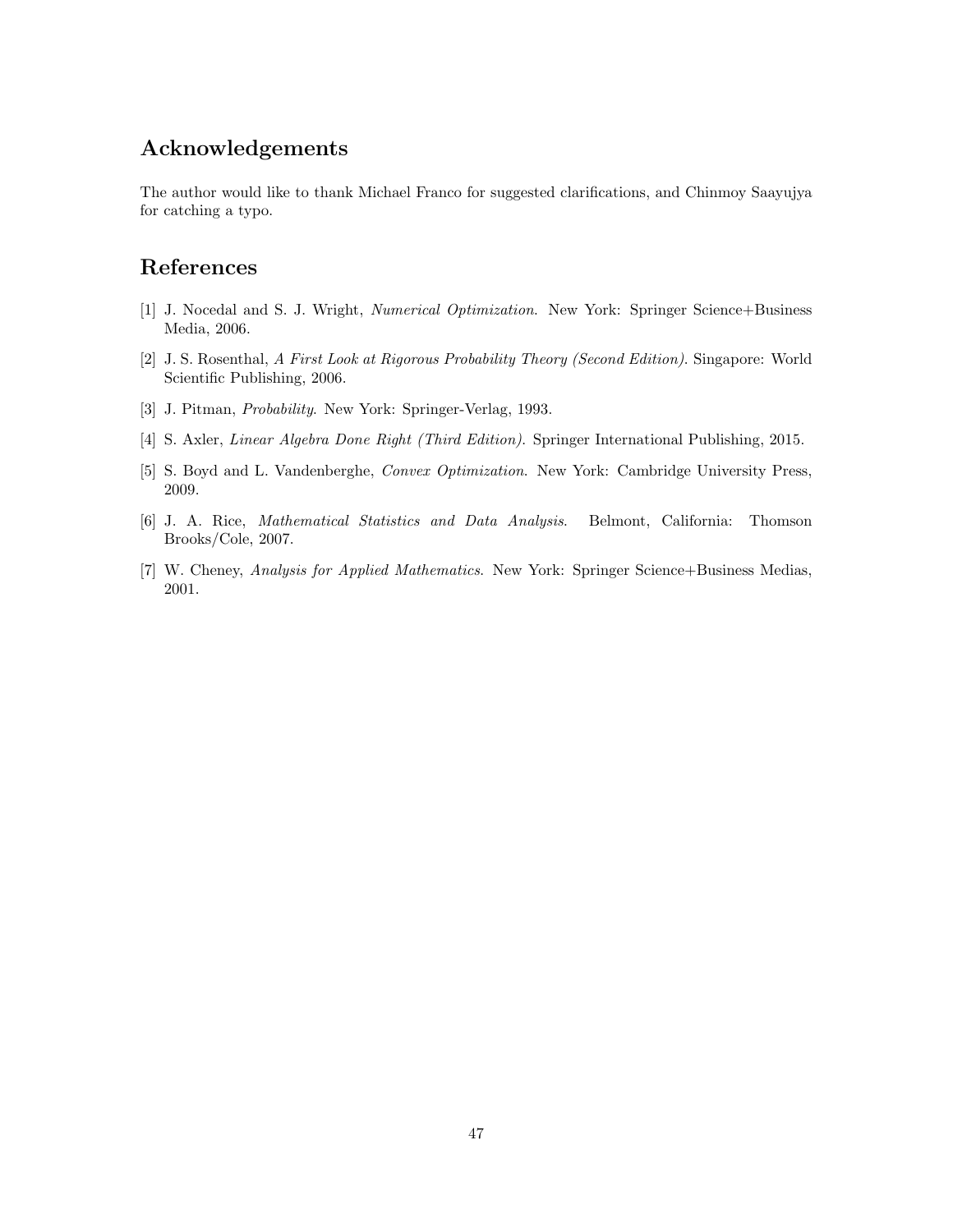## Acknowledgements

The author would like to thank Michael Franco for suggested clarifications, and Chinmoy Saayujya for catching a typo.

## References

[1] J. Nocedal and S. J. Wright, *Numerical Optimization*. New York: Springer Science+Business Media, 2006.

[2] J. S. Rosenthal, *A First Look at Rigorous Probability Theory (Second Edition)*. Singapore: World Scientific Publishing, 2006.

[3] J. Pitman, *Probability*. New York: Springer-Verlag, 1993.

[4] S. Axler, *Linear Algebra Done Right (Third Edition)*. Springer International Publishing, 2015.

[5] S. Boyd and L. Vandenberghe, *Convex Optimization*. New York: Cambridge University Press, 2009.

[6] J. A. Rice, *Mathematical Statistics and Data Analysis*. Belmont, California: Thomson Brooks/Cole, 2007.

[7] W. Cheney, *Analysis for Applied Mathematics*. New York: Springer Science+Business Medias, 2001.